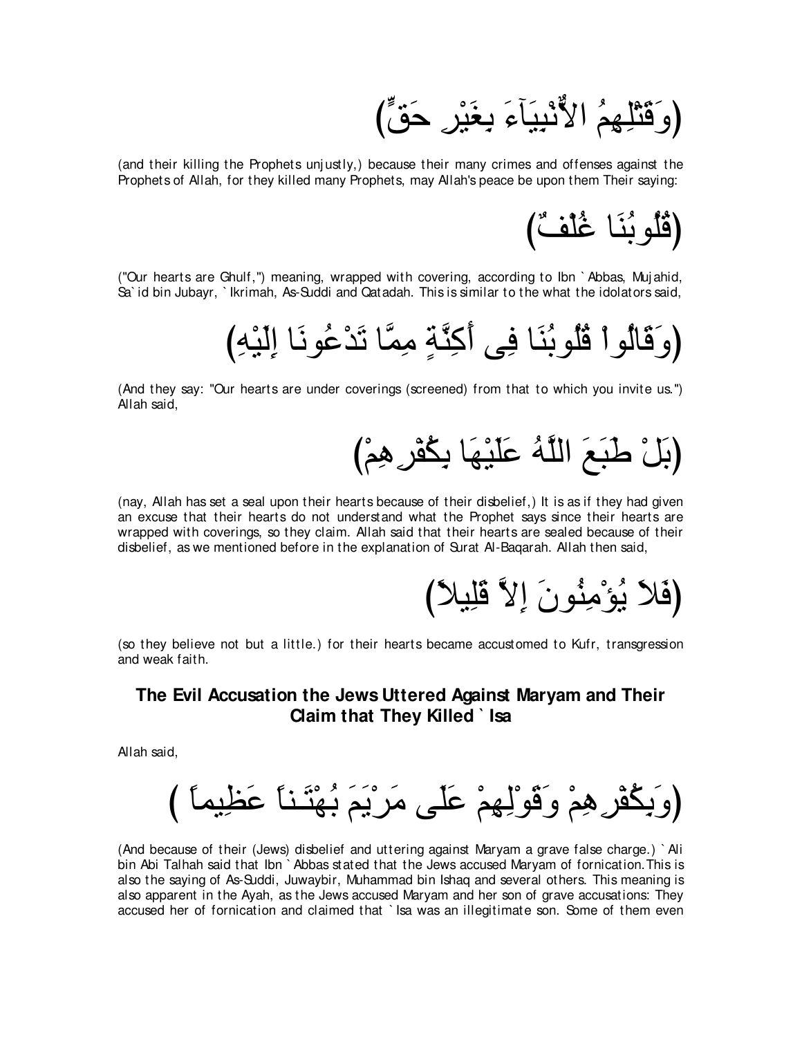(وَقَتْلِهِمُ الأَنْبِيَآءَ بِغَيْرِ حَقٍّ)

(and their killing the Prophets unjustly,) because their many crimes and offenses against the Prophets of Allah, for they killed many Prophets, may Allah's peace be upon them Their saying:

(قُلُوبُنَا غُلْفٌ)

("Our hearts are Ghulf,") meaning, wrapped with covering, according to Ibn `Abbas, Mujahid, Sa`id bin Jubayr, `Ikrimah, As-Suddi and Qatadah. This is similar to the what the idolators said,

(وَقَالُواْ قُلُوبُنَا فِى أَكِنَّةٍ مِمَّا تَدْعُونَا إِلَيْهِ)

(And they say: "Our hearts are under coverings (screened) from that to which you invite us.") Allah said,

(بَلْ طَبَعَ اللَّهُ عَلَيْهَا بِكُفْرِهِمْ)

(nay, Allah has set a seal upon their hearts because of their disbelief,) It is as if they had given an excuse that their hearts do not understand what the Prophet says since their hearts are wrapped with coverings, so they claim. Allah said that their hearts are sealed because of their disbelief, as we mentioned before in the explanation of Surat Al-Baqarah. Allah then said,

(فَلاَ يُؤْمِنُونَ إِلاَّ قَلِيلاً)

(so they believe not but a little.) for their hearts became accustomed to Kufr, transgression and weak faith.

## The Evil Accusation the Jews Uttered Against Maryam and Their Claim that They Killed `Isa

Allah said,

(وَبِكُفْرِهِمْ وَقَوْلِهِمْ عَلَى مَرْيَمَ بُهْتَـناً عَظِيماً)

(And because of their (Jews) disbelief and uttering against Maryam a grave false charge.) `Ali bin Abi Talhah said that Ibn `Abbas stated that the Jews accused Maryam of fornication. This is also the saying of As-Suddi, Juwaybir, Muhammad bin Ishaq and several others. This meaning is also apparent in the Ayah, as the Jews accused Maryam and her son of grave accusations: They accused her of fornication and claimed that `Isa was an illegitimate son. Some of them even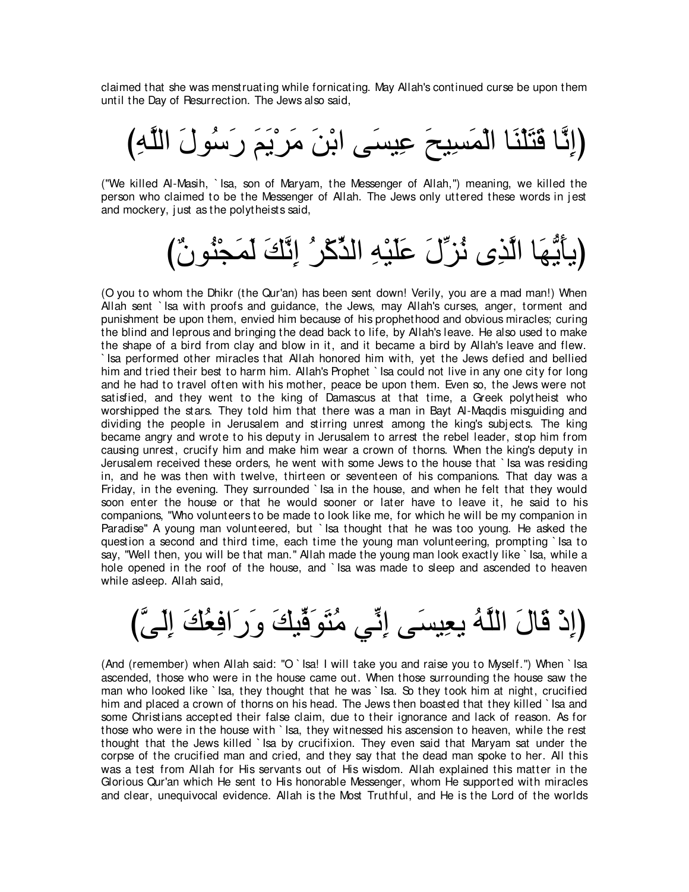claimed that she was menstruating while fornicating. May Allah's continued curse be upon them until the Day of Resurrection. The Jews also said,

(إِنَّا قَتَلْنَا الْمَسِيحَ عِيسَى ابْنَ مَرْيَمَ رَسُولَ اللَّهِ)

("We killed Al-Masih, `Isa, son of Maryam, the Messenger of Allah,") meaning, we killed the person who claimed to be the Messenger of Allah. The Jews only uttered these words in jest and mockery, just as the polytheists said,

(يأَيُّهَا الَّذِى نُزِّلَ عَلَيْهِ الذِّكْرُ إِنَّكَ لَمَجْنُونٌ)

(O you to whom the Dhikr (the Qur'an) has been sent down! Verily, you are a mad man!) When Allah sent `Isa with proofs and guidance, the Jews, may Allah's curses, anger, torment and punishment be upon them, envied him because of his prophethood and obvious miracles; curing the blind and leprous and bringing the dead back to life, by Allah's leave. He also used to make the shape of a bird from clay and blow in it, and it became a bird by Allah's leave and flew. `Isa performed other miracles that Allah honored him with, yet the Jews defied and bellied him and tried their best to harm him. Allah's Prophet `Isa could not live in any one city for long and he had to travel often with his mother, peace be upon them. Even so, the Jews were not satisfied, and they went to the king of Damascus at that time, a Greek polytheist who worshipped the stars. They told him that there was a man in Bayt Al-Maqdis misguiding and dividing the people in Jerusalem and stirring unrest among the king's subjects. The king became angry and wrote to his deputy in Jerusalem to arrest the rebel leader, stop him from causing unrest, crucify him and make him wear a crown of thorns. When the king's deputy in Jerusalem received these orders, he went with some Jews to the house that `Isa was residing in, and he was then with twelve, thirteen or seventeen of his companions. That day was a Friday, in the evening. They surrounded `Isa in the house, and when he felt that they would soon enter the house or that he would sooner or later have to leave it, he said to his companions, "Who volunteers to be made to look like me, for which he will be my companion in Paradise" A young man volunteered, but `Isa thought that he was too young. He asked the question a second and third time, each time the young man volunteering, prompting `Isa to say, "Well then, you will be that man." Allah made the young man look exactly like `Isa, while a hole opened in the roof of the house, and `Isa was made to sleep and ascended to heaven while asleep. Allah said,

(إِذْ قَالَ اللَّهُ يعِيسَى إِنِّي مُتَوَفِّيكَ وَرَافِعُكَ إِلَىَّ)

(And (remember) when Allah said: "O `Isa! I will take you and raise you to Myself.") When `Isa ascended, those who were in the house came out. When those surrounding the house saw the man who looked like `Isa, they thought that he was `Isa. So they took him at night, crucified him and placed a crown of thorns on his head. The Jews then boasted that they killed `Isa and some Christians accepted their false claim, due to their ignorance and lack of reason. As for those who were in the house with `Isa, they witnessed his ascension to heaven, while the rest thought that the Jews killed `Isa by crucifixion. They even said that Maryam sat under the corpse of the crucified man and cried, and they say that the dead man spoke to her. All this was a test from Allah for His servants out of His wisdom. Allah explained this matter in the Glorious Qur'an which He sent to His honorable Messenger, whom He supported with miracles and clear, unequivocal evidence. Allah is the Most Truthful, and He is the Lord of the worlds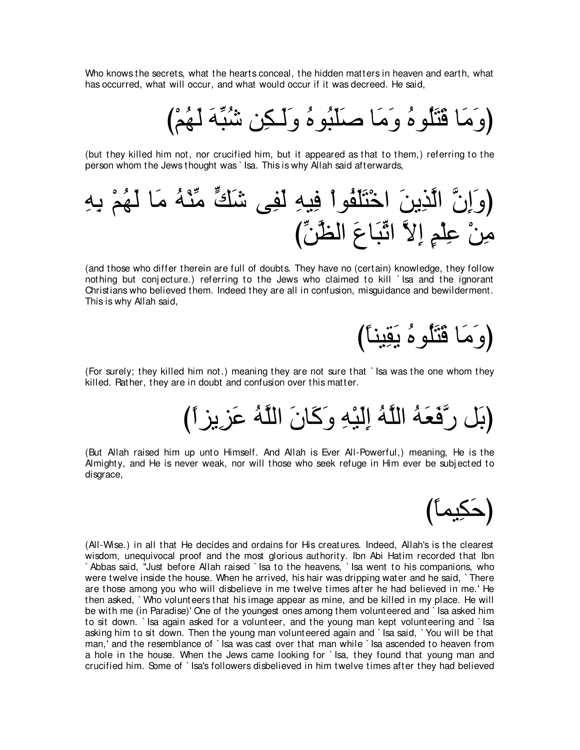Who knows the secrets, what the hearts conceal, the hidden matters in heaven and earth, what has occurred, what will occur, and what would occur if it was decreed. He said,

(وَمَا قَتَلُوهُ وَمَا صَلَبُوهُ وَلَـكِن شُبِّهَ لَهُمْ)

(but they killed him not, nor crucified him, but it appeared as that to them,) referring to the person whom the Jews thought was `Isa. This is why Allah said afterwards,

(وَإِنَّ الَّذِينَ اخْتَلَفُواْ فِيهِ لَفِى شَكٍّ مِّنْهُ مَا لَهُمْ بِهِ مِنْ عِلْمٍ إِلاَّ اتِّبَاعَ الظَّنِّ)

(and those who differ therein are full of doubts. They have no (certain) knowledge, they follow nothing but conjecture.) referring to the Jews who claimed to kill `Isa and the ignorant Christians who believed them. Indeed they are all in confusion, misguidance and bewilderment. This is why Allah said,

(وَمَا قَتَلُوهُ يَقِيناً)

(For surely; they killed him not.) meaning they are not sure that `Isa was the one whom they killed. Rather, they are in doubt and confusion over this matter.

(بَل رَّفَعَهُ اللَّهُ إِلَيْهِ وَكَانَ اللَّهُ عَزِيزاً)

(But Allah raised him up unto Himself. And Allah is Ever All-Powerful,) meaning, He is the Almighty, and He is never weak, nor will those who seek refuge in Him ever be subjected to disgrace,

(حَكِيماً)

(All-Wise.) in all that He decides and ordains for His creatures. Indeed, Allah's is the clearest wisdom, unequivocal proof and the most glorious authority. Ibn Abi Hatim recorded that Ibn `Abbas said, "Just before Allah raised `Isa to the heavens, `Isa went to his companions, who were twelve inside the house. When he arrived, his hair was dripping water and he said, `There are those among you who will disbelieve in me twelve times after he had believed in me.' He then asked, `Who volunteers that his image appear as mine, and be killed in my place. He will be with me (in Paradise)' One of the youngest ones among them volunteered and `Isa asked him to sit down. `Isa again asked for a volunteer, and the young man kept volunteering and `Isa asking him to sit down. Then the young man volunteered again and `Isa said, `You will be that man,' and the resemblance of `Isa was cast over that man while `Isa ascended to heaven from a hole in the house. When the Jews came looking for `Isa, they found that young man and crucified him. Some of `Isa's followers disbelieved in him twelve times after they had believed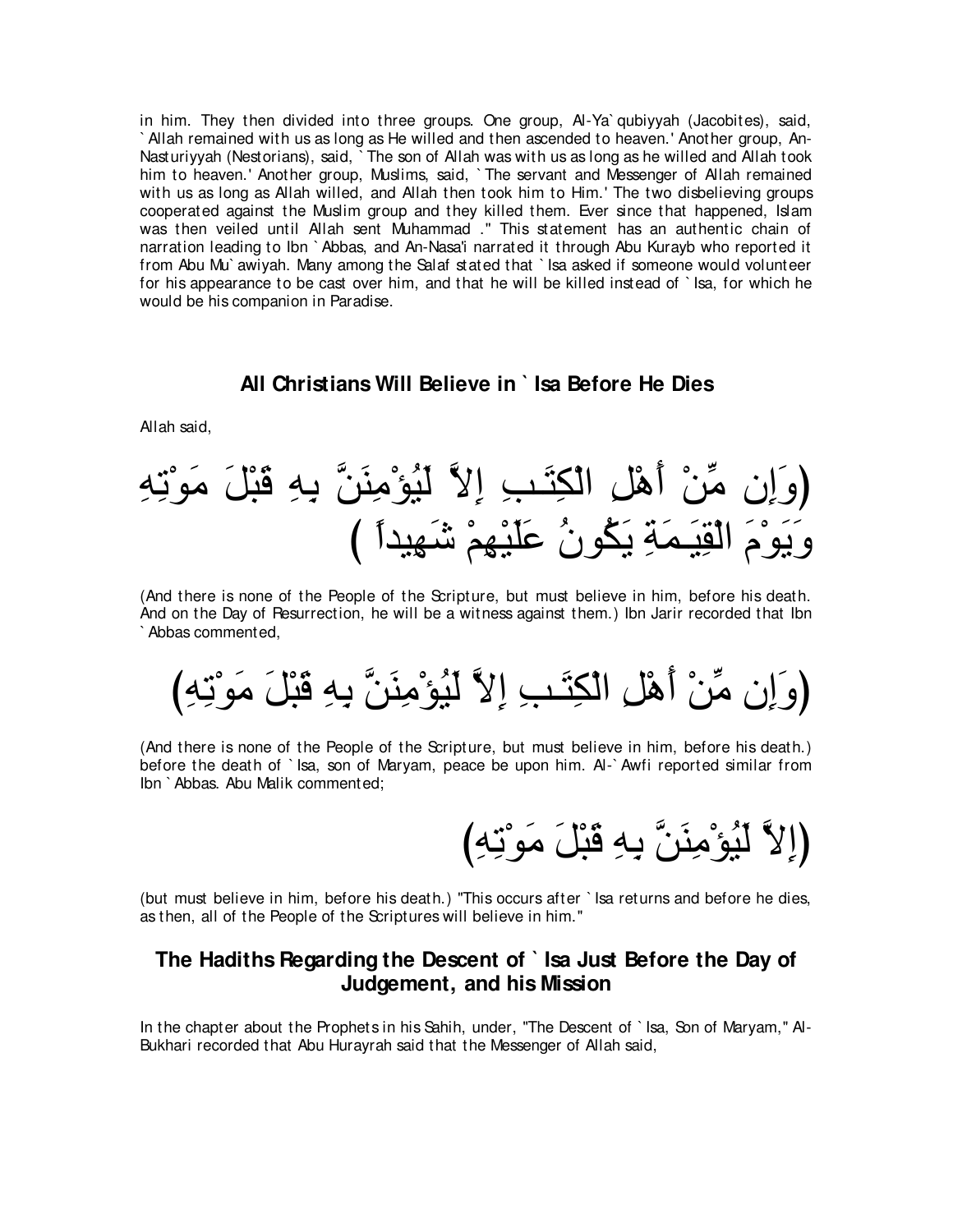in him. They then divided into three groups. One group, Al-Ya`qubiyyah (Jacobites), said, `Allah remained with us as long as He willed and then ascended to heaven.' Another group, An-Nasturiyyah (Nestorians), said, `The son of Allah was with us as long as he willed and Allah took him to heaven.' Another group, Muslims, said, `The servant and Messenger of Allah remained with us as long as Allah willed, and Allah then took him to Him.' The two disbelieving groups cooperated against the Muslim group and they killed them. Ever since that happened, Islam was then veiled until Allah sent Muhammad ." This statement has an authentic chain of narration leading to Ibn `Abbas, and An-Nasa'i narrated it through Abu Kurayb who reported it from Abu Mu`awiyah. Many among the Salaf stated that `Isa asked if someone would volunteer for his appearance to be cast over him, and that he will be killed instead of `Isa, for which he would be his companion in Paradise.

## All Christians Will Believe in `Isa Before He Dies

Allah said,

(وَإِن مِّنْ أَهْلِ الْكِتَـبِ إِلاَّ لَيُؤْمِنَنَّ بِهِ قَبْلَ مَوْتِهِ وَيَوْمَ الْقِيَـمَةِ يَكُونُ عَلَيْهِمْ شَهِيداً )

(And there is none of the People of the Scripture, but must believe in him, before his death. And on the Day of Resurrection, he will be a witness against them.) Ibn Jarir recorded that Ibn `Abbas commented,

(وَإِن مِّنْ أَهْلِ الْكِتَـبِ إِلاَّ لَيُؤْمِنَنَّ بِهِ قَبْلَ مَوْتِهِ)

(And there is none of the People of the Scripture, but must believe in him, before his death.) before the death of `Isa, son of Maryam, peace be upon him. Al-`Awfi reported similar from Ibn `Abbas. Abu Malik commented;

(إِلاَّ لَيُؤْمِنَنَّ بِهِ قَبْلَ مَوْتِهِ)

(but must believe in him, before his death.) "This occurs after `Isa returns and before he dies, as then, all of the People of the Scriptures will believe in him."

## The Hadiths Regarding the Descent of `Isa Just Before the Day of Judgement, and his Mission

In the chapter about the Prophets in his Sahih, under, "The Descent of `Isa, Son of Maryam," Al-Bukhari recorded that Abu Hurayrah said that the Messenger of Allah said,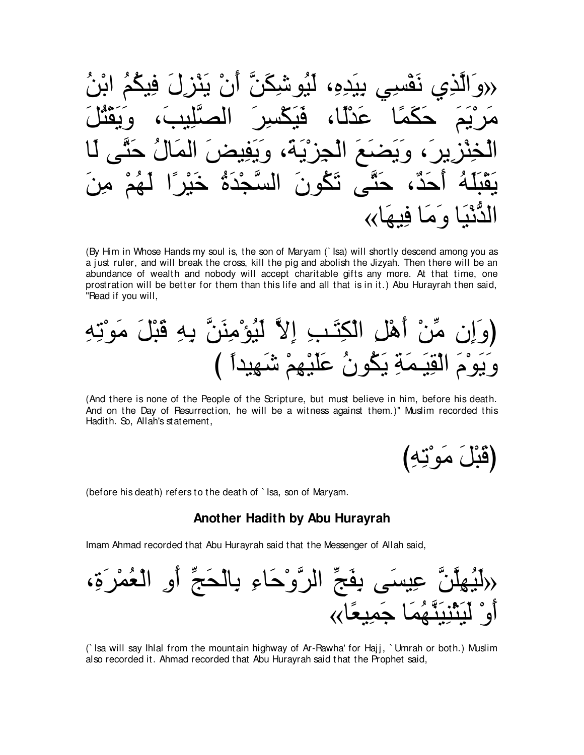«وَالَّذِي نَفْسِي بِيَدِهِ، لَيُوشِكَنَّ أَنْ يَنْزِلَ فِيكُمُ ابْنُ مَرْيَمَ حَكَمًا عَدْلًا، فَيَكْسِرَ الصَّلِيبَ، وَيَقْتُلَ الْخِنْزِيرَ، وَيَضَعَ الْجِزْيَةَ، وَيَفِيضَ الْمَالُ حَتَّى لَا يَقْبَلَهُ أَحَدٌ، حَتَّى تَكُونَ السَّجْدَةُ خَيْرًا لَهُمْ مِنَ الدُّنْيَا وَمَا فِيهَا»

(By Him in Whose Hands my soul is, the son of Maryam (`Isa) will shortly descend among you as a just ruler, and will break the cross, kill the pig and abolish the Jizyah. Then there will be an abundance of wealth and nobody will accept charitable gifts any more. At that time, one prostration will be better for them than this life and all that is in it.) Abu Hurayrah then said, "Read if you will,

(وَإِن مِّنْ أَهْلِ الْكِتَـبِ إِلاَّ لَيُؤْمِنَنَّ بِهِ قَبْلَ مَوْتِهِ وَيَوْمَ الْقِيَـمَةِ يَكُونُ عَلَيْهِمْ شَهِيداً )

(And there is none of the People of the Scripture, but must believe in him, before his death. And on the Day of Resurrection, he will be a witness against them.)" Muslim recorded this Hadith. So, Allah's statement,

(قَبْلَ مَوْتِهِ)

(before his death) refers to the death of `Isa, son of Maryam.

### Another Hadith by Abu Hurayrah

Imam Ahmad recorded that Abu Hurayrah said that the Messenger of Allah said,

«لَيُهِلَّنَّ عِيسَى بِفَجِّ الرَّوْحَاءِ بِالْحَجِّ أَوِ الْعُمْرَةِ، أَوْ لَيَثْنِيَنَّهُمَا جَمِيعًا»

(`Isa will say Ihlal from the mountain highway of Ar-Rawha' for Hajj, `Umrah or both.) Muslim also recorded it. Ahmad recorded that Abu Hurayrah said that the Prophet said,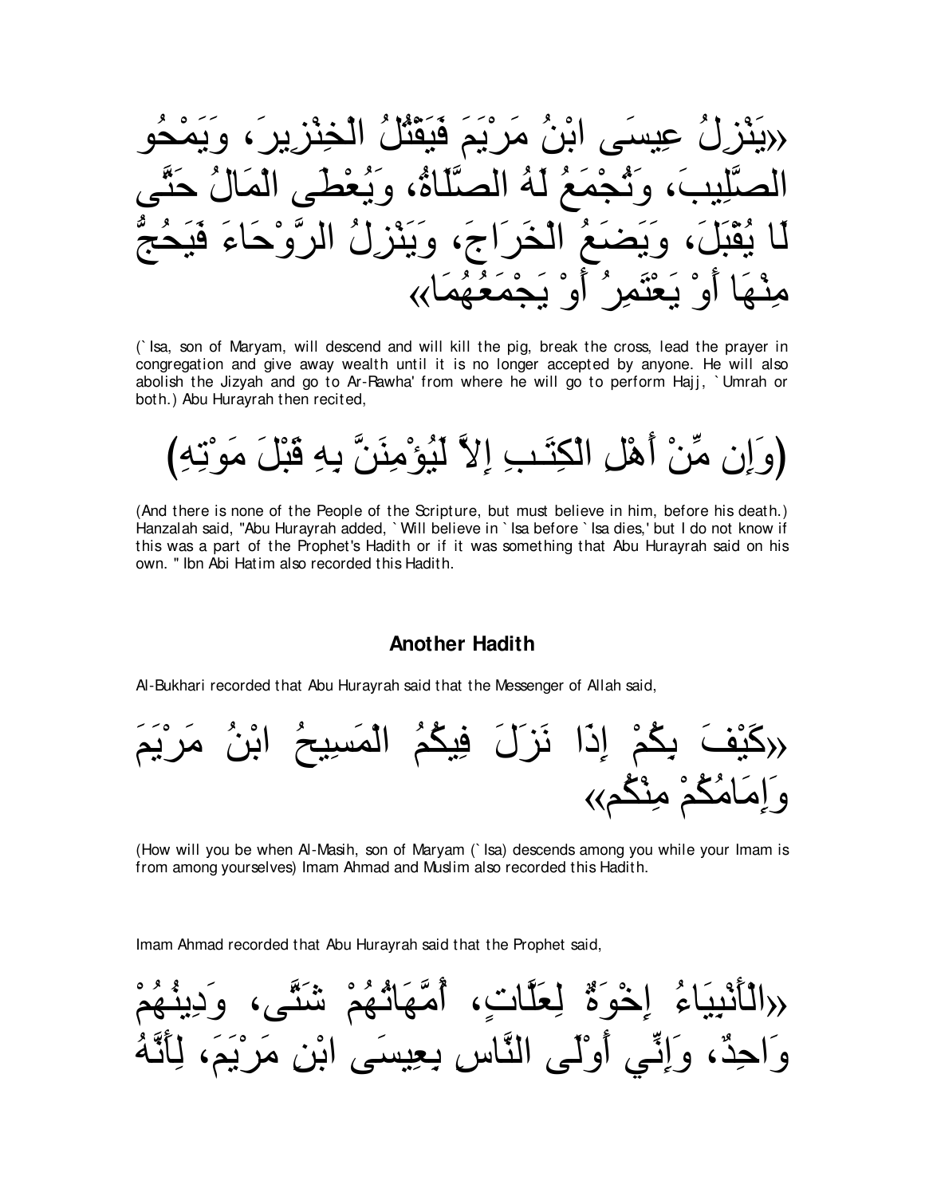«يَنْزِلُ عِيسَى ابْنُ مَرْيَمَ فَيَقْتُلُ الْخِنْزِيرَ، وَيَمْحُو الصَّلِيبَ، وَتُجْمَعُ لَهُ الصَّلَاةُ، وَيُعْطَى الْمَالُ حَتَّى لَا يُقْبَلَ، وَيَضَعُ الْخَرَاجَ، وَيَنْزِلُ الرَّوْحَاءَ فَيَحُجُّ مِنْهَا أَوْ يَعْتَمِرُ أَوْ يَجْمَعُهُمَا»

(`Isa, son of Maryam, will descend and will kill the pig, break the cross, lead the prayer in congregation and give away wealth until it is no longer accepted by anyone. He will also abolish the Jizyah and go to Ar-Rawha' from where he will go to perform Hajj, `Umrah or both.) Abu Hurayrah then recited,

(وَإِن مِّنْ أَهْلِ الْكِتَـبِ إِلاَّ لَيُؤْمِنَنَّ بِهِ قَبْلَ مَوْتِهِ)

(And there is none of the People of the Scripture, but must believe in him, before his death.) Hanzalah said, "Abu Hurayrah added, `Will believe in `Isa before `Isa dies,' but I do not know if this was a part of the Prophet's Hadith or if it was something that Abu Hurayrah said on his own. " Ibn Abi Hatim also recorded this Hadith.

### Another Hadith

Al-Bukhari recorded that Abu Hurayrah said that the Messenger of Allah said,

«كَيْفَ بِكُمْ إِذَا نَزَلَ فِيكُمُ الْمَسِيحُ ابْنُ مَرْيَمَ وَإِمَامُكُمْ مِنْكُم»

(How will you be when Al-Masih, son of Maryam (`Isa) descends among you while your Imam is from among yourselves) Imam Ahmad and Muslim also recorded this Hadith.

Imam Ahmad recorded that Abu Hurayrah said that the Prophet said,

«الْأَنْبِيَاءُ إِخْوَةٌ لِعَلَّاتٍ، أُمَّهَاتُهُمْ شَتَّى، وَدِينُهُمْ وَاحِدٌ، وَإِنِّي أَوْلَى النَّاسِ بِعِيسَى ابْنِ مَرْيَمَ، لِأَنَّهُ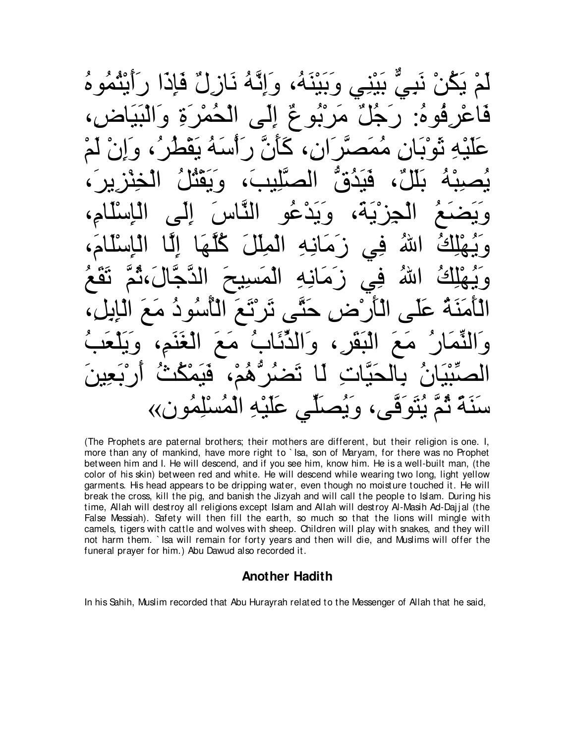لَمْ يَكُنْ نَبِيٌّ بَيْنِي وَبَيْنَهُ، وَإِنَّهُ نَازِلٌ فَإِذَا رَأَيْتُمُوهُ فَاعْرِفُوهُ: رَجُلٌ مَرْبُوعٌ إِلَى الْحُمْرَةِ وَالْبَيَاضِ، عَلَيْهِ ثَوْبَانِ مُمَصَّرَانِ، كَأَنَّ رَأْسَهُ يَقْطُرُ، وَإِنْ لَمْ يُصِبْهُ بَلَلٌ، فَيَدُقُّ الصَّلِيبَ، وَيَقْتُلُ الْخِنْزِيرَ، وَيَضَعُ الْجِزْيَةَ، وَيَدْعُو النَّاسَ إِلَى الْإِسْلَامِ، وَيُهْلِكُ اللهُ فِي زَمَانِهِ الْمِلَلَ كُلَّهَا إِلَّا الْإِسْلَامَ، وَيُهْلِكُ اللهُ فِي زَمَانِهِ الْمَسِيحَ الدَّجَّالَ،ثُمَّ تَقَعُ الْأَمَنَةُ عَلَى الْأَرْضِ حَتَّى تَرْتَعَ الْأُسُودُ مَعَ الْإِبِلِ، وَالنِّمَارُ مَعَ الْبَقَرِ، وَالذِّئَابُ مَعَ الْغَنَمِ، وَيَلْعَبُ الصِّبْيَانُ بِالْحَيَّاتِ لَا تَضُرُّهُمْ، فَيَمْكُثُ أَرْبَعِينَ سَنَةً ثُمَّ يُتَوَفَّى، وَيُصَلِّي عَلَيْهِ الْمُسْلِمُون»

(The Prophets are paternal brothers; their mothers are different, but their religion is one. I, more than any of mankind, have more right to `Isa, son of Maryam, for there was no Prophet between him and I. He will descend, and if you see him, know him. He is a well-built man, (the color of his skin) between red and white. He will descend while wearing two long, light yellow garments. His head appears to be dripping water, even though no moisture touched it. He will break the cross, kill the pig, and banish the Jizyah and will call the people to Islam. During his time, Allah will destroy all religions except Islam and Allah will destroy Al-Masih Ad-Dajjal (the False Messiah). Safety will then fill the earth, so much so that the lions will mingle with camels, tigers with cattle and wolves with sheep. Children will play with snakes, and they will not harm them. `Isa will remain for forty years and then will die, and Muslims will offer the funeral prayer for him.) Abu Dawud also recorded it.

### Another Hadith

In his Sahih, Muslim recorded that Abu Hurayrah related to the Messenger of Allah that he said,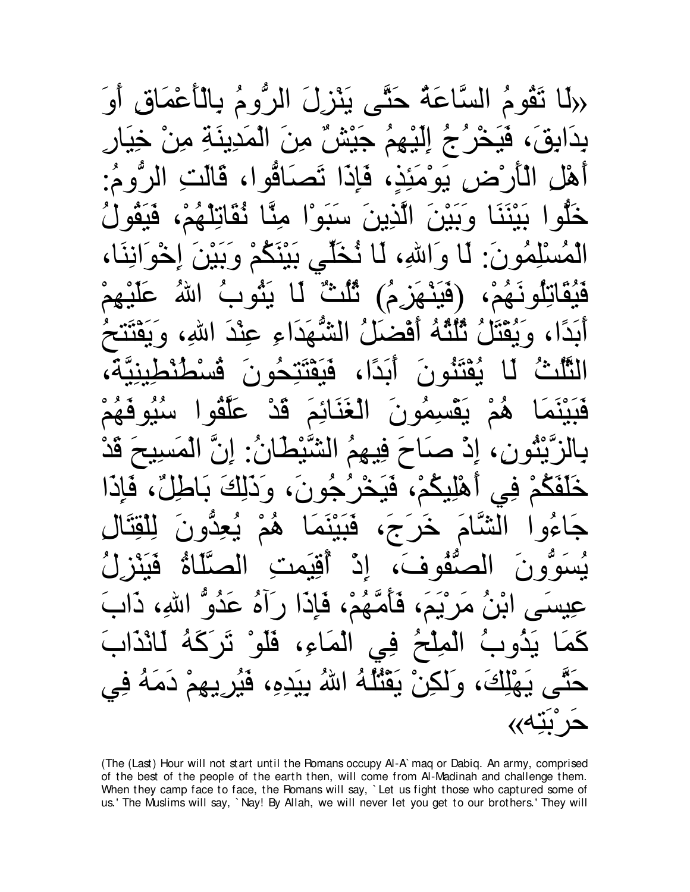«لَا تَقُومُ السَّاعَةُ حَتَّى يَنْزِلَ الرُّومُ بِالْأَعْمَاقِ أَوَ بِدَابِقَ، فَيَخْرُجُ إِلَيْهِمُ جَيْشٌ مِنَ الْمَدِينَةِ مِنْ خِيَارِ أَهْلِ الْأَرْضِ يَوْمَئِذٍ، فَإِذَا تَصَافُّوا، قَالَتِ الرُّومُ: خَلُّوا بَيْنَنَا وَبَيْنَ الَّذِينَ سَبَوْا مِنَّا نُقَاتِلْهُمْ، فَيَقُولُ الْمُسْلِمُونَ: لَا وَاللهِ، لَا نُخَلِّي بَيْنَكُمْ وَبَيْنَ إِخْوَانِنَا، فَيُقَاتِلُونَهُمْ، (فَيَنْهَزِمُ) ثُلُثٌ لَا يَتُوبُ اللهُ عَلَيْهِمْ أَبَدًا، وَيُقْتَلُ ثُلُثُهُ أَفْضَلُ الشُّهَدَاءِ عِنْدَ اللهِ، وَيَفْتَتِحُ الثُّلُثُ لَا يُفْتَنُونَ أَبَدًا، فَيَفْتَتِحُونَ قُسْطُنْطِينِيَّةَ، فَبَيْنَمَا هُمْ يَقْسِمُونَ الْغَنَائِمَ قَدْ عَلَّقُوا سُيُوفَهُمْ بِالزَّيْتُونِ، إِذْ صَاحَ فِيهِمُ الشَّيْطَانُ: إِنَّ الْمَسِيحَ قَدْ خَلَفَكُمْ فِي أَهْلِيكُمْ، فَيَخْرُجُونَ، وَذَلِكَ بَاطِلٌ، فَإِذَا جَاءُوا الشَّامَ خَرَجَ، فَبَيْنَمَا هُمْ يُعِدُّونَ لِلْقِتَالِ يُسَوُّونَ الصُّفُوفَ، إِذْ أُقِيمَتِ الصَّلَاةُ فَيَنْزِلُ عِيسَى ابْنُ مَرْيَمَ، فَأَمَّهُمْ، فَإِذَا رَآهُ عَدُوُّ اللهِ، ذَابَ كَمَا يَذُوبُ الْمِلْحُ فِي الْمَاءِ، فَلَوْ تَرَكَهُ لَانْذَابَ حَتَّى يَهْلِكَ، وَلَكِنْ يَقْتُلُهُ اللهُ بِيَدِهِ، فَيُرِيهِمْ دَمَهُ فِي حَرْبَتِهِ»

(The (Last) Hour will not start until the Romans occupy Al-A`maq or Dabiq. An army, comprised of the best of the people of the earth then, will come from Al-Madinah and challenge them. When they camp face to face, the Romans will say, `Let us fight those who captured some of us.' The Muslims will say, `Nay! By Allah, we will never let you get to our brothers.' They will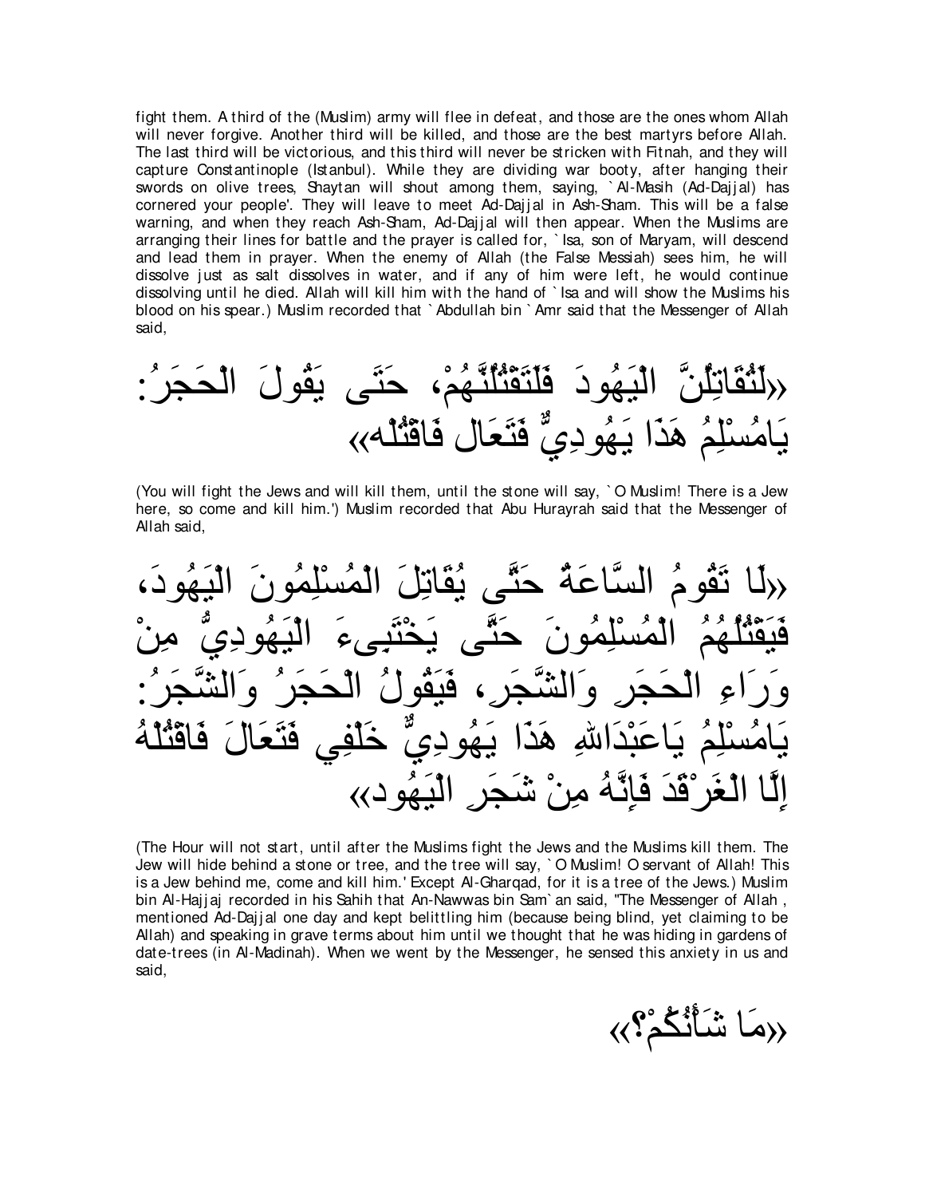fight them. A third of the (Muslim) army will flee in defeat, and those are the ones whom Allah will never forgive. Another third will be killed, and those are the best martyrs before Allah. The last third will be victorious, and this third will never be stricken with Fitnah, and they will capture Constantinople (Istanbul). While they are dividing war booty, after hanging their swords on olive trees, Shaytan will shout among them, saying, `Al-Masih (Ad-Dajjal) has cornered your people'. They will leave to meet Ad-Dajjal in Ash-Sham. This will be a false warning, and when they reach Ash-Sham, Ad-Dajjal will then appear. When the Muslims are arranging their lines for battle and the prayer is called for, `Isa, son of Maryam, will descend and lead them in prayer. When the enemy of Allah (the False Messiah) sees him, he will dissolve just as salt dissolves in water, and if any of him were left, he would continue dissolving until he died. Allah will kill him with the hand of `Isa and will show the Muslims his blood on his spear.) Muslim recorded that `Abdullah bin `Amr said that the Messenger of Allah said,

«لَتُقَاتِلُنَّ الْيَهُودَ فَلَتَقْتُلُنَّهُمْ، حَتَى يَقُولَ الْحَجَرُ: يَامُسْلِمُ هَذَا يَهُودِيٌّ فَتَعَالَ فَاقْتُلْه»

(You will fight the Jews and will kill them, until the stone will say, `O Muslim! There is a Jew here, so come and kill him.') Muslim recorded that Abu Hurayrah said that the Messenger of Allah said,

«لَا تَقُومُ السَّاعَةُ حَتَّى يُقَاتِلَ الْمُسْلِمُونَ الْيَهُودَ، فَيَقْتُلُهُمُ الْمُسْلِمُونَ حَتَّى يَخْتَبِىءَ الْيَهُودِيُّ مِنْ وَرَاءِ الْحَجَرِ وَالشَّجَرِ، فَيَقُولُ الْحَجَرُ وَالشَّجَرُ: يَامُسْلِمُ يَاعَبْدَاللهِ هَذَا يَهُودِيٌّ خَلْفِي فَتَعَالَ فَاقْتُلْهُ إِلَّا الْغَرْقَدَ فَإِنَّهُ مِنْ شَجَرِ الْيَهُود»

(The Hour will not start, until after the Muslims fight the Jews and the Muslims kill them. The Jew will hide behind a stone or tree, and the tree will say, `O Muslim! O servant of Allah! This is a Jew behind me, come and kill him.' Except Al-Gharqad, for it is a tree of the Jews.) Muslim bin Al-Hajjaj recorded in his Sahih that An-Nawwas bin Sam`an said, "The Messenger of Allah , mentioned Ad-Dajjal one day and kept belittling him (because being blind, yet claiming to be Allah) and speaking in grave terms about him until we thought that he was hiding in gardens of date-trees (in Al-Madinah). When we went by the Messenger, he sensed this anxiety in us and said,

«مَا شَأْنُكُمْ؟»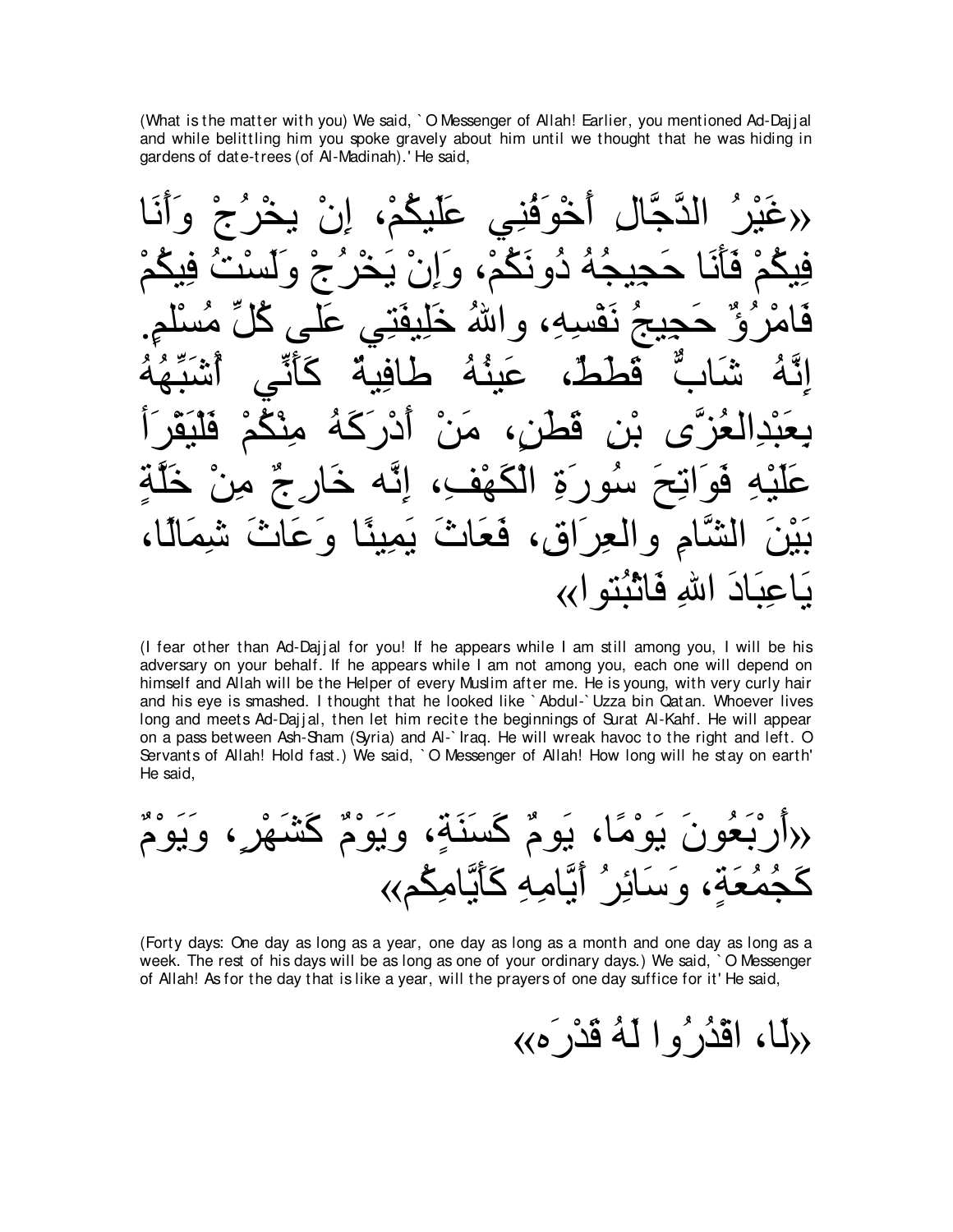(What is the matter with you) We said, `O Messenger of Allah! Earlier, you mentioned Ad-Dajjal and while belittling him you spoke gravely about him until we thought that he was hiding in gardens of date-trees (of Al-Madinah).' He said,

«غَيْرُ الدَّجَّالِ أَخْوَفُنِي عَلَيكُمْ، إِنْ يخْرُجْ وَأَنَا فِيكُمْ فَأَنَا حَجِيجُهُ دُونَكُمْ، وَإِنْ يَخْرُجْ وَلَسْتُ فِيكُمْ فَامْرُؤٌ حَجِيجُ نَفْسِهِ، واللهُ خَلِيفَتِي عَلى كُلِّ مُسْلِمٍ. إِنَّهُ شَابٌّ قَطَطٌ، عَينُهُ طَافِيَةٌ كَأَنِّي أُشَبِّهُهُ بِعَبْدِالعُزَّى بْنِ قَطَنٍ، مَنْ أَدْرَكَهُ مِنْكُمْ فَلْيَقْرَأْ عَلَيْهِ فَوَاتِحَ سُورَةِ الْكَهْفِ، إِنَّه خَارِجٌ مِنْ خَلَّةٍ بَيْنَ الشَّامِ والعِرَاقِ، فَعَاثَ يَمِينًا وَعَاثَ شِمَالًا، يَاعِبَادَ اللهِ فَاثْبُتوا»

(I fear other than Ad-Dajjal for you! If he appears while I am still among you, I will be his adversary on your behalf. If he appears while I am not among you, each one will depend on himself and Allah will be the Helper of every Muslim after me. He is young, with very curly hair and his eye is smashed. I thought that he looked like `Abdul-`Uzza bin Qatan. Whoever lives long and meets Ad-Dajjal, then let him recite the beginnings of Surat Al-Kahf. He will appear on a pass between Ash-Sham (Syria) and Al-`Iraq. He will wreak havoc to the right and left. O Servants of Allah! Hold fast.) We said, `O Messenger of Allah! How long will he stay on earth' He said,

«أَرْبَعُونَ يَوْمًا، يَومٌ كَسَنَةٍ، وَيَوْمٌ كَشَهْرٍ، وَيَوْمٌ كَجُمُعَةٍ، وَسَائِرُ أَيَّامِهِ كَأَيَّامِكُم»

(Forty days: One day as long as a year, one day as long as a month and one day as long as a week. The rest of his days will be as long as one of your ordinary days.) We said, `O Messenger of Allah! As for the day that is like a year, will the prayers of one day suffice for it' He said,

«لَا، اقْدُرُوا لَهُ قَدْرَه»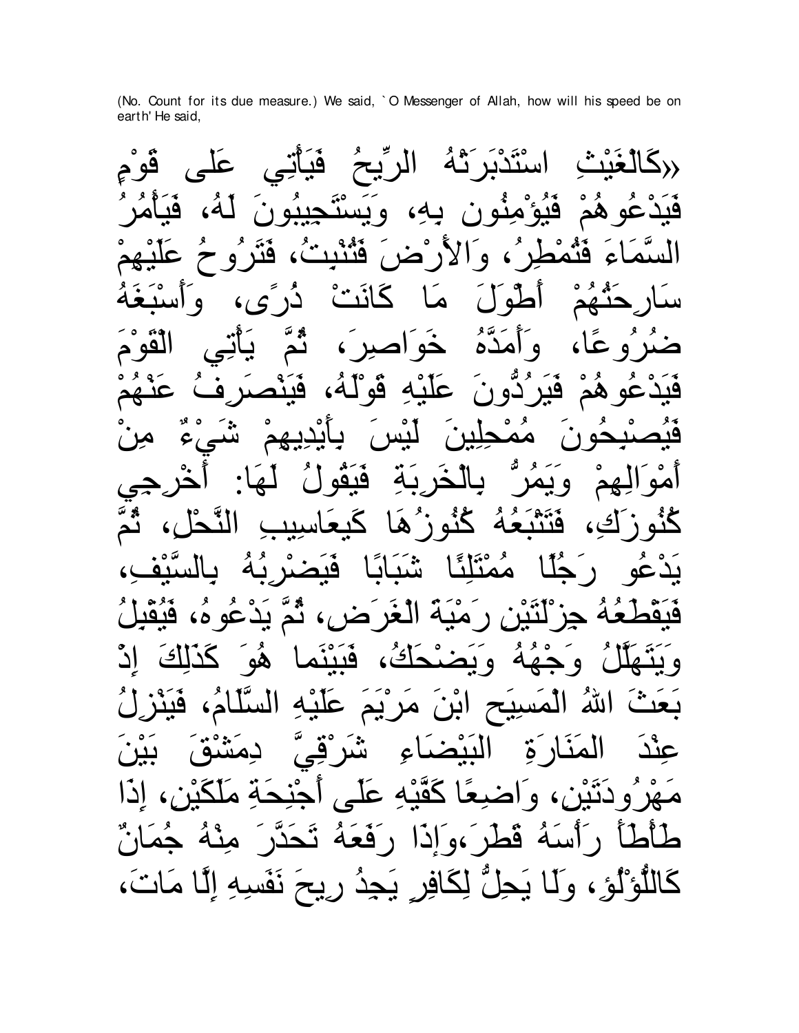(No. Count for its due measure.) We said, `O Messenger of Allah, how will his speed be on earth' He said,

«كَالْغَيْثِ اسْتَدْبَرَتْهُ الرِّيحُ فَيَأْتِي عَلى قَوْمٍ فَيَدْعُوهُمْ فَيُؤْمِنُون بِهِ، وَيَسْتَجِيبُونَ لَهُ، فَيَأْمُرُ السَّمَاءَ فَتُمْطِرُ، وَالأَرْضَ فَتُنْبِتُ، فَتَرُوحُ عَلَيْهِمْ سَارِحَتُهُمْ أَطْوَلَ مَا كَانَتْ ذُرًى، وَأَسْبَغَهُ ضُرُوعًا، وَأَمَدَّهُ خَوَاصِرَ، ثُمَّ يَأْتِي الْقَوْمَ فَيَدْعُوهُمْ فَيَرُدُّونَ عَلَيْهِ قَوْلَهُ، فَيَنْصَرِفُ عَنْهُمْ فَيُصْبِحُونَ مُمْحِلِينَ لَيْسَ بِأَيْدِيهِمْ شَيْءٌ مِنْ أَمْوَالِهِمْ وَيَمُرُّ بِالْخَرِبَةِ فَيَقُولُ لَهَا: أَخْرِجِي كُنُوزَكِ، فَتَتْبَعُهُ كُنُوزُهَا كَيعَاسِيبِ النَّحْلِ، ثُمَّ يَدْعُو رَجُلًا مُمْتَلِئًا شَبَابًا فَيَضْرِبُهُ بِالسَّيْفِ، فَيَقْطَعُهُ جِزْلَتَيْنِ رَمْيَةَ الْغَرَضِ، ثُمَّ يَدْعُوهُ، فَيُقْبِلُ وَيَتَهَلَّلُ وَجْهُهُ وَيَضْحَكُ، فَبَيْنَما هُوَ كَذَلِكَ إِذْ بَعَثَ اللهُ الْمَسِيحَ ابْنَ مَرْيَمَ عَلَيْهِ السَّلَامُ، فَيَنْزِلُ عِنْدَ المَنَارَةِ البَيْضَاءِ شَرْقِيَّ دِمَشْقَ بَيْنَ مَهْرُودَتَيْنِ، وَاضِعًا كَفَّيْهِ عَلَى أَجْنِحَةِ مَلَكَيْنِ، إِذَا طَأْطَأَ رَأْسَهُ قَطَرَ،وَإِذَا رَفَعَهُ تَحَدَّرَ مِنْهُ جُمَانٌ كَاللُّؤْلُؤِ، وَلَا يَحِلُّ لِكَافِرٍ يَجِدُ رِيحَ نَفَسِهِ إِلَّا مَاتَ،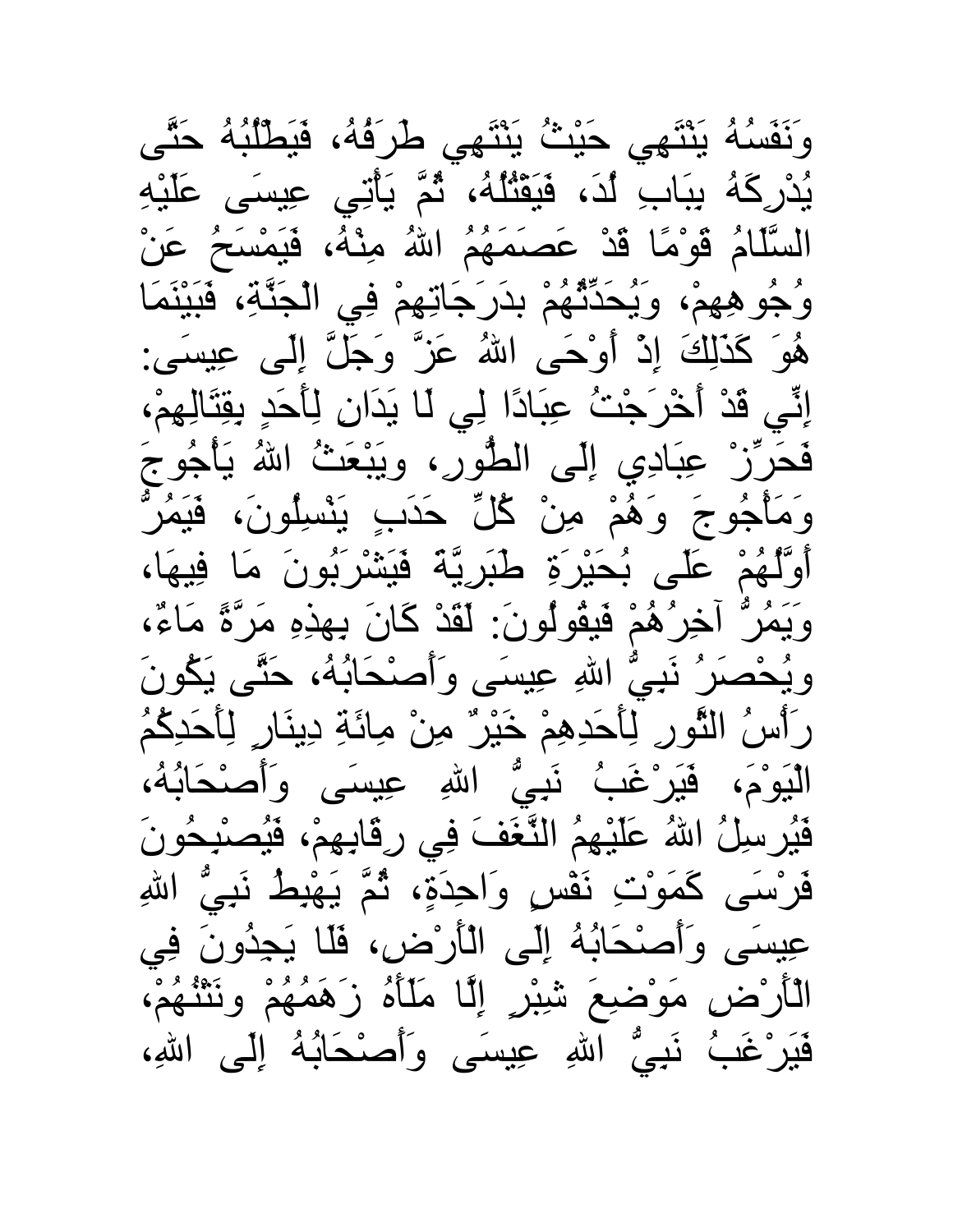وَنَفَسُهُ يَنْتَهِي حَيْثُ يَنْتَهِي طَرَفُهُ، فَيَطْلُبُهُ حَتَّى يُدْرِكَهُ بِبَابِ لُدَ، فَيَقْتُلُهُ، ثُمَّ يَأْتِي عِيسَى عَلَيْهِ السَّلَامُ قَوْمًا قَدْ عَصَمَهُمُ اللهُ مِنْهُ، فَيَمْسَحُ عَنْ وُجُوهِهِمْ، وَيُحَدِّثُهُمْ بِدَرَجَاتِهِمْ فِي الْجَنَّةِ، فَبَيْنَمَا هُوَ كَذَلِكَ إِذْ أَوْحَى اللهُ عَزَّ وَجَلَّ إِلَى عِيسَى: إِنِّي قَدْ أَخْرَجْتُ عِبَادًا لِي لَا يَدَانِ لِأَحَدٍ بِقِتَالِهِمْ، فَحَرِّزْ عِبَادِي إِلَى الطُّورِ، وَيَبْعَثُ اللهُ يَأْجُوجَ وَمَأْجُوجَ وَهُمْ مِنْ كُلِّ حَدَبٍ يَنْسِلُونَ، فَيَمُرُّ أَوَّلُهُمْ عَلَى بُحَيْرَةِ طَبَرِيَّةَ فَيَشْرَبُونَ مَا فِيهَا، وَيَمُرُّ آخِرُهُمْ فَيَقُولُونَ: لَقَدْ كَانَ بِهَذِهِ مَرَّةً مَاءٌ، وَيُحْصَرُ نَبِيُّ اللهِ عِيسَى وَأَصْحَابُهُ، حَتَّى يَكُونَ رَأْسُ الثَّوْرِ لِأَحَدِهِمْ خَيْرٌ مِنْ مِائَةِ دِينَارٍ لِأَحَدِكُمُ الْيَوْمَ، فَيَرْغَبُ نَبِيُّ اللهِ عِيسَى وَأَصْحَابُهُ، فَيُرْسِلُ اللهُ عَلَيْهِمُ النَّغَفَ فِي رِقَابِهِمْ، فَيُصْبِحُونَ فَرْسَى كَمَوْتِ نَفْسٍ وَاحِدَةٍ، ثُمَّ يَهْبِطُ نَبِيُّ اللهِ عِيسَى وَأَصْحَابُهُ إِلَى الْأَرْضِ، فَلَا يَجِدُونَ فِي الْأَرْضِ مَوْضِعَ شِبْرٍ إِلَّا مَلَأَهُ زَهَمُهُمْ وَنَتْنُهُمْ، فَيَرْغَبُ نَبِيُّ اللهِ عِيسَى وَأَصْحَابُهُ إِلَى اللهِ،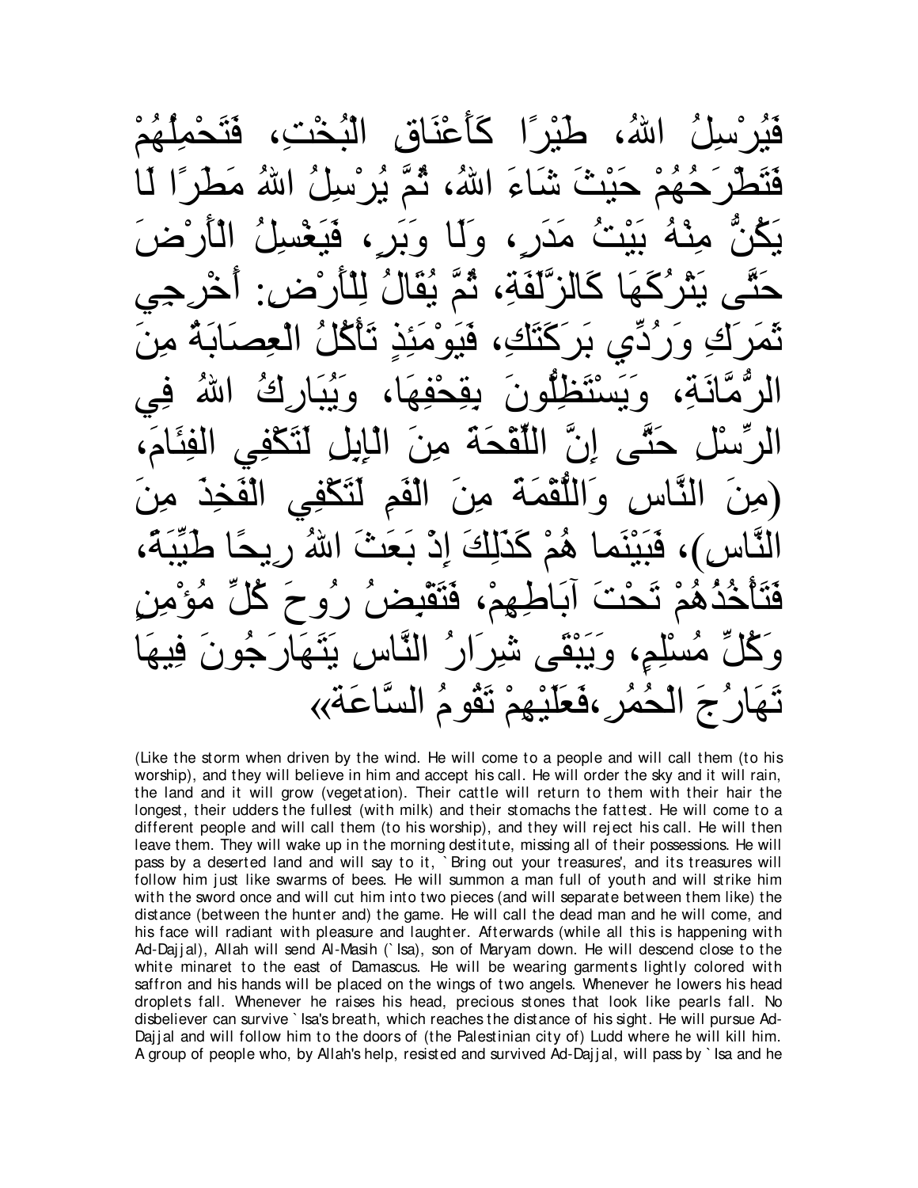فَيُرْسِلُ اللهُ، طَيْرًا كَأَعْنَاقِ الْبُخْتِ، فَتَحْمِلُهُمْ فَتَطْرَحُهُمْ حَيْثُ شَاءَ اللهُ، ثُمَّ يُرْسِلُ اللهُ مَطَرًا لَا يَكُنُّ مِنْهُ بَيْتُ مَدَرٍ، وَلَا وَبَرٍ، فَيَغْسِلُ الْأَرْضَ حَتَّى يَتْرُكَهَا كَالزَّلَفَةِ، ثُمَّ يُقَالُ لِلْأَرْضِ: أَخْرِجِي ثَمَرَكِ وَرُدِّي بَرَكَتَكِ، فَيَوْمَئِذٍ تَأْكُلُ الْعِصَابَةُ مِنَ الرُّمَّانَةِ، وَيَسْتَظِلُّونَ بِقِحْفِهَا، وَيُبَارِكُ اللهُ فِي الرِّسْلِ حَتَّى إِنَّ اللِّقْحَةَ مِنَ الْإِبِلِ لَتَكْفِي الفِئَامَ، (مِنَ النَّاسِ وَاللُّقْمَةَ مِنَ الْفَمِ لَتَكْفِي الْفَخِذَ مِنَ النَّاسِ)، فَبَيْنَمَا هُمْ كَذَلِكَ إِذْ بَعَثَ اللهُ رِيحًا طَيِّبَةً، فَتَأْخُذُهُمْ تَحْتَ آبَاطِهِمْ، فَتَقْبِضُ رُوحَ كُلِّ مُؤْمِنٍ وَكُلِّ مُسْلِمٍ، وَيَبْقَى شِرَارُ النَّاسِ يَتَهَارَجُونَ فِيهَا تَهَارُجَ الْحُمُرِ،فَعَلَيْهِمْ تَقُومُ السَّاعَةُ»

(Like the storm when driven by the wind. He will come to a people and will call them (to his worship), and they will believe in him and accept his call. He will order the sky and it will rain, the land and it will grow (vegetation). Their cattle will return to them with their hair the longest, their udders the fullest (with milk) and their stomachs the fattest. He will come to a different people and will call them (to his worship), and they will reject his call. He will then leave them. They will wake up in the morning destitute, missing all of their possessions. He will pass by a deserted land and will say to it, `Bring out your treasures', and its treasures will follow him just like swarms of bees. He will summon a man full of youth and will strike him with the sword once and will cut him into two pieces (and will separate between them like) the distance (between the hunter and) the game. He will call the dead man and he will come, and his face will radiant with pleasure and laughter. Afterwards (while all this is happening with Ad-Dajjal), Allah will send Al-Masih (`Isa), son of Maryam down. He will descend close to the white minaret to the east of Damascus. He will be wearing garments lightly colored with saffron and his hands will be placed on the wings of two angels. Whenever he lowers his head droplets fall. Whenever he raises his head, precious stones that look like pearls fall. No disbeliever can survive `Isa's breath, which reaches the distance of his sight. He will pursue Ad-Dajjal and will follow him to the doors of (the Palestinian city of) Ludd where he will kill him. A group of people who, by Allah's help, resisted and survived Ad-Dajjal, will pass by `Isa and he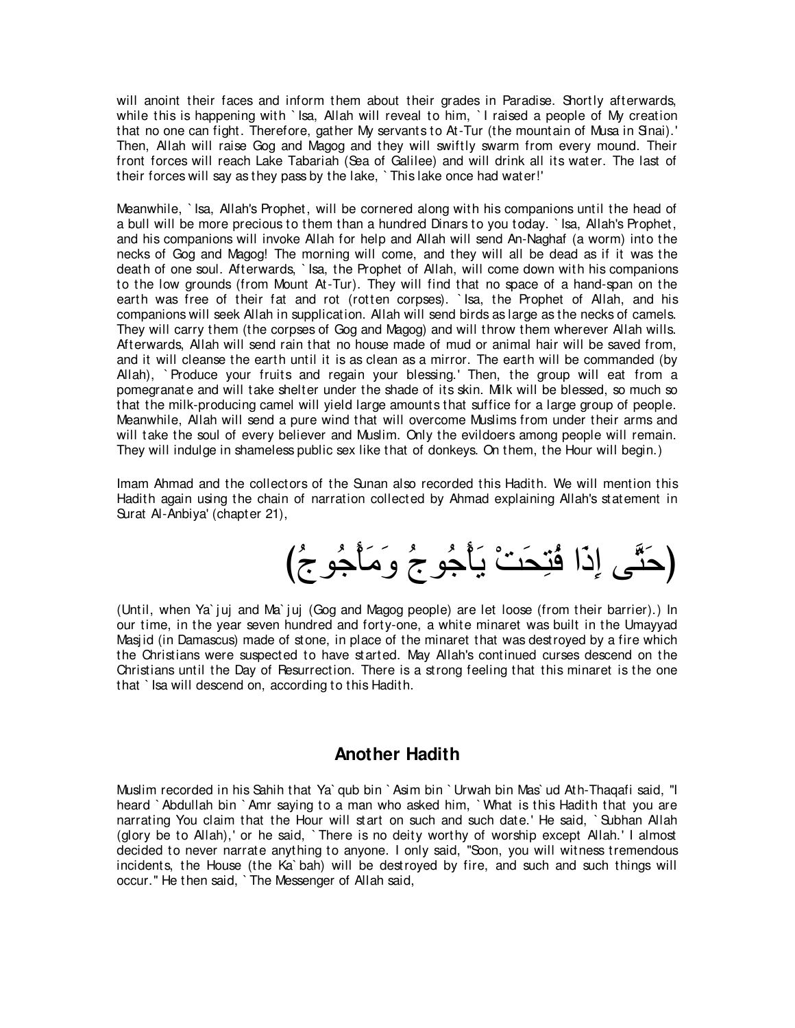will anoint their faces and inform them about their grades in Paradise. Shortly afterwards, while this is happening with `Isa, Allah will reveal to him, `I raised a people of My creation that no one can fight. Therefore, gather My servants to At-Tur (the mountain of Musa in Sinai).' Then, Allah will raise Gog and Magog and they will swiftly swarm from every mound. Their front forces will reach Lake Tabariah (Sea of Galilee) and will drink all its water. The last of their forces will say as they pass by the lake, `This lake once had water!'

Meanwhile, `Isa, Allah's Prophet, will be cornered along with his companions until the head of a bull will be more precious to them than a hundred Dinars to you today. `Isa, Allah's Prophet, and his companions will invoke Allah for help and Allah will send An-Naghaf (a worm) into the necks of Gog and Magog! The morning will come, and they will all be dead as if it was the death of one soul. Afterwards, `Isa, the Prophet of Allah, will come down with his companions to the low grounds (from Mount At-Tur). They will find that no space of a hand-span on the earth was free of their fat and rot (rotten corpses). `Isa, the Prophet of Allah, and his companions will seek Allah in supplication. Allah will send birds as large as the necks of camels. They will carry them (the corpses of Gog and Magog) and will throw them wherever Allah wills. Afterwards, Allah will send rain that no house made of mud or animal hair will be saved from, and it will cleanse the earth until it is as clean as a mirror. The earth will be commanded (by Allah), `Produce your fruits and regain your blessing.' Then, the group will eat from a pomegranate and will take shelter under the shade of its skin. Milk will be blessed, so much so that the milk-producing camel will yield large amounts that suffice for a large group of people. Meanwhile, Allah will send a pure wind that will overcome Muslims from under their arms and will take the soul of every believer and Muslim. Only the evildoers among people will remain. They will indulge in shameless public sex like that of donkeys. On them, the Hour will begin.)

Imam Ahmad and the collectors of the Sunan also recorded this Hadith. We will mention this Hadith again using the chain of narration collected by Ahmad explaining Allah's statement in Surat Al-Anbiya' (chapter 21),

(حَتَّى إِذَا فُتِحَتْ يَأْجُوجُ وَمَأْجُوجُ)

(Until, when Ya`juj and Ma`juj (Gog and Magog people) are let loose (from their barrier).) In our time, in the year seven hundred and forty-one, a white minaret was built in the Umayyad Masjid (in Damascus) made of stone, in place of the minaret that was destroyed by a fire which the Christians were suspected to have started. May Allah's continued curses descend on the Christians until the Day of Resurrection. There is a strong feeling that this minaret is the one that `Isa will descend on, according to this Hadith.

## Another Hadith

Muslim recorded in his Sahih that Ya`qub bin `Asim bin `Urwah bin Mas`ud Ath-Thaqafi said, "I heard `Abdullah bin `Amr saying to a man who asked him, `What is this Hadith that you are narrating You claim that the Hour will start on such and such date.' He said, `Subhan Allah (glory be to Allah),' or he said, `There is no deity worthy of worship except Allah.' I almost decided to never narrate anything to anyone. I only said, "Soon, you will witness tremendous incidents, the House (the Ka`bah) will be destroyed by fire, and such and such things will occur." He then said, `The Messenger of Allah said,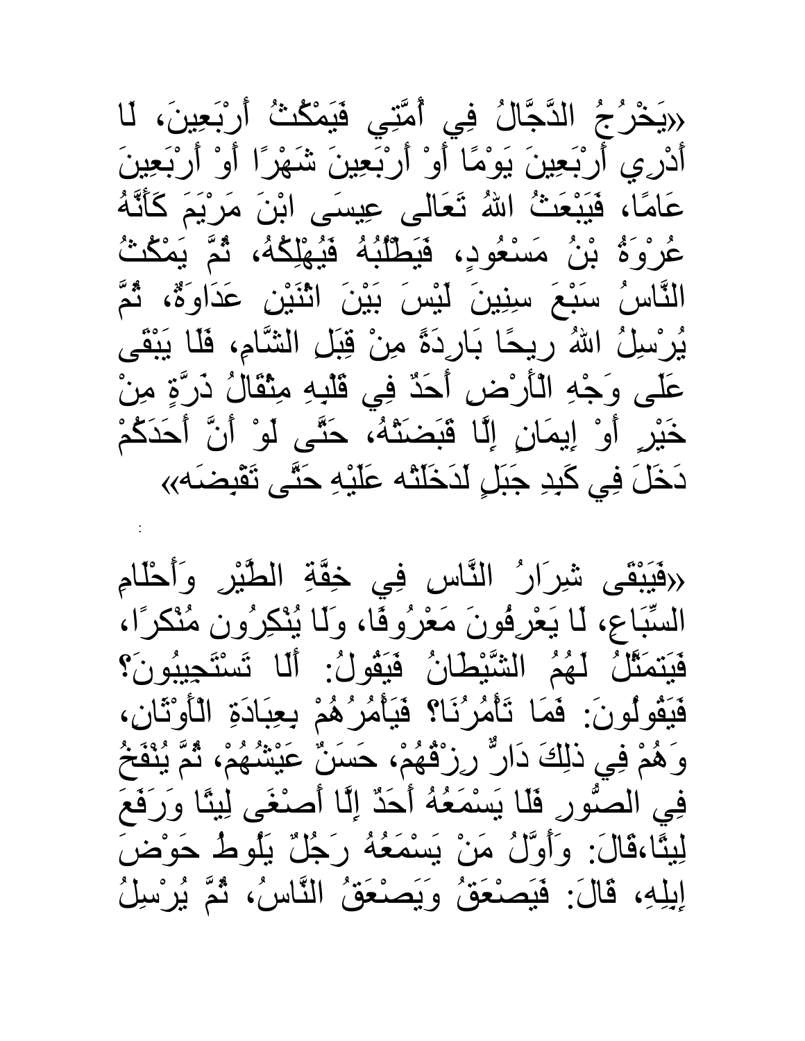«يَخْرُجُ الدَّجَّالُ فِي أُمَّتِي فَيَمْكُثُ أَرْبَعِينَ، لَا أَدْرِي أَرْبَعِينَ يَوْمًا أَوْ أَرْبَعِينَ شَهْرًا أَوْ أَرْبَعِينَ عَامًا، فَيَبْعَثُ اللهُ تَعَالى عِيسَى ابْنَ مَرْيَمَ كَأَنَّهُ عُرْوَةُ بْنُ مَسْعُودٍ، فَيَطْلُبُهُ فَيُهْلِكُهُ، ثُمَّ يَمْكُثُ النَّاسُ سَبْعَ سِنِينَ لَيْسَ بَيْنَ اثْنَيْنِ عَدَاوَةٌ، ثُمَّ يُرْسِلُ اللهُ رِيحًا بَارِدَةً مِنْ قِبَلِ الشَّامِ، فَلَا يَبْقَى عَلَى وَجْهِ الْأَرْضِ أَحَدٌ فِي قَلْبِهِ مِثْقَالُ ذَرَّةٍ مِنْ خَيْرٍ أَوْ إِيمَانٍ إِلَّا قَبَضَتْهُ، حَتَّى لَوْ أَنَّ أَحَدَكُمْ دَخَلَ فِي كَبِدِ جَبَلٍ لَدَخَلَتْه عَلَيْهِ حَتَّى تَقْبِضَه»

:

«فَيَبْقَى شِرَارُ النَّاسِ فِي خِفَّةِ الطَّيْرِ وَأَحْلَامِ السِّبَاعِ، لَا يَعْرِفُونَ مَعْرُوفًا، وَلَا يُنْكِرُون مُنْكرًا، فَيَتمَثَّلُ لَهُمُ الشَّيْطَانُ فَيَقُولُ: أَلَا تَسْتَجِيبُونَ؟ فَيَقُولُونَ: فَمَا تَأْمُرُنَا؟ فَيَأْمُرُهُمْ بِعِبَادَةِ الْأَوْثَانِ، وَهُمْ فِي ذلِكَ دَارٌّ رِزْقُهُمْ، حَسَنٌ عَيْشُهُمْ، ثُمَّ يُنْفَخُ فِي الصُّورِ فَلَا يَسْمَعُهُ أَحَدٌ إِلَّا أَصْغَى لِيتًا وَرَفَعَ لِيتًا،قَالَ: وَأَوَّلُ مَنْ يَسْمَعُهُ رَجُلٌ يَلُوطُ حَوْضَ إِبِلِهِ، قَالَ: فَيَصْعَقُ وَيَصْعَقُ النَّاسُ، ثُمَّ يُرْسِلُ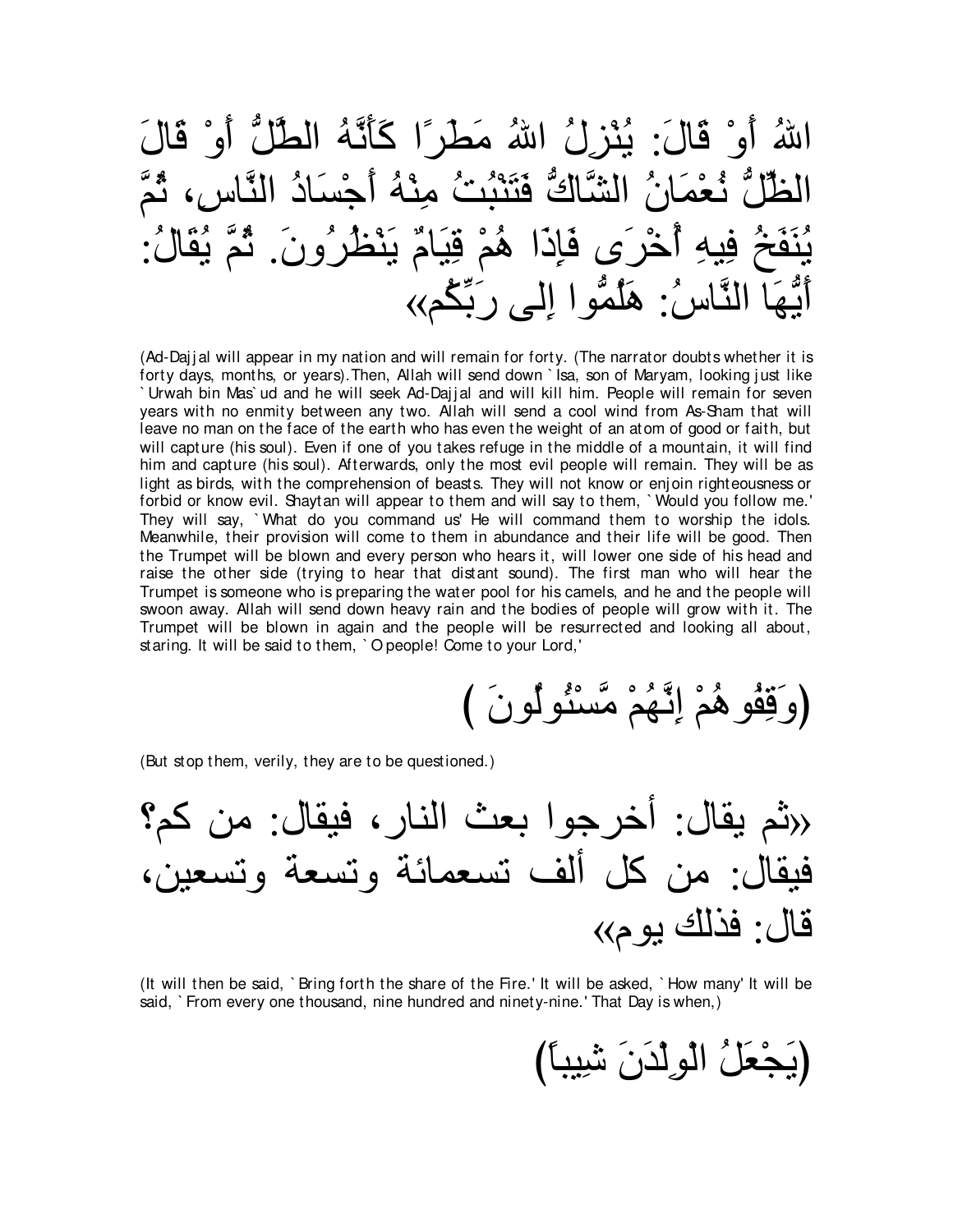اللهُ أَوْ قَالَ: يُنْزِلُ اللهُ مَطَرًا كَأَنَّهُ الطَّلُّ أَوْ قَالَ الظِّلُّ نُعْمَانُ الشَّاكُّ فَتَنْبُتُ مِنْهُ أَجْسَادُ النَّاسِ، ثُمَّ يُنْفَخُ فِيهِ أُخْرَى فَإِذَا هُمْ قِيَامٌ يَنْظُرُونَ. ثُمَّ يُقَالُ: أَيُّهَا النَّاسُ: هَلُمُّوا إِلى رَبِّكُم»

(Ad-Dajjal will appear in my nation and will remain for forty. (The narrator doubts whether it is forty days, months, or years). Then, Allah will send down `Isa, son of Maryam, looking just like `Urwah bin Mas`ud and he will seek Ad-Dajjal and will kill him. People will remain for seven years with no enmity between any two. Allah will send a cool wind from As-Sham that will leave no man on the face of the earth who has even the weight of an atom of good or faith, but will capture (his soul). Even if one of you takes refuge in the middle of a mountain, it will find him and capture (his soul). Afterwards, only the most evil people will remain. They will be as light as birds, with the comprehension of beasts. They will not know or enjoin righteousness or forbid or know evil. Shaytan will appear to them and will say to them, `Would you follow me.' They will say, `What do you command us' He will command them to worship the idols. Meanwhile, their provision will come to them in abundance and their life will be good. Then the Trumpet will be blown and every person who hears it, will lower one side of his head and raise the other side (trying to hear that distant sound). The first man who will hear the Trumpet is someone who is preparing the water pool for his camels, and he and the people will swoon away. Allah will send down heavy rain and the bodies of people will grow with it. The Trumpet will be blown in again and the people will be resurrected and looking all about, staring. It will be said to them, `O people! Come to your Lord,'

(وَقِفُوهُمْ إِنَّهُمْ مَّسْئُولُونَ )

(But stop them, verily, they are to be questioned.)

«ثم يقال: أخرجوا بعث النار، فيقال: من كم؟ فيقال: من كل ألف تسعمائة وتسعة وتسعين، قال: فذلك يوم»

(It will then be said, `Bring forth the share of the Fire.' It will be asked, `How many' It will be said, `From every one thousand, nine hundred and ninety-nine.' That Day is when,)

(يَجْعَلُ الْوِلْدَنَ شِيباً)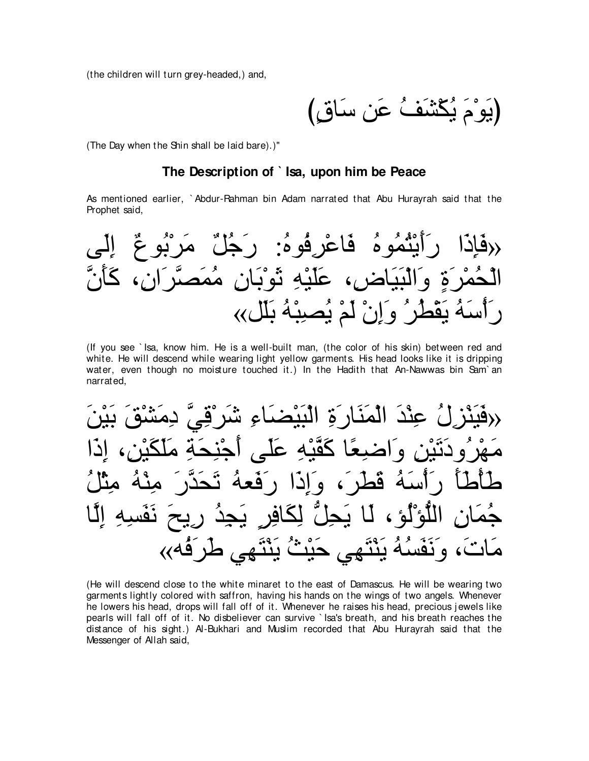(the children will turn grey-headed,) and,

(يَوْمَ يُكْشَفُ عَن سَاقٍ)

(The Day when the Shin shall be laid bare).)"

### The Description of `Isa, upon him be Peace

As mentioned earlier, `Abdur-Rahman bin Adam narrated that Abu Hurayrah said that the Prophet said,

«فَإِذَا رَأَيْتُمُوهُ فَاعْرِفُوهُ: رَجُلٌ مَرْبُوعٌ إِلَى الْحُمْرَةِ وَالْبَيَاضِ، عَلَيْهِ ثَوْبَانِ مُمَصَّرَانِ، كَأَنَّ رَأْسَهُ يَقْطُرُ وَإِنْ لَمْ يُصِبْهُ بَلَل»

(If you see `Isa, know him. He is a well-built man, (the color of his skin) between red and white. He will descend while wearing light yellow garments. His head looks like it is dripping water, even though no moisture touched it.) In the Hadith that An-Nawwas bin Sam`an narrated,

«فَيَنْزِلُ عِنْدَ الْمَنَارَةِ الْبَيْضَاءِ شَرْقِيَّ دِمَشْقَ بَيْنَ مَهْرُودَتَيْنِ وَاضِعًا كَفَّيْهِ عَلَى أَجْنِحَةِ مَلَكَيْنِ، إِذَا طَأْطَأَ رَأْسَهُ قَطَرَ، وَإِذَا رَفَعهُ تَحَدَّرَ مِنْهُ مِثْلُ جُمَانِ اللُّؤْلُؤِ، لَا يَحِلُّ لِكَافِرٍ يَجِدُ رِيحَ نَفَسِهِ إِلَّا مَاتَ، وَنَفَسُهُ يَنْتَهِي حَيْثُ يَنْتَهِي طَرْفُه»

(He will descend close to the white minaret to the east of Damascus. He will be wearing two garments lightly colored with saffron, having his hands on the wings of two angels. Whenever he lowers his head, drops will fall off of it. Whenever he raises his head, precious jewels like pearls will fall off of it. No disbeliever can survive `Isa's breath, and his breath reaches the distance of his sight.) Al-Bukhari and Muslim recorded that Abu Hurayrah said that the Messenger of Allah said,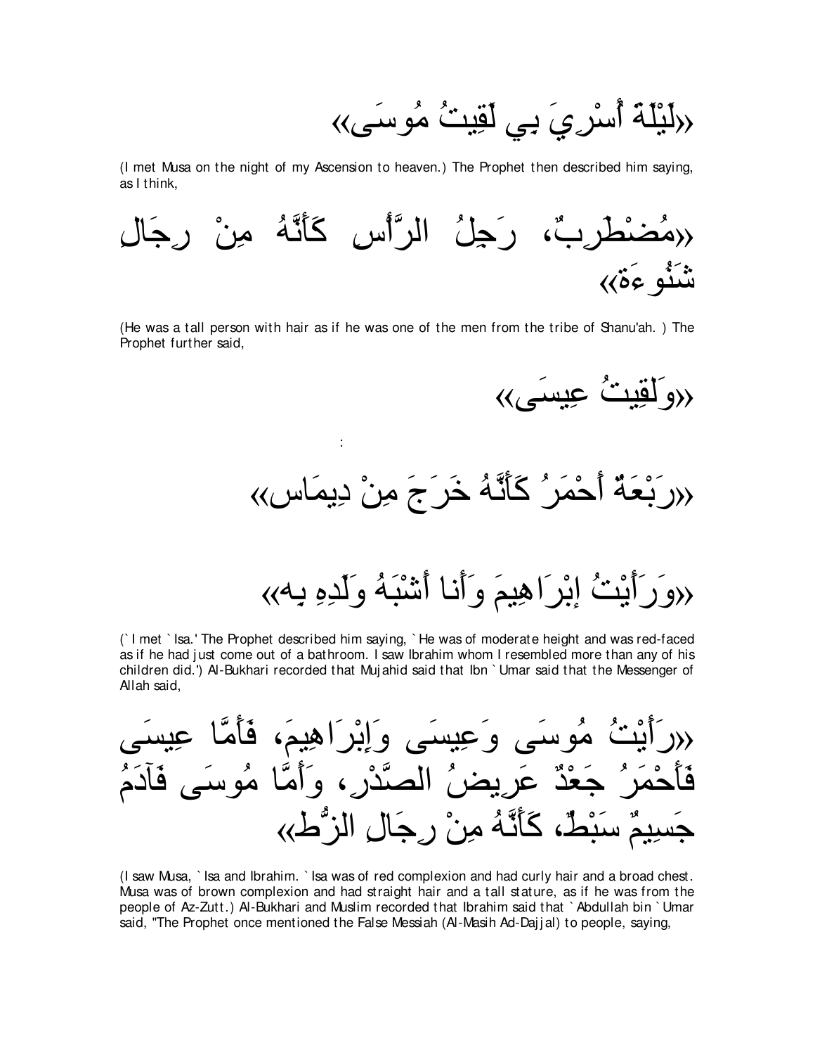«لَيْلَةَ أُسْرِيَ بِي لَقِيتُ مُوسَى»

(I met Musa on the night of my Ascension to heaven.) The Prophet then described him saying, as I think,

«مُضْطَرِبٌ، رَجِلُ الرَّأْسِ كَأَنَّهُ مِنْ رِجَالِ شَنُوءَةَ»

(He was a tall person with hair as if he was one of the men from the tribe of Shanu'ah. ) The Prophet further said,

«وَلَقِيتُ عِيسَى»

:

«رَبْعَةٌ أَحْمَرُ كَأَنَّهُ خَرَجَ مِنْ دِيمَاسٍ»

«وَرَأَيْتُ إِبْرَاهِيمَ وَأَنَا أَشْبَهُ وَلَدِهِ بِه»

(`I met `Isa.' The Prophet described him saying, `He was of moderate height and was red-faced as if he had just come out of a bathroom. I saw Ibrahim whom I resembled more than any of his children did.') Al-Bukhari recorded that Mujahid said that Ibn `Umar said that the Messenger of Allah said,

«رَأَيْتُ مُوسَى وَعِيسَى وَإِبْرَاهِيمَ، فَأَمَّا عِيسَى فَأَحْمَرُ جَعْدٌ عَرِيضُ الصَّدْرِ، وَأَمَّا مُوسَى فَآدَمُ جَسِيمٌ سَبْطٌ، كَأَنَّهُ مِنْ رِجَالِ الزُّطِّ»

(I saw Musa, `Isa and Ibrahim. `Isa was of red complexion and had curly hair and a broad chest. Musa was of brown complexion and had straight hair and a tall stature, as if he was from the people of Az-Zutt.) Al-Bukhari and Muslim recorded that Ibrahim said that `Abdullah bin `Umar said, "The Prophet once mentioned the False Messiah (Al-Masih Ad-Dajjal) to people, saying,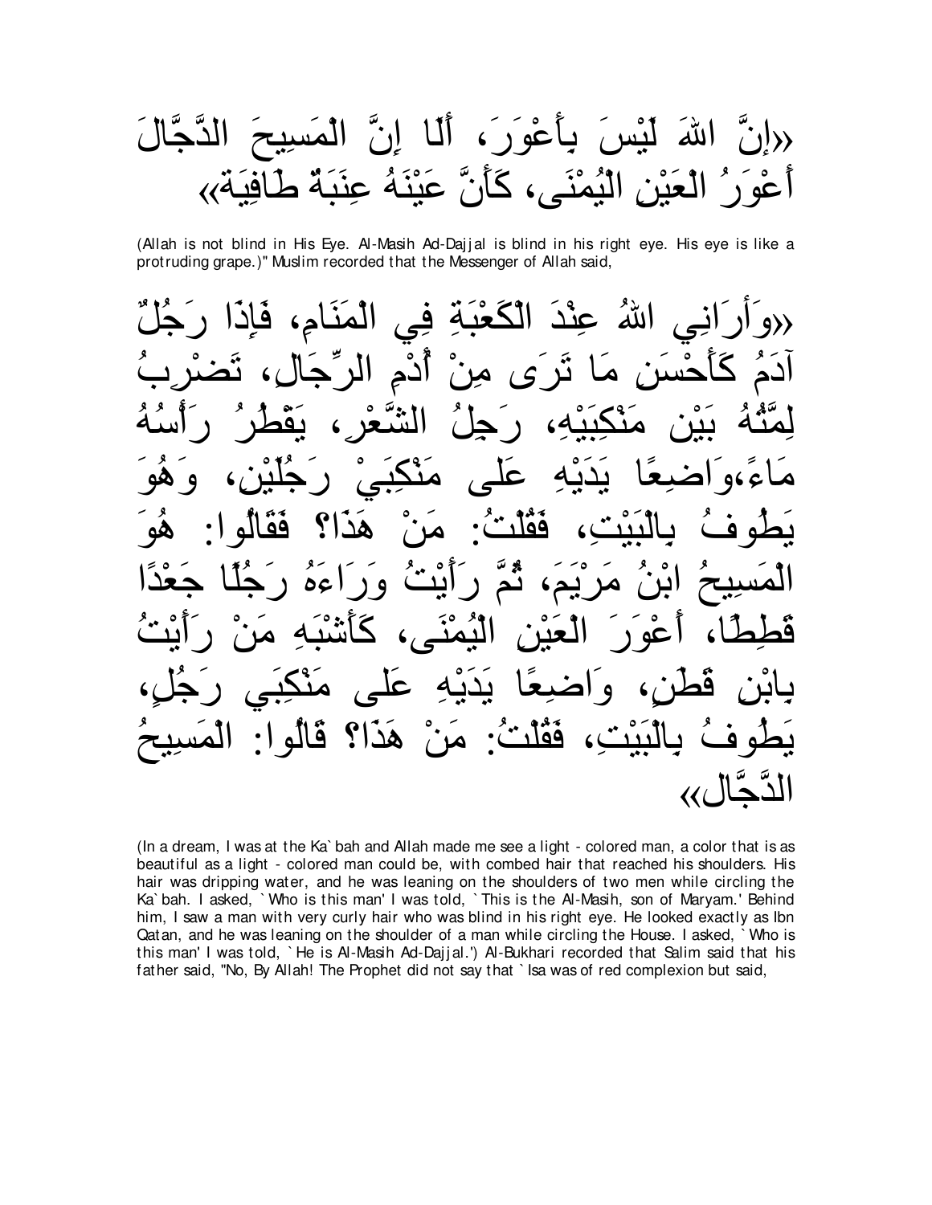«إِنَّ اللهَ لَيْسَ بِأَعْوَرَ، أَلَا إِنَّ الْمَسِيحَ الدَّجَّالَ أَعْوَرُ الْعَيْنِ الْيُمْنَى، كَأَنَّ عَيْنَهُ عِنَبَةٌ طَافِيَةٌ»

(Allah is not blind in His Eye. Al-Masih Ad-Dajjal is blind in his right eye. His eye is like a protruding grape.)" Muslim recorded that the Messenger of Allah said,

«وَأَرَانِي اللهُ عِنْدَ الْكَعْبَةِ فِي الْمَنَامِ، فَإِذَا رَجُلٌ آدَمُ كَأَحْسَنِ مَا تَرَى مِنْ أُدْمِ الرِّجَالِ، تَضْرِبُ لِمَّتُهُ بَيْنَ مَنْكِبَيْهِ، رَجِلُ الشَّعْرِ، يَقْطُرُ رَأْسُهُ مَاءً،وَاضِعًا يَدَيْهِ عَلى مَنْكِبَيْ رَجُلَيْنِ، وَهُوَ يَطُوفُ بِالْبَيْتِ، فَقُلْتُ: مَنْ هَذَا؟ فَقَالُوا: هُوَ الْمَسِيحُ ابْنُ مَرْيَمَ، ثُمَّ رَأَيْتُ وَرَاءَهُ رَجُلًا جَعْدًا قَطِطًا، أَعْوَرَ الْعَيْنِ الْيُمْنَى، كَأَشْبَهِ مَنْ رَأَيْتُ بِابْنِ قَطَنٍ، وَاضِعًا يَدَيْهِ عَلى مَنْكِبَي رَجُلٍ، يَطُوفُ بِالْبَيْتِ، فَقُلْتُ: مَنْ هَذَا؟ قَالُوا: الْمَسِيحُ الدَّجَّال»

(In a dream, I was at the Ka`bah and Allah made me see a light - colored man, a color that is as beautiful as a light - colored man could be, with combed hair that reached his shoulders. His hair was dripping water, and he was leaning on the shoulders of two men while circling the Ka`bah. I asked, `Who is this man' I was told, `This is the Al-Masih, son of Maryam.' Behind him, I saw a man with very curly hair who was blind in his right eye. He looked exactly as Ibn Qatan, and he was leaning on the shoulder of a man while circling the House. I asked, `Who is this man' I was told, `He is Al-Masih Ad-Dajjal.') Al-Bukhari recorded that Salim said that his father said, "No, By Allah! The Prophet did not say that `Isa was of red complexion but said,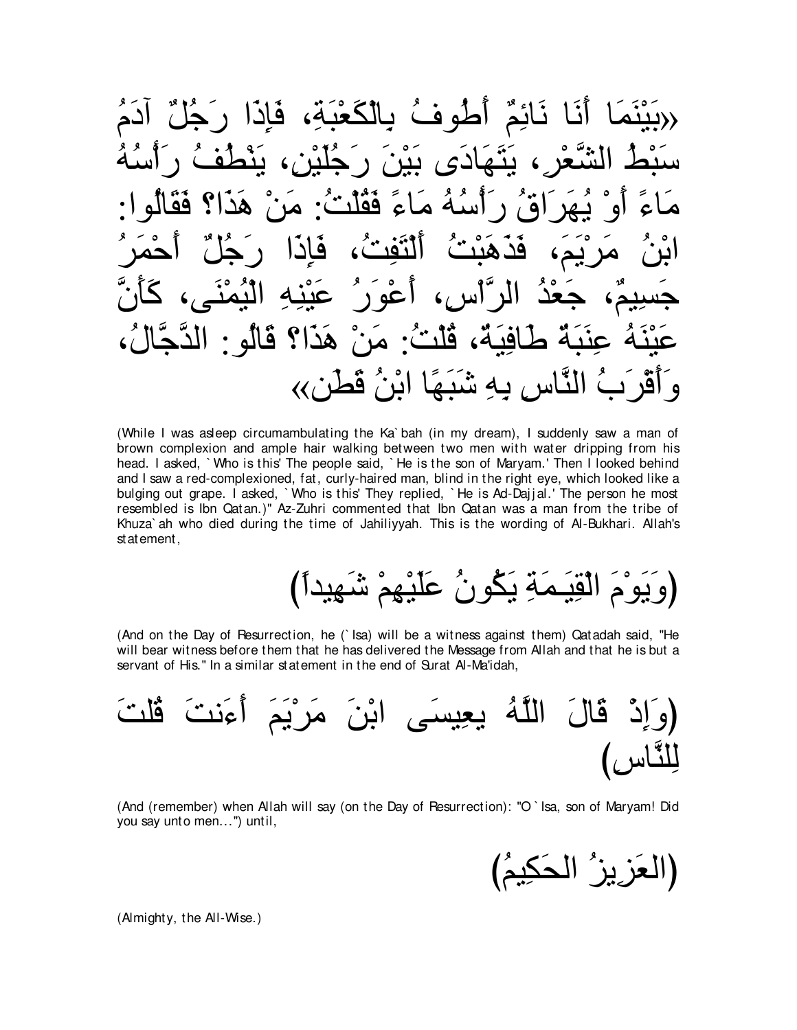«بَيْنَمَا أَنَا نَائِمٌ أَطُوفُ بِالْكَعْبَةِ، فَإِذَا رَجُلٌ آدَمُ سَبْطُ الشَّعْرِ، يَتَهَادَى بَيْنَ رَجُلَيْنِ، يَنْطُفُ رَأْسُهُ مَاءً أَوْ يُهَرَاقُ رَأْسُهُ مَاءً فَقُلْتُ: مَنْ هَذَا؟ فَقَالُوا: ابْنُ مَرْيَمَ، فَذَهَبْتُ أَلْتَفِتُ، فَإِذَا رَجُلٌ أَحْمَرُ جَسِيمٌ، جَعْدُ الرَّأْسِ، أَعْوَرُ عَيْنِهِ الْيُمْنَى، كَأَنَّ عَيْنَهُ عِنَبَةٌ طَافِيَةٌ، قُلْتُ: مَنْ هَذَا؟ قَالُو: الدَّجَّالُ، وَأَقْرَبُ النَّاسِ بِهِ شَبَهًا ابْنُ قَطَنٍ»

(While I was asleep circumambulating the Ka`bah (in my dream), I suddenly saw a man of brown complexion and ample hair walking between two men with water dripping from his head. I asked, `Who is this' The people said, `He is the son of Maryam.' Then I looked behind and I saw a red-complexioned, fat, curly-haired man, blind in the right eye, which looked like a bulging out grape. I asked, `Who is this' They replied, `He is Ad-Dajjal.' The person he most resembled is Ibn Qatan.)" Az-Zuhri commented that Ibn Qatan was a man from the tribe of Khuza`ah who died during the time of Jahiliyyah. This is the wording of Al-Bukhari. Allah's statement,

(وَيَوْمَ الْقِيَـمَةِ يَكُونُ عَلَيْهِمْ شَهِيداً)

(And on the Day of Resurrection, he (`Isa) will be a witness against them) Qatadah said, "He will bear witness before them that he has delivered the Message from Allah and that he is but a servant of His." In a similar statement in the end of Surat Al-Ma'idah,

(وَإِذْ قَالَ اللَّهُ يعِيسَى ابْنَ مَرْيَمَ أَءَنتَ قُلتَ لِلنَّاسِ)

(And (remember) when Allah will say (on the Day of Resurrection): "O `Isa, son of Maryam! Did you say unto men...") until,

(الْعَزِيزُ الحَكِيمُ)

(Almighty, the All-Wise.)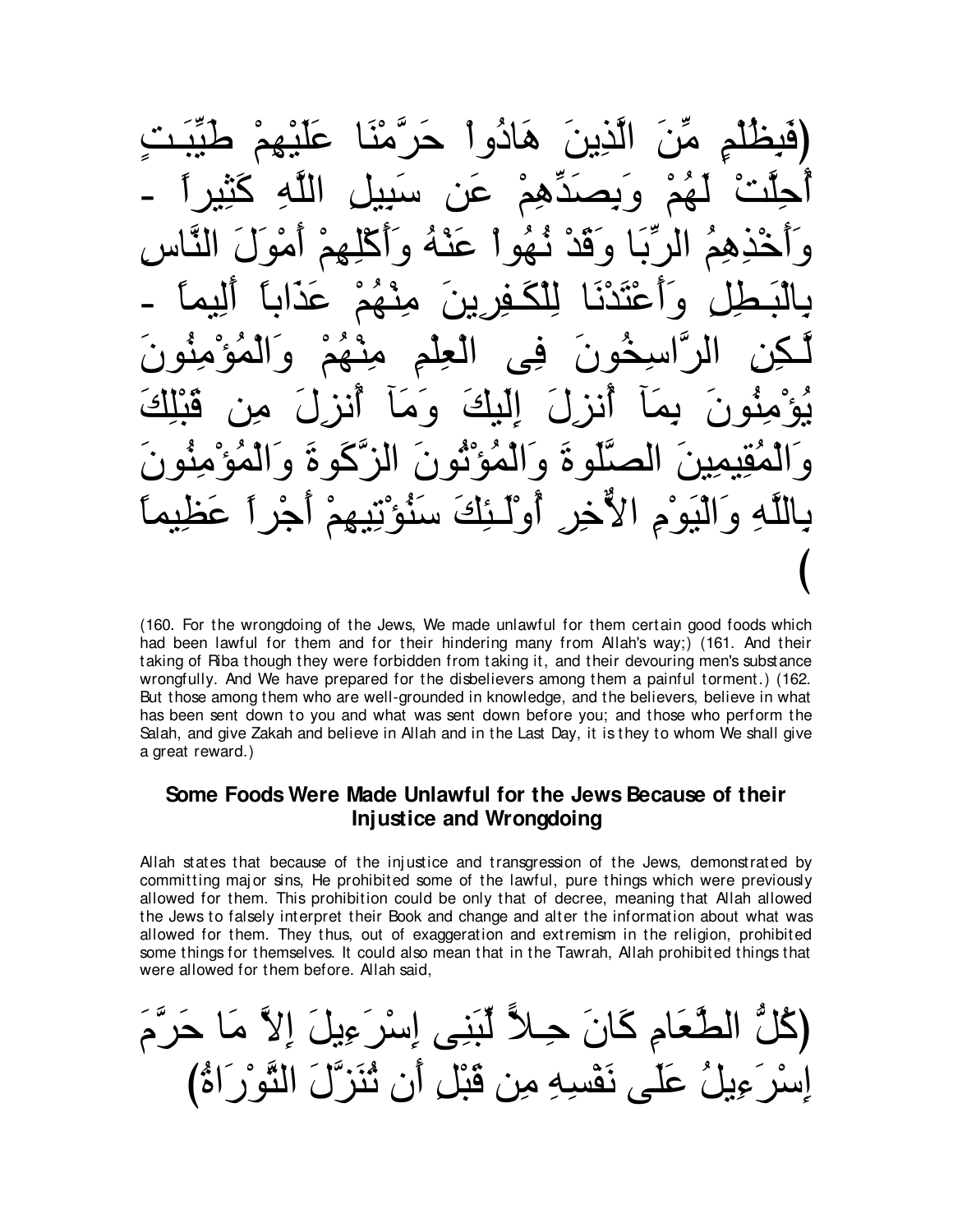(فَبِظُلْمٍ مِّنَ الَّذِينَ هَادُواْ حَرَّمْنَا عَلَيْهِمْ طَيِّبَـتٍ أُحِلَّتْ لَهُمْ وَبِصَدِّهِمْ عَن سَبِيلِ اللَّهِ كَثِيراً - وَأَخْذِهِمُ الرِّبَا وَقَدْ نُهُواْ عَنْهُ وَأَكْلِهِمْ أَمْوَلَ النَّاسِ بِالْبَـطِلِ وَأَعْتَدْنَا لِلْكَـفِرِينَ مِنْهُمْ عَذَاباً أَلِيماً - لَّـكِنِ الرَّاسِخُونَ فِى الْعِلْمِ مِنْهُمْ وَالْمُؤْمِنُونَ يُؤْمِنُونَ بِمَآ أُنزِلَ إِلَيكَ وَمَآ أُنزِلَ مِن قَبْلِكَ وَالْمُقِيمِينَ الصَّلَوةَ وَالْمُؤْتُونَ الزَّكَوةَ وَالْمُؤْمِنُونَ بِاللَّهِ وَالْيَوْمِ الاٌّخِرِ أُوْلَـئِكَ سَنُؤْتِيهِمْ أَجْراً عَظِيماً)

(160. For the wrongdoing of the Jews, We made unlawful for them certain good foods which had been lawful for them and for their hindering many from Allah's way;) (161. And their taking of Riba though they were forbidden from taking it, and their devouring men's substance wrongfully. And We have prepared for the disbelievers among them a painful torment.) (162. But those among them who are well-grounded in knowledge, and the believers, believe in what has been sent down to you and what was sent down before you; and those who perform the Salah, and give Zakah and believe in Allah and in the Last Day, it is they to whom We shall give a great reward.)

## Some Foods Were Made Unlawful for the Jews Because of their Injustice and Wrongdoing

Allah states that because of the injustice and transgression of the Jews, demonstrated by committing major sins, He prohibited some of the lawful, pure things which were previously allowed for them. This prohibition could be only that of decree, meaning that Allah allowed the Jews to falsely interpret their Book and change and alter the information about what was allowed for them. They thus, out of exaggeration and extremism in the religion, prohibited some things for themselves. It could also mean that in the Tawrah, Allah prohibited things that were allowed for them before. Allah said,

(كُلُّ الطَّعَامِ كَانَ حِـلاًّ لِّبَنِى إِسْرَءِيلَ إِلاَّ مَا حَرَّمَ إِسْرَءِيلُ عَلَى نَفْسِهِ مِن قَبْلِ أَن تُنَزَّلَ التَّوْرَاةُ)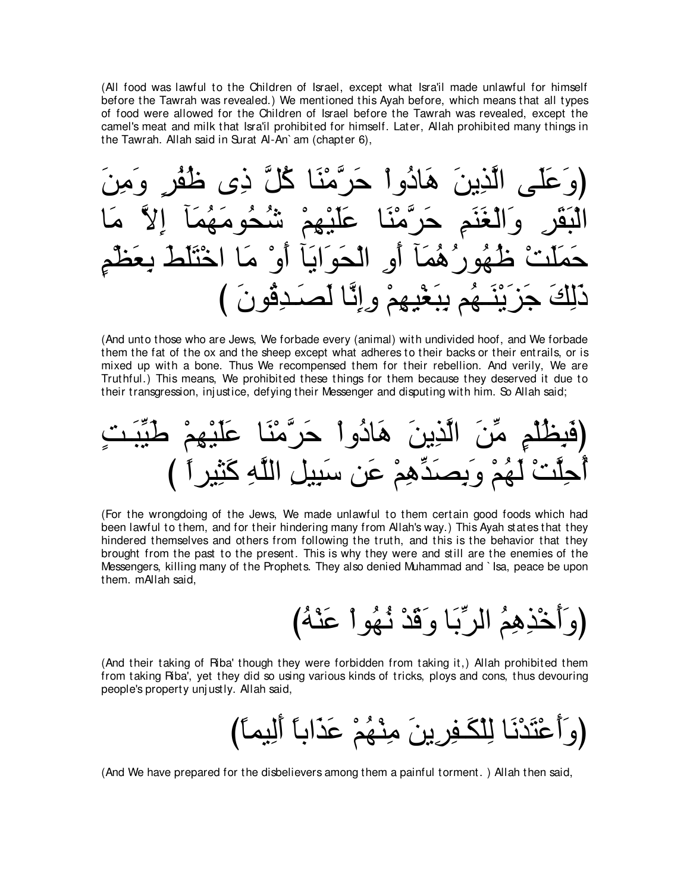(All food was lawful to the Children of Israel, except what Isra'il made unlawful for himself before the Tawrah was revealed.) We mentioned this Ayah before, which means that all types of food were allowed for the Children of Israel before the Tawrah was revealed, except the camel's meat and milk that Isra'il prohibited for himself. Later, Allah prohibited many things in the Tawrah. Allah said in Surat Al-An`am (chapter 6),

(وَعَلَى الَّذِينَ هَادُواْ حَرَّمْنَا كُلَّ ذِى ظُفُرٍ وَمِنَ الْبَقَرِ وَالْغَنَمِ حَرَّمْنَا عَلَيْهِمْ شُحُومَهُمَآ إِلاَّ مَا حَمَلَتْ ظُهُورُهُمَآ أَوِ الْحَوَايَآ أَوْ مَا اخْتَلَطَ بِعَظْمٍ ذَلِكَ جَزَيْنَـهُم بِبَغْيِهِمْ وِإِنَّا لَصَـدِقُونَ )

(And unto those who are Jews, We forbade every (animal) with undivided hoof, and We forbade them the fat of the ox and the sheep except what adheres to their backs or their entrails, or is mixed up with a bone. Thus We recompensed them for their rebellion. And verily, We are Truthful.) This means, We prohibited these things for them because they deserved it due to their transgression, injustice, defying their Messenger and disputing with him. So Allah said;

(فَبِظُلْمٍ مِّنَ الَّذِينَ هَادُواْ حَرَّمْنَا عَلَيْهِمْ طَيِّبَـتٍ أُحِلَّتْ لَهُمْ وَبِصَدِّهِمْ عَن سَبِيلِ اللَّهِ كَثِيراً )

(For the wrongdoing of the Jews, We made unlawful to them certain good foods which had been lawful to them, and for their hindering many from Allah's way.) This Ayah states that they hindered themselves and others from following the truth, and this is the behavior that they brought from the past to the present. This is why they were and still are the enemies of the Messengers, killing many of the Prophets. They also denied Muhammad and `Isa, peace be upon them. mAllah said,

(وَأَخْذِهِمُ الرِّبَا وَقَدْ نُهُواْ عَنْهُ)

(And their taking of Riba' though they were forbidden from taking it,) Allah prohibited them from taking Riba', yet they did so using various kinds of tricks, ploys and cons, thus devouring people's property unjustly. Allah said,

(وَأَعْتَدْنَا لِلْكَـفِرِينَ مِنْهُمْ عَذَاباً أَلِيماً)

(And We have prepared for the disbelievers among them a painful torment. ) Allah then said,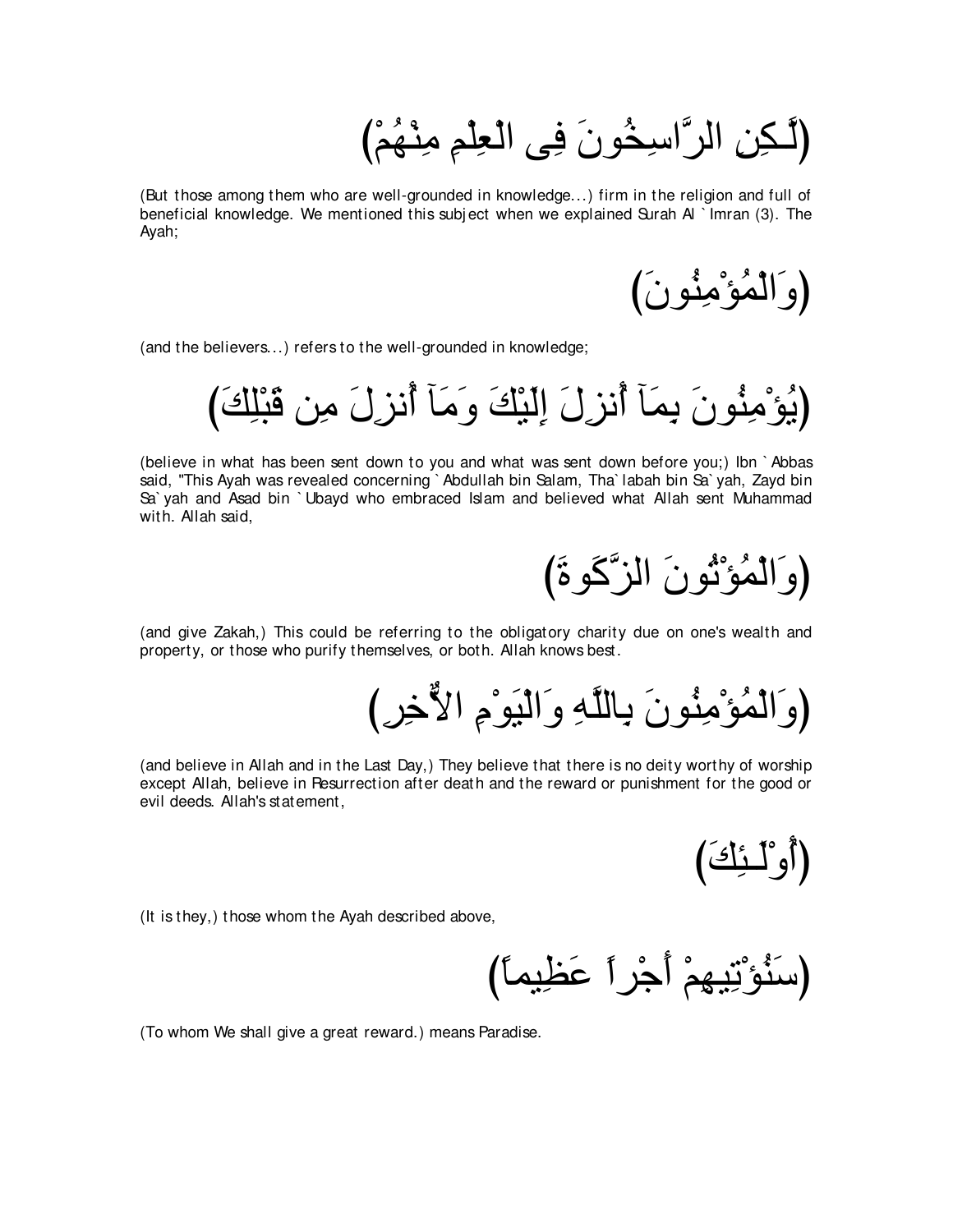(لَّـكِنِ الرَّاسِخُونَ فِى الْعِلْمِ مِنْهُمْ)

(But those among them who are well-grounded in knowledge...) firm in the religion and full of beneficial knowledge. We mentioned this subject when we explained Surah Al `Imran (3). The Ayah;

(وَالْمُؤْمِنُونَ)

(and the believers...) refers to the well-grounded in knowledge;

(يُؤْمِنُونَ بِمَآ أُنزِلَ إِلَيْكَ وَمَآ أُنزِلَ مِن قَبْلِكَ)

(believe in what has been sent down to you and what was sent down before you;) Ibn `Abbas said, "This Ayah was revealed concerning `Abdullah bin Salam, Tha`labah bin Sa`yah, Zayd bin Sa`yah and Asad bin `Ubayd who embraced Islam and believed what Allah sent Muhammad with. Allah said,

(وَالْمُؤْتُونَ الزَّكَوةَ)

(and give Zakah,) This could be referring to the obligatory charity due on one's wealth and property, or those who purify themselves, or both. Allah knows best.

(وَالْمُؤْمِنُونَ بِاللَّهِ وَالْيَوْمِ الأُخِرِ)

(and believe in Allah and in the Last Day,) They believe that there is no deity worthy of worship except Allah, believe in Resurrection after death and the reward or punishment for the good or evil deeds. Allah's statement,

(أُوْلَـئِكَ)

(It is they,) those whom the Ayah described above,

(سَنُؤْتِيهِمْ أَجْراً عَظِيماً)

(To whom We shall give a great reward.) means Paradise.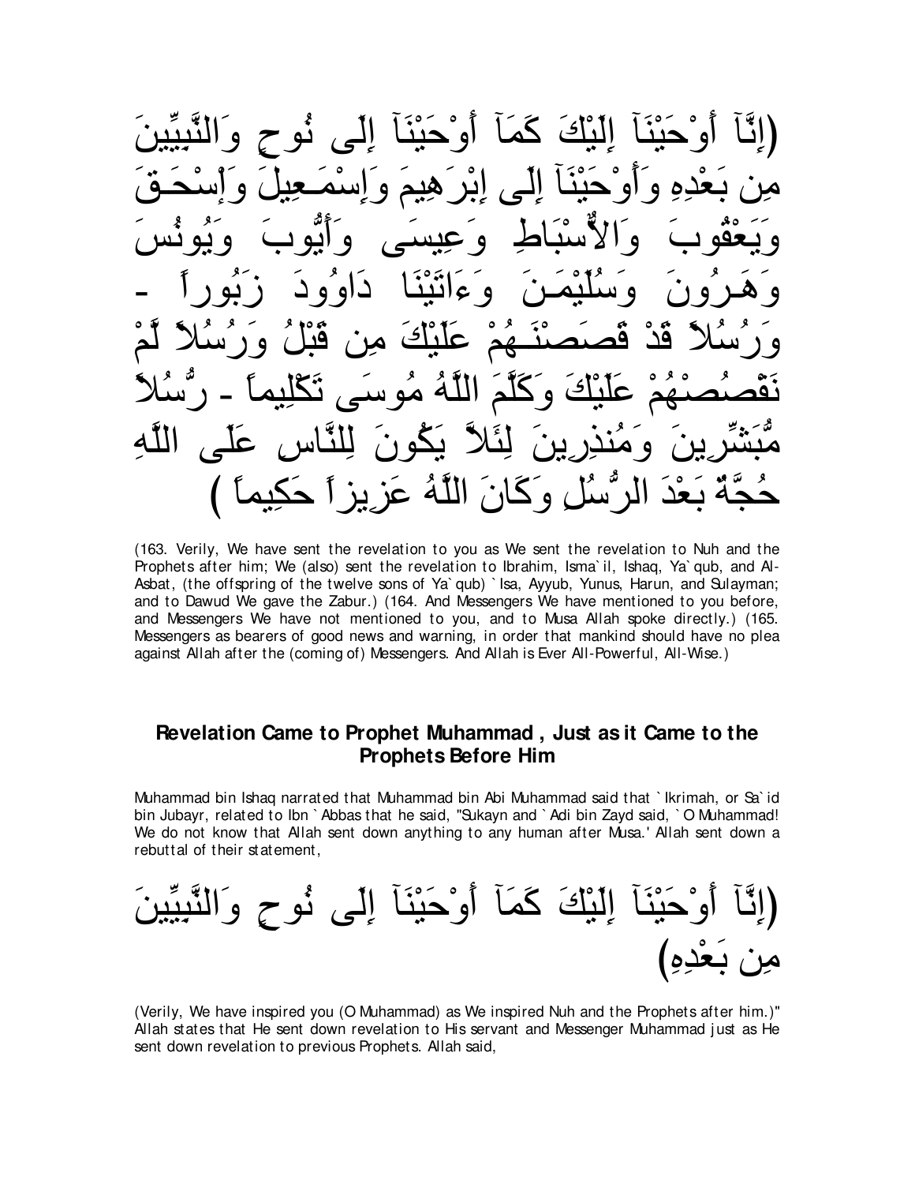(إِنَّآ أَوْحَيْنَآ إِلَيْكَ كَمَآ أَوْحَيْنَآ إِلَى نُوحٍ وَالنَّبِيِّينَ مِن بَعْدِهِ وَأَوْحَيْنَآ إِلَى إِبْرَهِيمَ وَإِسْمَـعِيلَ وَإْسْحَـقَ وَيَعْقُوبَ وَالأَسْبَاطِ وَعِيسَى وَأَيُّوبَ وَيُونُسَ وَهَـرُونَ وَسُلَيْمَـنَ وَءَاتَيْنَا دَاوُودَ زَبُوراً - وَرُسُلاً قَدْ قَصَصْنَـهُمْ عَلَيْكَ مِن قَبْلُ وَرُسُلاً لَّمْ نَقْصُصْهُمْ عَلَيْكَ وَكَلَّمَ اللَّهُ مُوسَى تَكْلِيماً - رُّسُلاً مُّبَشِّرِينَ وَمُنذِرِينَ لِئَلاَّ يَكُونَ لِلنَّاسِ عَلَى اللَّهِ حُجَّةٌ بَعْدَ الرُّسُلِ وَكَانَ اللَّهُ عَزِيزاً حَكِيماً )

(163. Verily, We have sent the revelation to you as We sent the revelation to Nuh and the Prophets after him; We (also) sent the revelation to Ibrahim, Isma`il, Ishaq, Ya`qub, and Al-Asbat, (the offspring of the twelve sons of Ya`qub) `Isa, Ayyub, Yunus, Harun, and Sulayman; and to Dawud We gave the Zabur.) (164. And Messengers We have mentioned to you before, and Messengers We have not mentioned to you, and to Musa Allah spoke directly.) (165. Messengers as bearers of good news and warning, in order that mankind should have no plea against Allah after the (coming of) Messengers. And Allah is Ever All-Powerful, All-Wise.)

## Revelation Came to Prophet Muhammad , Just as it Came to the Prophets Before Him

Muhammad bin Ishaq narrated that Muhammad bin Abi Muhammad said that `Ikrimah, or Sa`id bin Jubayr, related to Ibn `Abbas that he said, "Sukayn and `Adi bin Zayd said, `O Muhammad! We do not know that Allah sent down anything to any human after Musa.' Allah sent down a rebuttal of their statement,

(إِنَّآ أَوْحَيْنَآ إِلَيْكَ كَمَآ أَوْحَيْنَآ إِلَى نُوحٍ وَالنَّبِيِّينَ مِن بَعْدِهِ)

(Verily, We have inspired you (O Muhammad) as We inspired Nuh and the Prophets after him.)" Allah states that He sent down revelation to His servant and Messenger Muhammad just as He sent down revelation to previous Prophets. Allah said,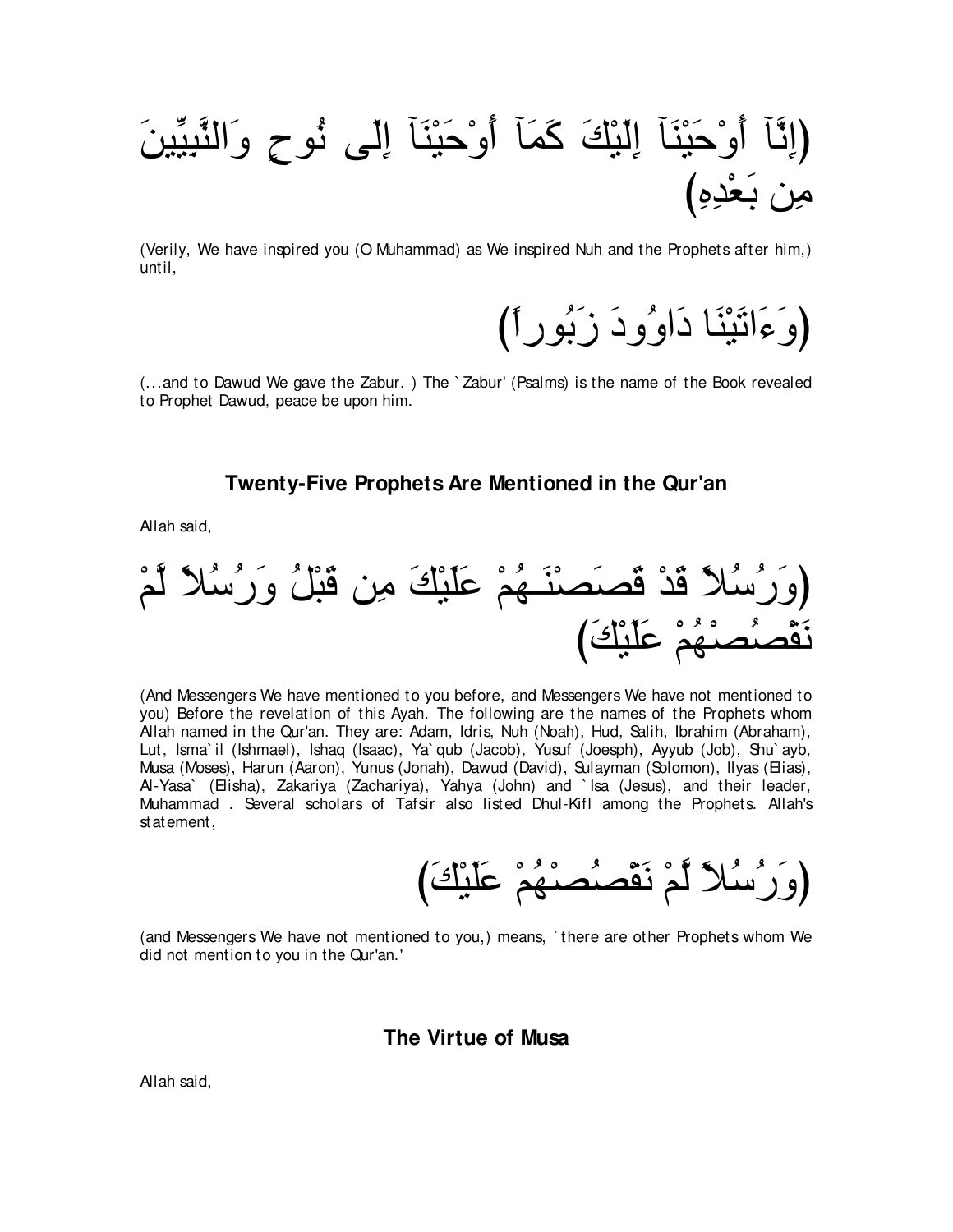(إِنَّآ أَوْحَيْنَآ إِلَيْكَ كَمَآ أَوْحَيْنَآ إِلَى نُوحٍ وَالنَّبِيِّينَ مِن بَعْدِهِ)

(Verily, We have inspired you (O Muhammad) as We inspired Nuh and the Prophets after him,) until,

(وَءَاتَيْنَا دَاوُودَ زَبُوراً)

(...and to Dawud We gave the Zabur. ) The `Zabur' (Psalms) is the name of the Book revealed to Prophet Dawud, peace be upon him.

## Twenty-Five Prophets Are Mentioned in the Qur'an

Allah said,

(وَرُسُلاً قَدْ قَصَصْنَـهُمْ عَلَيْكَ مِن قَبْلُ وَرُسُلاً لَّمْ نَقْصُصْهُمْ عَلَيْكَ)

(And Messengers We have mentioned to you before, and Messengers We have not mentioned to you) Before the revelation of this Ayah. The following are the names of the Prophets whom Allah named in the Qur'an. They are: Adam, Idris, Nuh (Noah), Hud, Salih, Ibrahim (Abraham), Lut, Isma`il (Ishmael), Ishaq (Isaac), Ya`qub (Jacob), Yusuf (Joesph), Ayyub (Job), Shu`ayb, Musa (Moses), Harun (Aaron), Yunus (Jonah), Dawud (David), Sulayman (Solomon), Ilyas (Elias), Al-Yasa` (Elisha), Zakariya (Zachariya), Yahya (John) and `Isa (Jesus), and their leader, Muhammad . Several scholars of Tafsir also listed Dhul-Kifl among the Prophets. Allah's statement,

(وَرُسُلاً لَّمْ نَقْصُصْهُمْ عَلَيْكَ)

(and Messengers We have not mentioned to you,) means, `there are other Prophets whom We did not mention to you in the Qur'an.'

## The Virtue of Musa

Allah said,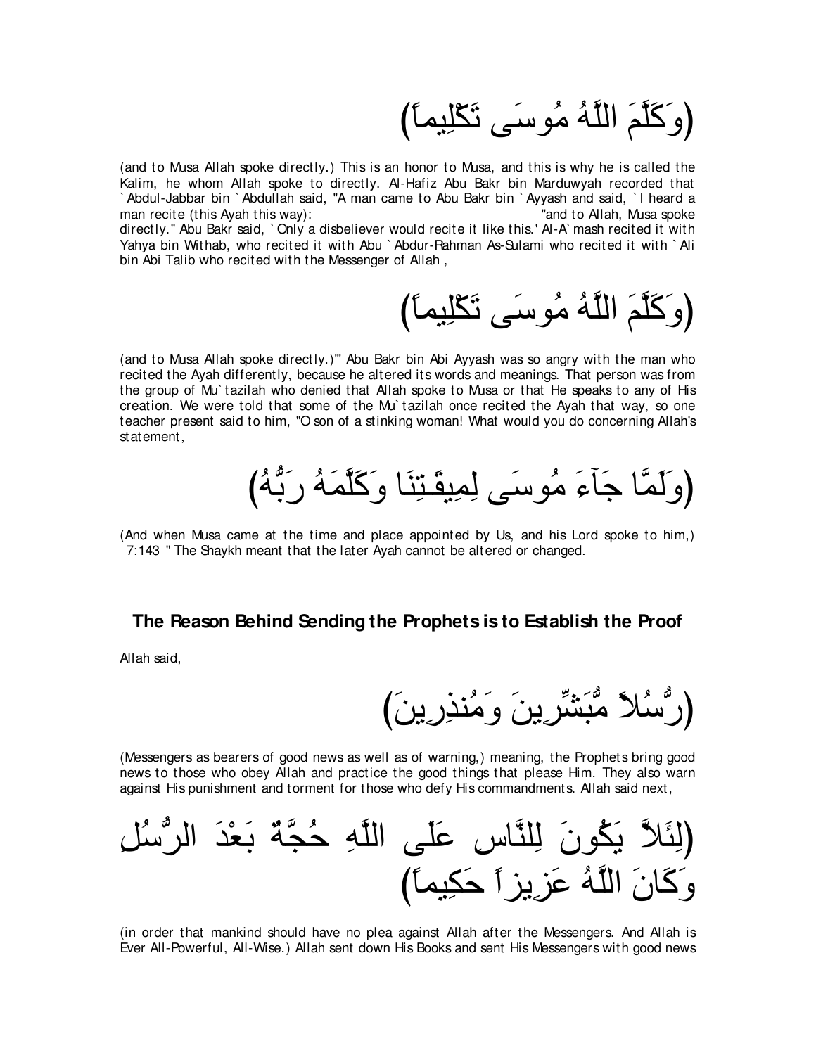(وَكَلَّمَ اللَّهُ مُوسَى تَكْلِيماً)

(and to Musa Allah spoke directly.) This is an honor to Musa, and this is why he is called the Kalim, he whom Allah spoke to directly. Al-Hafiz Abu Bakr bin Marduwyah recorded that `Abdul-Jabbar bin `Abdullah said, "A man came to Abu Bakr bin `Ayyash and said, `I heard a man recite (this Ayah this way): "and to Allah, Musa spoke directly." Abu Bakr said, `Only a disbeliever would recite it like this.' Al-A`mash recited it with Yahya bin Withab, who recited it with Abu `Abdur-Rahman As-Sulami who recited it with `Ali bin Abi Talib who recited with the Messenger of Allah ,

(وَكَلَّمَ اللَّهُ مُوسَى تَكْلِيماً)

(and to Musa Allah spoke directly.)'" Abu Bakr bin Abi Ayyash was so angry with the man who recited the Ayah differently, because he altered its words and meanings. That person was from the group of Mu`tazilah who denied that Allah spoke to Musa or that He speaks to any of His creation. We were told that some of the Mu`tazilah once recited the Ayah that way, so one teacher present said to him, "O son of a stinking woman! What would you do concerning Allah's statement,

(وَلَمَّا جَآءَ مُوسَى لِمِيقَـتِنَا وَكَلَّمَهُ رَبُّهُ)

(And when Musa came at the time and place appointed by Us, and his Lord spoke to him,) 7:143 " The Shaykh meant that the later Ayah cannot be altered or changed.

## The Reason Behind Sending the Prophets is to Establish the Proof

Allah said,

(رُّسُلاً مُّبَشِّرِينَ وَمُنذِرِينَ)

(Messengers as bearers of good news as well as of warning,) meaning, the Prophets bring good news to those who obey Allah and practice the good things that please Him. They also warn against His punishment and torment for those who defy His commandments. Allah said next,

(لِئَلاَّ يَكُونَ لِلنَّاسِ عَلَى اللَّهِ حُجَّةٌ بَعْدَ الرُّسُلِ وَكَانَ اللَّهُ عَزِيزاً حَكِيماً)

(in order that mankind should have no plea against Allah after the Messengers. And Allah is Ever All-Powerful, All-Wise.) Allah sent down His Books and sent His Messengers with good news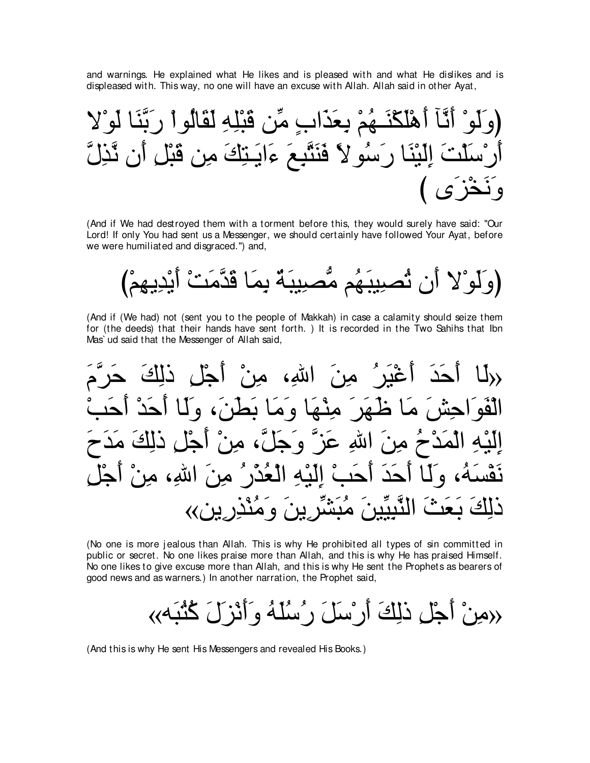and warnings. He explained what He likes and is pleased with and what He dislikes and is displeased with. This way, no one will have an excuse with Allah. Allah said in other Ayat,

(وَلَوْ أَنَّآ أَهْلَكْنَـهُمْ بِعَذَابٍ مِّن قَبْلِهِ لَقَالُواْ رَبَّنَا لَوْلاَ أَرْسَلْتَ إِلَيْنَا رَسُولاً فَنَتَّبِعَ ءَايَـتِكَ مِن قَبْلِ أَن نَّذِلَّ وَنَخْزَى )

(And if We had destroyed them with a torment before this, they would surely have said: "Our Lord! If only You had sent us a Messenger, we should certainly have followed Your Ayat, before we were humiliated and disgraced.") and,

(وَلَوْلا أَن تُصِيبَهُم مُّصِيبَةٌ بِمَا قَدَّمَتْ أَيْدِيهِمْ)

(And if (We had) not (sent you to the people of Makkah) in case a calamity should seize them for (the deeds) that their hands have sent forth. ) It is recorded in the Two Sahihs that Ibn Mas`ud said that the Messenger of Allah said,

«لَا أَحَدَ أَغْيَرُ مِنَ اللهِ، مِنْ أَجْلِ ذلِكَ حَرَّمَ الْفَوَاحِشَ مَا ظَهَرَ مِنْهَا وَمَا بَطَنَ، وَلَا أَحَدَ أَحَبُّ إِلَيْهِ الْمَدْحُ مِنَ اللهِ عَزَّ وَجَلَّ، مِنْ أَجْلِ ذلِكَ مَدَحَ نَفْسَهُ، وَلَا أَحَدَ أَحَبُّ إِلَيْهِ الْعُذْرُ مِنَ اللهِ، مِنْ أَجْلِ ذلِكَ بَعَثَ النَّبِيِّينَ مُبَشِّرِينَ وَمُنْذِرِين»

(No one is more jealous than Allah. This is why He prohibited all types of sin committed in public or secret. No one likes praise more than Allah, and this is why He has praised Himself. No one likes to give excuse more than Allah, and this is why He sent the Prophets as bearers of good news and as warners.) In another narration, the Prophet said,

«مِنْ أَجْلِ ذلِكَ أَرْسَلَ رُسُلَهُ وَأَنْزَلَ كُتُبَه»

(And this is why He sent His Messengers and revealed His Books.)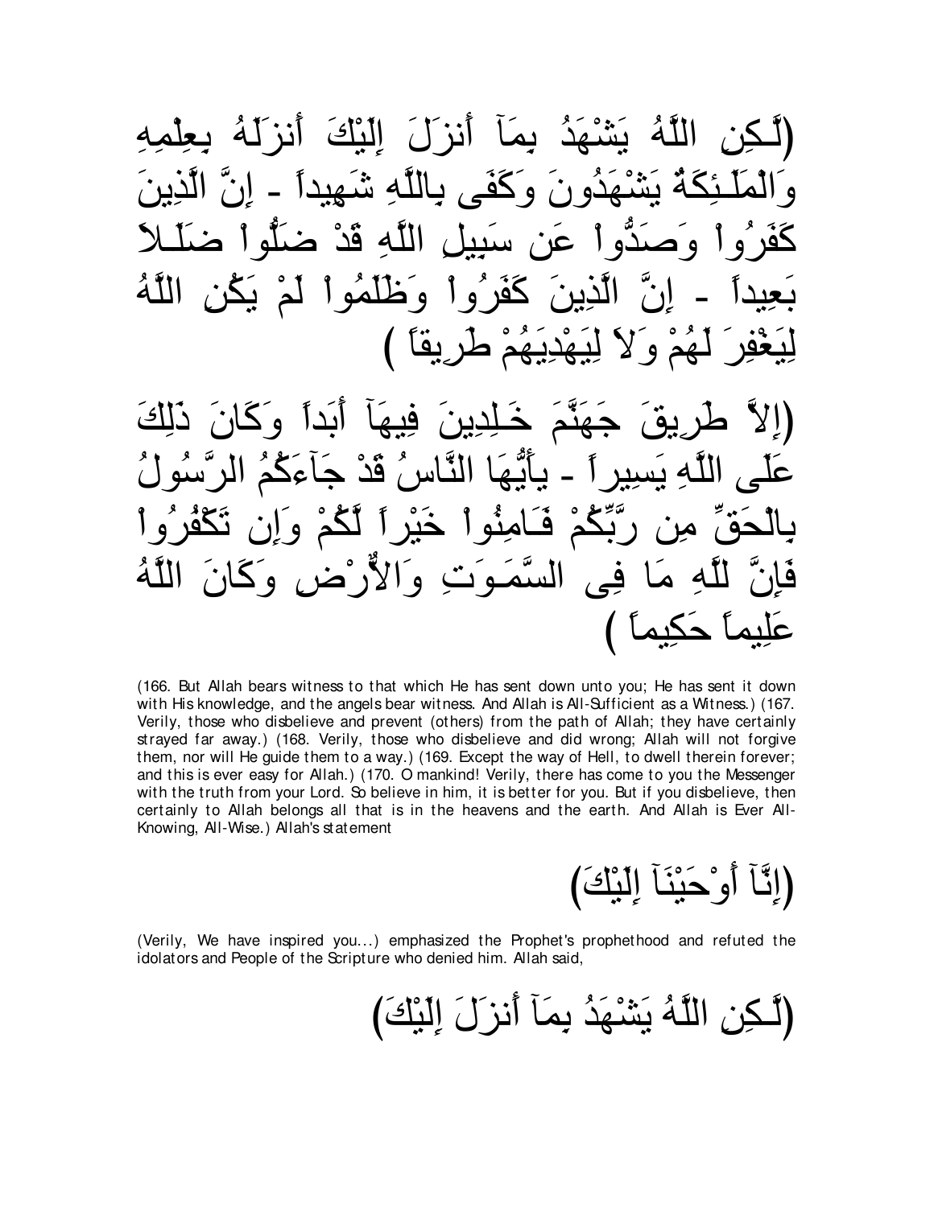(لَّـكِنِ اللَّهُ يَشْهَدُ بِمَآ أَنزَلَ إِلَيْكَ أَنزَلَهُ بِعِلْمِهِ وَالْمَلَـئِكَةُ يَشْهَدُونَ وَكَفَى بِاللَّهِ شَهِيداً - إِنَّ الَّذِينَ كَفَرُواْ وَصَدُّواْ عَن سَبِيلِ اللَّهِ قَدْ ضَلُّواْ ضَلَـلاً بَعِيداً - إِنَّ الَّذِينَ كَفَرُواْ وَظَلَمُواْ لَمْ يَكُنِ اللَّهُ لِيَغْفِرَ لَهُمْ وَلاَ لِيَهْدِيَهُمْ طَرِيقاً )

(إِلاَّ طَرِيقَ جَهَنَّمَ خَـلِدِينَ فِيهَآ أَبَداً وَكَانَ ذَلِكَ عَلَى اللَّهِ يَسِيراً - يأَيُّهَا النَّاسُ قَدْ جَآءَكُمُ الرَّسُولُ بِالْحَقِّ مِن رَّبِّكُمْ فَـامِنُواْ خَيْراً لَّكُمْ وَإِن تَكْفُرُواْ فَإِنَّ لِلَّهِ مَا فِى السَّمَـوَتِ وَالاٌّرْضِ وَكَانَ اللَّهُ عَلِيماً حَكِيماً )

(166. But Allah bears witness to that which He has sent down unto you; He has sent it down with His knowledge, and the angels bear witness. And Allah is All-Sufficient as a Witness.) (167. Verily, those who disbelieve and prevent (others) from the path of Allah; they have certainly strayed far away.) (168. Verily, those who disbelieve and did wrong; Allah will not forgive them, nor will He guide them to a way.) (169. Except the way of Hell, to dwell therein forever; and this is ever easy for Allah.) (170. O mankind! Verily, there has come to you the Messenger with the truth from your Lord. So believe in him, it is better for you. But if you disbelieve, then certainly to Allah belongs all that is in the heavens and the earth. And Allah is Ever All-Knowing, All-Wise.) Allah's statement

(إِنَّآ أَوْحَيْنَآ إِلَيْكَ)

(Verily, We have inspired you...) emphasized the Prophet's prophethood and refuted the idolators and People of the Scripture who denied him. Allah said,

(لَّـكِنِ اللَّهُ يَشْهَدُ بِمَآ أَنزَلَ إِلَيْكَ)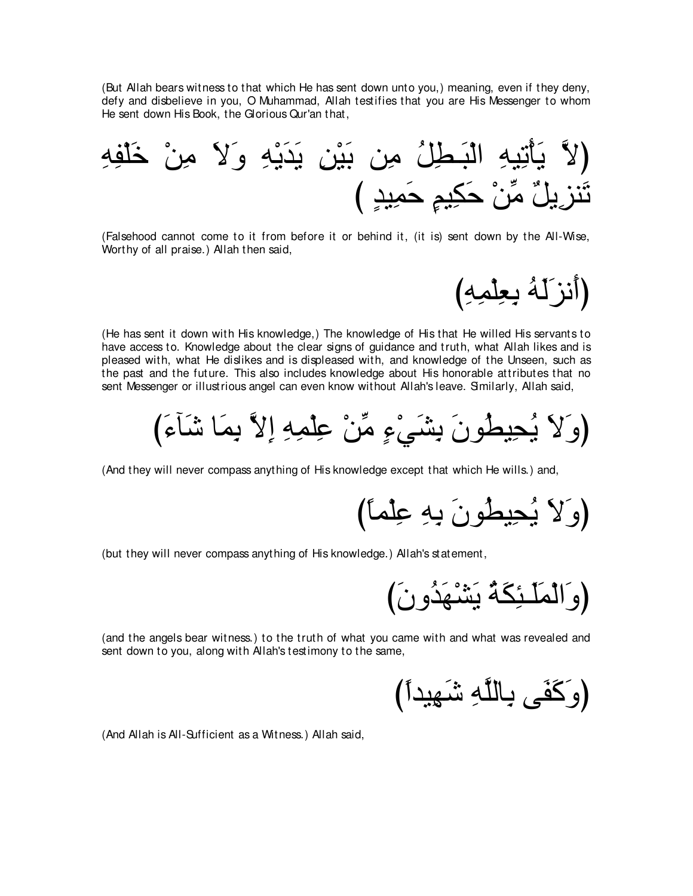(But Allah bears witness to that which He has sent down unto you,) meaning, even if they deny, defy and disbelieve in you, O Muhammad, Allah testifies that you are His Messenger to whom He sent down His Book, the Glorious Qur'an that,

(لاَّ يَأْتِيهِ الْبَـطِلُ مِن بَيْنِ يَدَيْهِ وَلاَ مِنْ خَلْفِهِ تَنزِيلٌ مِّنْ حَكِيمٍ حَمِيدٍ )

(Falsehood cannot come to it from before it or behind it, (it is) sent down by the All-Wise, Worthy of all praise.) Allah then said,

(أَنزَلَهُ بِعِلْمِهِ)

(He has sent it down with His knowledge,) The knowledge of His that He willed His servants to have access to. Knowledge about the clear signs of guidance and truth, what Allah likes and is pleased with, what He dislikes and is displeased with, and knowledge of the Unseen, such as the past and the future. This also includes knowledge about His honorable attributes that no sent Messenger or illustrious angel can even know without Allah's leave. Similarly, Allah said,

(وَلاَ يُحِيطُونَ بِشَىْءٍ مِّنْ عِلْمِهِ إِلاَّ بِمَا شَآءَ)

(And they will never compass anything of His knowledge except that which He wills.) and,

(وَلاَ يُحِيطُونَ بِهِ عِلْماً)

(but they will never compass anything of His knowledge.) Allah's statement,

(وَالْمَلَـئِكَةُ يَشْهَدُونَ)

(and the angels bear witness.) to the truth of what you came with and what was revealed and sent down to you, along with Allah's testimony to the same,

(وَكَفَى بِاللَّهِ شَهِيداً)

(And Allah is All-Sufficient as a Witness.) Allah said,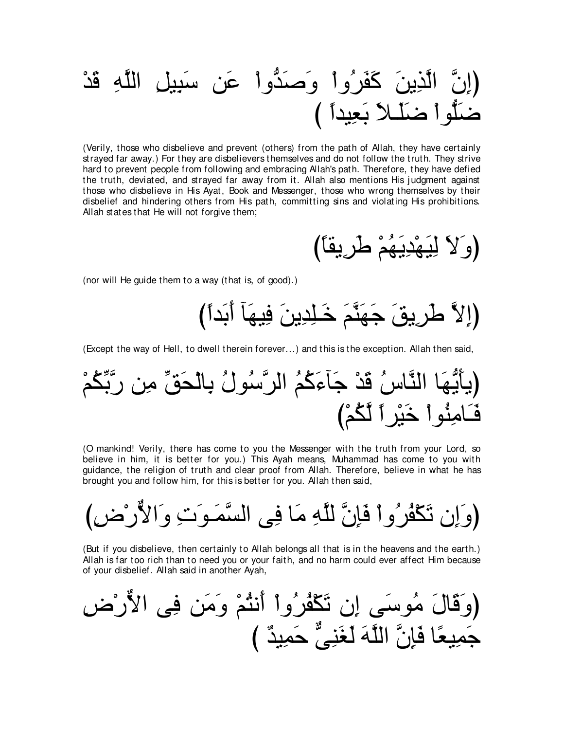(إِنَّ الَّذِينَ كَفَرُواْ وَصَدُّواْ عَن سَبِيلِ اللَّهِ قَدْ ضَلُّواْ ضَلَـلاً بَعِيداً )

(Verily, those who disbelieve and prevent (others) from the path of Allah, they have certainly strayed far away.) For they are disbelievers themselves and do not follow the truth. They strive hard to prevent people from following and embracing Allah's path. Therefore, they have defied the truth, deviated, and strayed far away from it. Allah also mentions His judgment against those who disbelieve in His Ayat, Book and Messenger, those who wrong themselves by their disbelief and hindering others from His path, committing sins and violating His prohibitions. Allah states that He will not forgive them;

(وَلاَ لِيَهْدِيَهُمْ طَرِيقاً)

(nor will He guide them to a way (that is, of good).)

(إِلاَّ طَرِيقَ جَهَنَّمَ خَـلِدِينَ فِيهَآ أَبَداً)

(Except the way of Hell, to dwell therein forever...) and this is the exception. Allah then said,

(يأَيُّهَا النَّاسُ قَدْ جَآءَكُمُ الرَّسُولُ بِالْحَقِّ مِن رَّبِّكُمْ فَـامِنُواْ خَيْراً لَّكُمْ)

(O mankind! Verily, there has come to you the Messenger with the truth from your Lord, so believe in him, it is better for you.) This Ayah means, Muhammad has come to you with guidance, the religion of truth and clear proof from Allah. Therefore, believe in what he has brought you and follow him, for this is better for you. Allah then said,

(وَإِن تَكْفُرُواْ فَإِنَّ لِلَّهِ مَا فِى السَّمَـوَتِ وَالاٌّرْضِ)

(But if you disbelieve, then certainly to Allah belongs all that is in the heavens and the earth.) Allah is far too rich than to need you or your faith, and no harm could ever affect Him because of your disbelief. Allah said in another Ayah,

(وَقَالَ مُوسَى إِن تَكْفُرُواْ أَنتُمْ وَمَن فِى الاٌّرْضِ جَمِيعًا فَإِنَّ اللَّهَ لَغَنِىٌّ حَمِيدٌ )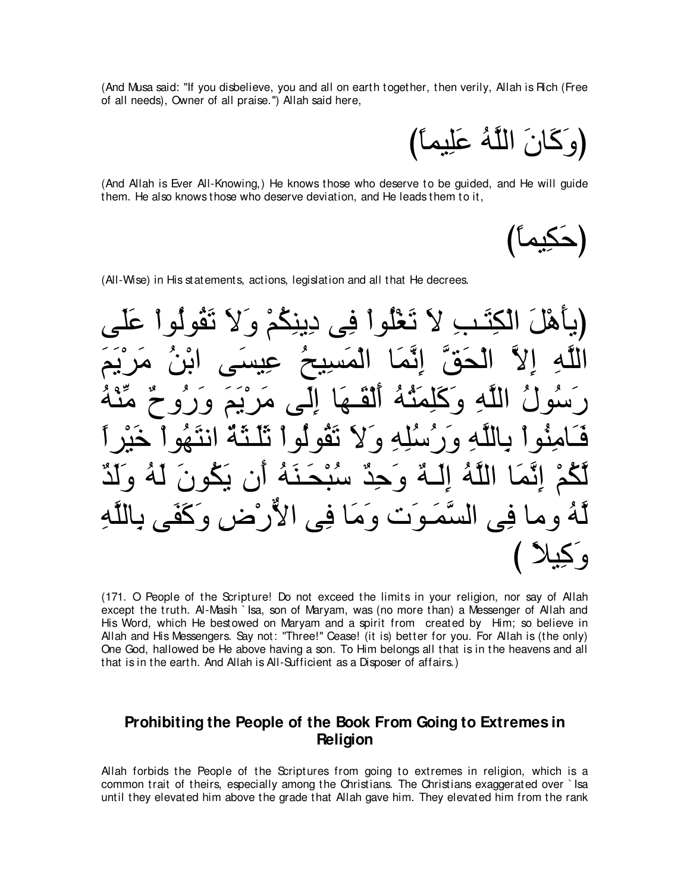(And Musa said: "If you disbelieve, you and all on earth together, then verily, Allah is Rich (Free of all needs), Owner of all praise.") Allah said here,

(وَكَانَ اللَّهُ عَلِيماً)

(And Allah is Ever All-Knowing,) He knows those who deserve to be guided, and He will guide them. He also knows those who deserve deviation, and He leads them to it,

(حَكِيماً)

(All-Wise) in His statements, actions, legislation and all that He decrees.

(يأَهْلَ الْكِتَـبِ لاَ تَغْلُواْ فِى دِينِكُمْ وَلاَ تَقُولُواْ عَلَى اللَّهِ إِلاَّ الْحَقَّ إِنَّمَا الْمَسِيحُ عِيسَى ابْنُ مَرْيَمَ رَسُولُ اللَّهِ وَكَلِمَتُهُ أَلْقَـهَا إِلَى مَرْيَمَ وَرُوحٌ مِّنْهُ فَـامِنُواْ بِاللَّهِ وَرُسُلِهِ وَلاَ تَقُولُواْ ثَلَـثَةٌ انتَهُواْ خَيْراً لَّكُمْ إِنَّمَا اللَّهُ إِلَـهٌ وَحِدٌ سُبْحَـنَهُ أَن يَكُونَ لَهُ وَلَدٌ لَّهُ وما فِى السَّمَـوَت وَمَا فِى الأَرْضِ وَكَفَى بِاللَّهِ وَكِيلاً )

(171. O People of the Scripture! Do not exceed the limits in your religion, nor say of Allah except the truth. Al-Masih `Isa, son of Maryam, was (no more than) a Messenger of Allah and His Word, which He bestowed on Maryam and a spirit from created by Him; so believe in Allah and His Messengers. Say not: "Three!" Cease! (it is) better for you. For Allah is (the only) One God, hallowed be He above having a son. To Him belongs all that is in the heavens and all that is in the earth. And Allah is All-Sufficient as a Disposer of affairs.)

## Prohibiting the People of the Book From Going to Extremes in Religion

Allah forbids the People of the Scriptures from going to extremes in religion, which is a common trait of theirs, especially among the Christians. The Christians exaggerated over `Isa until they elevated him above the grade that Allah gave him. They elevated him from the rank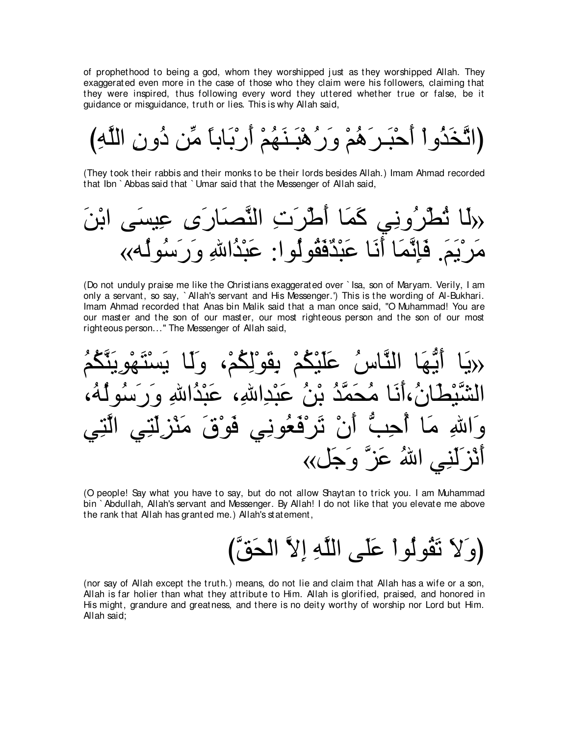of prophethood to being a god, whom they worshipped just as they worshipped Allah. They exaggerated even more in the case of those who they claim were his followers, claiming that they were inspired, thus following every word they uttered whether true or false, be it guidance or misguidance, truth or lies. This is why Allah said,

(اتَّخَذُواْ أَحْبَـرَهُمْ وَرُهْبَـنَهُمْ أَرْبَاباً مِّن دُونِ اللَّهِ)

(They took their rabbis and their monks to be their lords besides Allah.) Imam Ahmad recorded that Ibn `Abbas said that `Umar said that the Messenger of Allah said,

«لَا تُطْرُونِي كَمَا أَطْرَتِ النَّصَارَى عِيسَى ابْنَ مَرْيَمَ. فَإِنَّمَا أَنَا عَبْدٌفَقُولُوا: عَبْدُاللهِ وَرَسُولُه»

(Do not unduly praise me like the Christians exaggerated over `Isa, son of Maryam. Verily, I am only a servant, so say, `Allah's servant and His Messenger.') This is the wording of Al-Bukhari. Imam Ahmad recorded that Anas bin Malik said that a man once said, "O Muhammad! You are our master and the son of our master, our most righteous person and the son of our most righteous person..." The Messenger of Allah said,

«يَا أَيُّهَا النَّاسُ عَلَيْكُمْ بِقَوْلِكُمْ، وَلَا يَسْتَهْوِيَنَّكُمُ الشَّيْطَانُ،أَنَا مُحَمَّدُ بْنُ عَبْدِاللهِ، عَبْدُاللهِ وَرَسُولُهُ، وَاللهِ مَا أُحِبُّ أَنْ تَرْفَعُونِي فَوْقَ مَنْزِلَتِي الَّتِي أَنْزَلَنِي اللهُ عَزَّ وَجَل»

(O people! Say what you have to say, but do not allow Shaytan to trick you. I am Muhammad bin `Abdullah, Allah's servant and Messenger. By Allah! I do not like that you elevate me above the rank that Allah has granted me.) Allah's statement,

(وَلاَ تَقُولُواْ عَلَى اللَّهِ إِلاَّ الْحَقَّ)

(nor say of Allah except the truth.) means, do not lie and claim that Allah has a wife or a son, Allah is far holier than what they attribute to Him. Allah is glorified, praised, and honored in His might, grandure and greatness, and there is no deity worthy of worship nor Lord but Him. Allah said;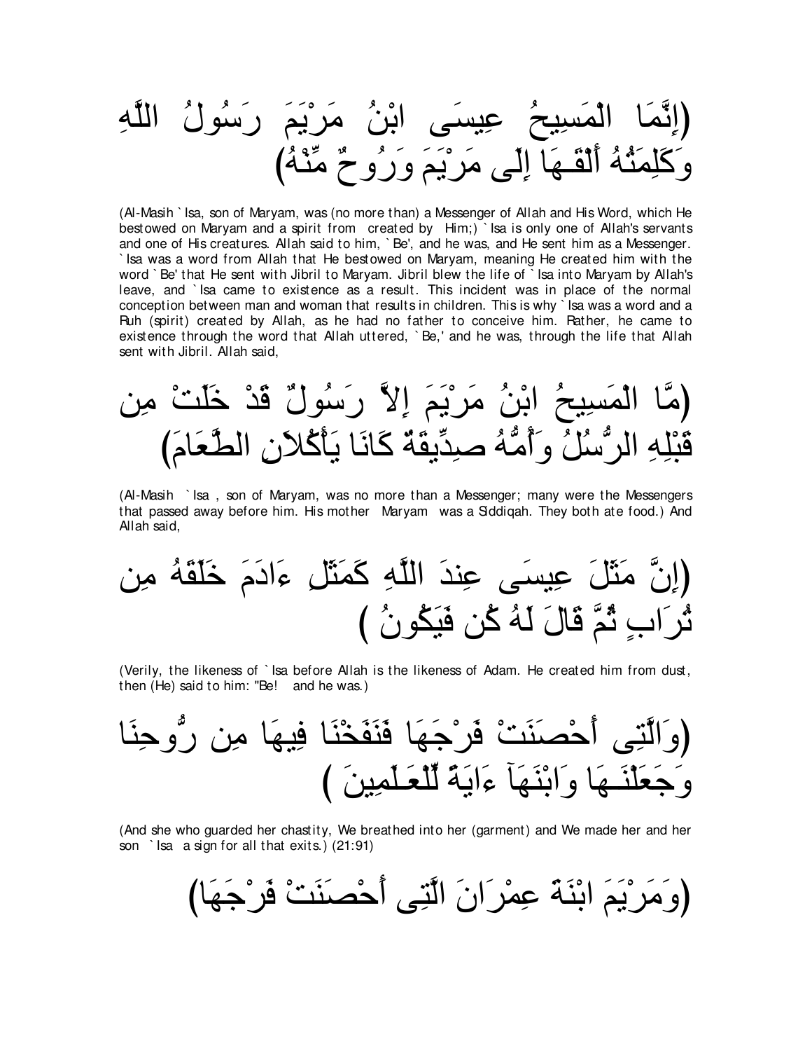(إِنَّمَا الْمَسِيحُ عِيسَى ابْنُ مَرْيَمَ رَسُولُ اللَّهِ وَكَلِمَتُهُ أَلْقَـهَا إِلَى مَرْيَمَ وَرُوحٌ مِّنْهُ)

(Al-Masih `Isa, son of Maryam, was (no more than) a Messenger of Allah and His Word, which He bestowed on Maryam and a spirit from created by Him;) `Isa is only one of Allah's servants and one of His creatures. Allah said to him, `Be', and he was, and He sent him as a Messenger. `Isa was a word from Allah that He bestowed on Maryam, meaning He created him with the word `Be' that He sent with Jibril to Maryam. Jibril blew the life of `Isa into Maryam by Allah's leave, and `Isa came to existence as a result. This incident was in place of the normal conception between man and woman that results in children. This is why `Isa was a word and a Ruh (spirit) created by Allah, as he had no father to conceive him. Rather, he came to existence through the word that Allah uttered, `Be,' and he was, through the life that Allah sent with Jibril. Allah said,

(مَّا الْمَسِيحُ ابْنُ مَرْيَمَ إِلاَّ رَسُولٌ قَدْ خَلَتْ مِن قَبْلِهِ الرُّسُلُ وَأُمُّهُ صِدِّيقَةٌ كَانَا يَأْكُلاَنِ الطَّعَامَ)

(Al-Masih `Isa, son of Maryam, was no more than a Messenger; many were the Messengers that passed away before him. His mother Maryam was a Siddiqah. They both ate food.) And Allah said,

(إِنَّ مَثَلَ عِيسَى عِندَ اللَّهِ كَمَثَلِ ءَادَمَ خَلَقَهُ مِن تُرَابٍ ثُمَّ قَالَ لَهُ كُن فَيَكُونُ )

(Verily, the likeness of `Isa before Allah is the likeness of Adam. He created him from dust, then (He) said to him: "Be! and he was.)

(وَالَّتِى أَحْصَنَتْ فَرْجَهَا فَنَفَخْنَا فِيهَا مِن رُّوحِنَا وَجَعَلْنَـهَا وَابْنَهَآ ءَايَةً لِّلْعَـلَمِينَ )

(And she who guarded her chastity, We breathed into her (garment) and We made her and her son `Isa a sign for all that exits.) (21:91)

(وَمَرْيَمَ ابْنَةَ عِمْرَانَ الَّتِى أَحْصَنَتْ فَرْجَهَا)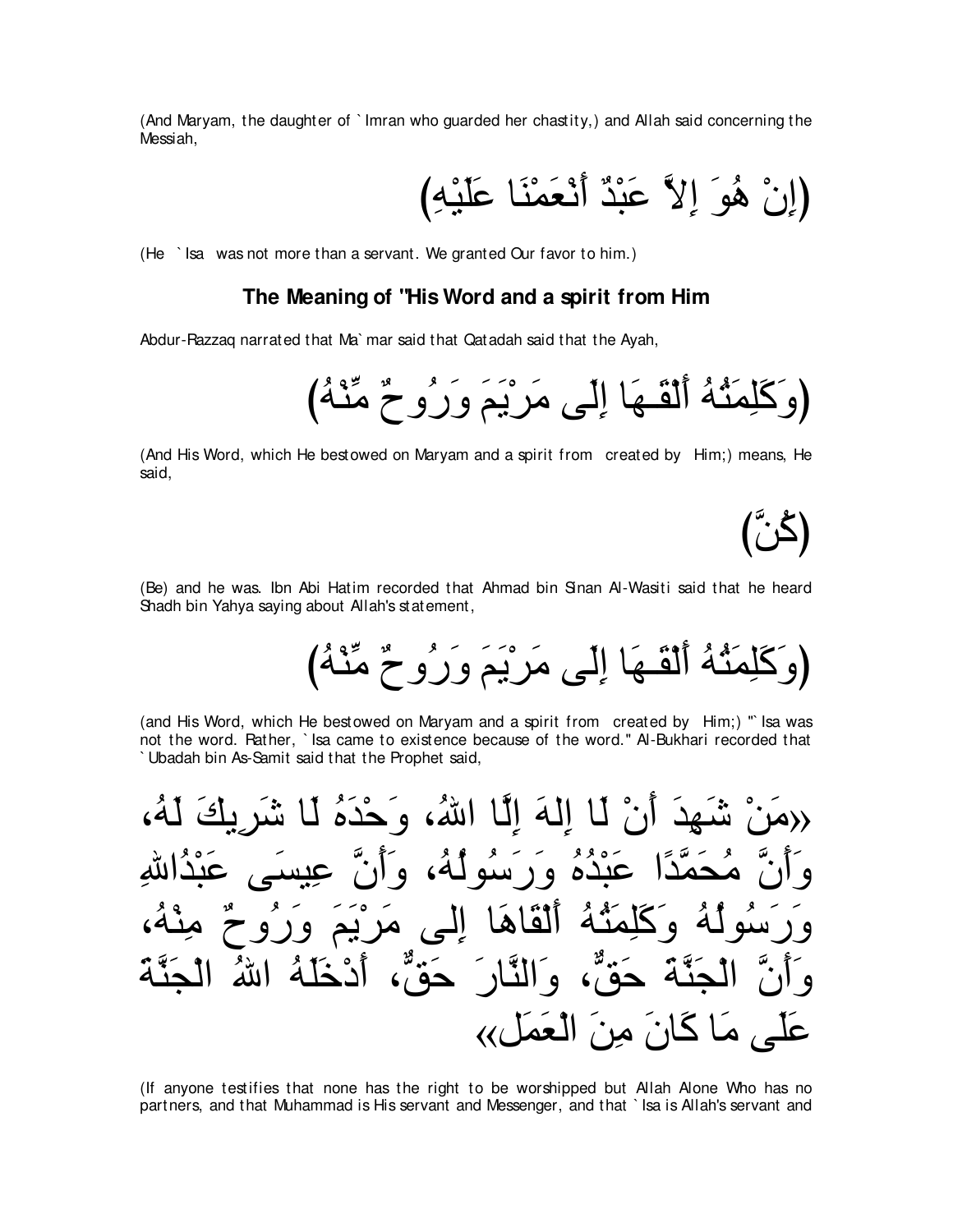(And Maryam, the daughter of `Imran who guarded her chastity,) and Allah said concerning the Messiah,

(إِنْ هُوَ إِلاَّ عَبْدٌ أَنْعَمْنَا عَلَيْهِ)

(He `Isa was not more than a servant. We granted Our favor to him.)

### The Meaning of "His Word and a spirit from Him

Abdur-Razzaq narrated that Ma`mar said that Qatadah said that the Ayah,

(وَكَلِمَتُهُ أَلْقَـهَا إِلَى مَرْيَمَ وَرُوحٌ مِّنْهُ)

(And His Word, which He bestowed on Maryam and a spirit from created by Him;) means, He said,

(كُنَّ)

(Be) and he was. Ibn Abi Hatim recorded that Ahmad bin Sinan Al-Wasiti said that he heard Shadh bin Yahya saying about Allah's statement,

(وَكَلِمَتُهُ أَلْقَـهَا إِلَى مَرْيَمَ وَرُوحٌ مِّنْهُ)

(and His Word, which He bestowed on Maryam and a spirit from created by Him;) "`Isa was not the word. Rather, `Isa came to existence because of the word." Al-Bukhari recorded that `Ubadah bin As-Samit said that the Prophet said,

«مَنْ شَهِدَ أَنْ لَا إِلهَ إِلَّا اللهُ، وَحْدَهُ لَا شَرِيكَ لَهُ، وَأَنَّ مُحَمَّدًا عَبْدُهُ وَرَسُولُهُ، وَأَنَّ عِيسَى عَبْدُاللهِ وَرَسُولُهُ وَكَلِمَتُهُ أَلْقَاهَا إِلى مَرْيَمَ وَرُوحٌ مِنْهُ، وَأَنَّ الْجَنَّةَ حَقٌّ، وَالنَّارَ حَقٌّ، أَدْخَلَهُ اللهُ الْجَنَّةَ عَلَى مَا كَانَ مِنَ الْعَمَلِ»

(If anyone testifies that none has the right to be worshipped but Allah Alone Who has no partners, and that Muhammad is His servant and Messenger, and that `Isa is Allah's servant and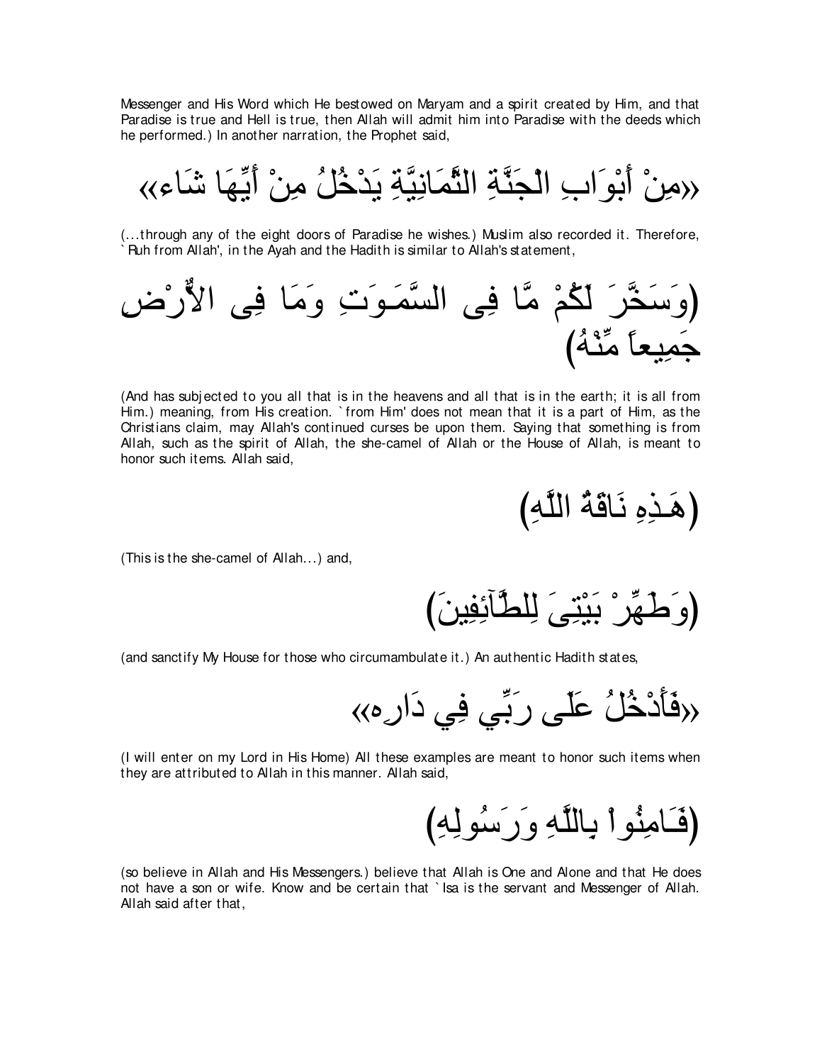Messenger and His Word which He bestowed on Maryam and a spirit created by Him, and that Paradise is true and Hell is true, then Allah will admit him into Paradise with the deeds which he performed.) In another narration, the Prophet said,

«مِنْ أَبْوَابِ الْجَنَّةِ الثَّمَانِيَّةِ يَدْخُلُ مِنْ أَيِّهَا شَاء»

(...through any of the eight doors of Paradise he wishes.) Muslim also recorded it. Therefore, `Ruh from Allah', in the Ayah and the Hadith is similar to Allah's statement,

(وَسَخَّرَ لَكُمْ مَّا فِى السَّمَـوَتِ وَمَا فِى الاٌّرْضِ جَمِيعاً مِّنْهُ)

(And has subjected to you all that is in the heavens and all that is in the earth; it is all from Him.) meaning, from His creation. `from Him' does not mean that it is a part of Him, as the Christians claim, may Allah's continued curses be upon them. Saying that something is from Allah, such as the spirit of Allah, the she-camel of Allah or the House of Allah, is meant to honor such items. Allah said,

(هَـذِهِ نَاقَةُ اللَّهِ)

(This is the she-camel of Allah...) and,

(وَطَهِّرْ بَيْتِىَ لِلطَّآئِفِينَ)

(and sanctify My House for those who circumambulate it.) An authentic Hadith states,

«فَأَدْخُلُ عَلَى رَبِّي فِي دَارِه»

(I will enter on my Lord in His Home) All these examples are meant to honor such items when they are attributed to Allah in this manner. Allah said,

(فَـامِنُواْ بِاللَّهِ وَرَسُولِهِ)

(so believe in Allah and His Messengers.) believe that Allah is One and Alone and that He does not have a son or wife. Know and be certain that `Isa is the servant and Messenger of Allah. Allah said after that,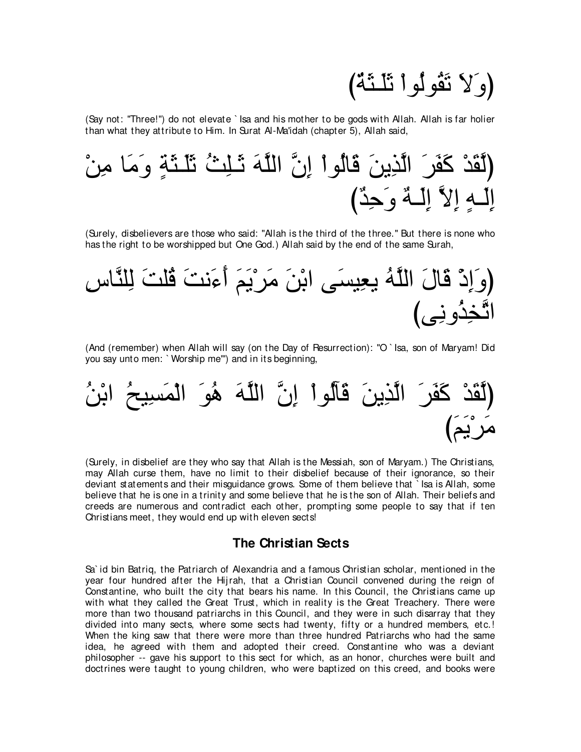(وَلاَ تَقُولُواْ ثَلَـثَةٌ)

(Say not: "Three!") do not elevate `Isa and his mother to be gods with Allah. Allah is far holier than what they attribute to Him. In Surat Al-Ma'idah (chapter 5), Allah said,

(لَّقَدْ كَفَرَ الَّذِينَ قَالُواْ إِنَّ اللَّهَ ثَـلِثُ ثَلَـثَةٍ وَمَا مِنْ إِلَـهٍ إِلاَّ إِلَـهٌ وَحِدٌ)

(Surely, disbelievers are those who said: "Allah is the third of the three." But there is none who has the right to be worshipped but One God.) Allah said by the end of the same Surah,

(وَإِذْ قَالَ اللَّهُ يعِيسَى ابْنَ مَرْيَمَ أَءَنتَ قُلتَ لِلنَّاسِ اتَّخِذُونِى)

(And (remember) when Allah will say (on the Day of Resurrection): "O `Isa, son of Maryam! Did you say unto men: `Worship me'") and in its beginning,

(لَّقَدْ كَفَرَ الَّذِينَ قَالُواْ إِنَّ اللَّهَ هُوَ الْمَسِيحُ ابْنُ مَرْيَمَ)

(Surely, in disbelief are they who say that Allah is the Messiah, son of Maryam.) The Christians, may Allah curse them, have no limit to their disbelief because of their ignorance, so their deviant statements and their misguidance grows. Some of them believe that `Isa is Allah, some believe that he is one in a trinity and some believe that he is the son of Allah. Their beliefs and creeds are numerous and contradict each other, prompting some people to say that if ten Christians meet, they would end up with eleven sects!

### The Christian Sects

Sa`id bin Batriq, the Patriarch of Alexandria and a famous Christian scholar, mentioned in the year four hundred after the Hijrah, that a Christian Council convened during the reign of Constantine, who built the city that bears his name. In this Council, the Christians came up with what they called the Great Trust, which in reality is the Great Treachery. There were more than two thousand patriarchs in this Council, and they were in such disarray that they divided into many sects, where some sects had twenty, fifty or a hundred members, etc.! When the king saw that there were more than three hundred Patriarchs who had the same idea, he agreed with them and adopted their creed. Constantine who was a deviant philosopher -- gave his support to this sect for which, as an honor, churches were built and doctrines were taught to young children, who were baptized on this creed, and books were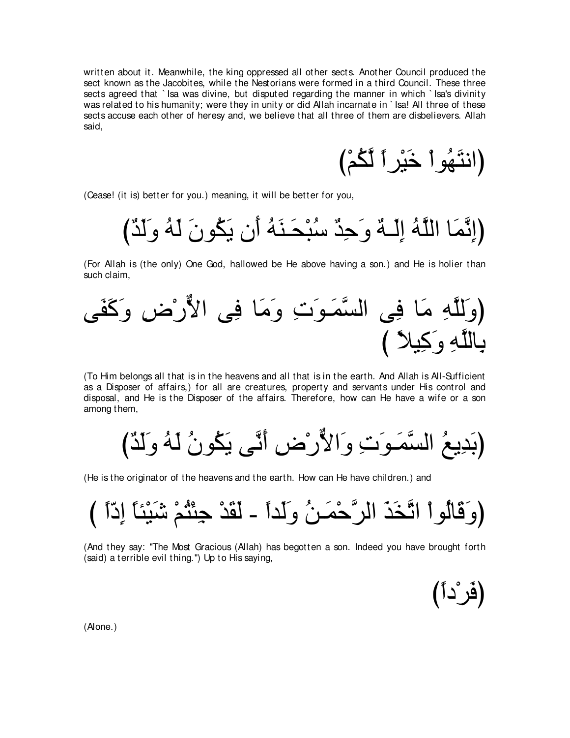written about it. Meanwhile, the king oppressed all other sects. Another Council produced the sect known as the Jacobites, while the Nestorians were formed in a third Council. These three sects agreed that `Isa was divine, but disputed regarding the manner in which `Isa's divinity was related to his humanity; were they in unity or did Allah incarnate in `Isa! All three of these sects accuse each other of heresy and, we believe that all three of them are disbelievers. Allah said,

(انتَهُواْ خَيْراً لَّكُمْ)

(Cease! (it is) better for you.) meaning, it will be better for you,

(إِنَّمَا اللَّهُ إِلَـهٌ وَحِدٌ سُبْحَـنَهُ أَن يَكُونَ لَهُ وَلَدٌ)

(For Allah is (the only) One God, hallowed be He above having a son.) and He is holier than such claim,

(وَلَّلَهِ مَا فِى السَّمَـوَتِ وَمَا فِى الاٌّرْضِ وَكَفَى بِاللَّهِ وَكِيلاً)

(To Him belongs all that is in the heavens and all that is in the earth. And Allah is All-Sufficient as a Disposer of affairs,) for all are creatures, property and servants under His control and disposal, and He is the Disposer of the affairs. Therefore, how can He have a wife or a son among them,

(بَدِيعُ السَّمَـوَتِ وَالاٌّرْضِ أَنَّى يَكُونُ لَهُ وَلَدٌ)

(He is the originator of the heavens and the earth. How can He have children.) and

(وَقَالُواْ اتَّخَذَ الرَّحْمَـنُ وَلَداً - لَّقَدْ جِئْتُمْ شَيْئاً إِدّاً)

(And they say: "The Most Gracious (Allah) has begotten a son. Indeed you have brought forth (said) a terrible evil thing.") Up to His saying,

(فَرْداً)

(Alone.)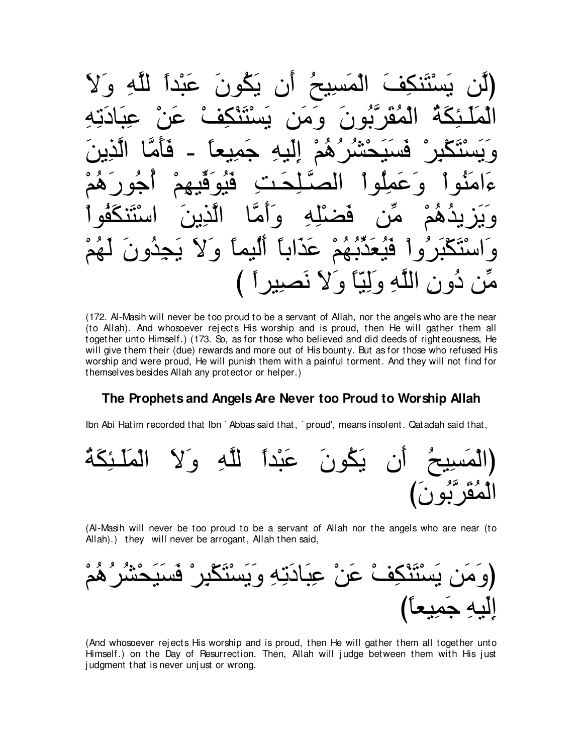(لَّن يَسْتَنكِفَ الْمَسِيحُ أَن يَكُونَ عَبْداً لِّلَّهِ وَلاَ الْمَلَـئِكَةُ الْمُقَرَّبُونَ وَمَن يَسْتَنْكِفْ عَنْ عِبَادَتِهِ وَيَسْتَكْبِرْ فَسَيَحْشُرُهُمْ إِلَيهِ جَمِيعاً - فَأَمَّا الَّذِينَ ءَامَنُواْ وَعَمِلُواْ الصَّـلِحَـتِ فَيُوَفِّيهِمْ أُجُورَهُمْ وَيَزيدُهُمْ مِّن فَضْلِهِ وَأَمَّا الَّذِينَ اسْتَنكَفُواْ وَاسْتَكْبَرُواْ فَيُعَذِّبُهُمْ عَذَاباً أَلُيماً وَلاَ يَجِدُونَ لَهُمْ مِّن دُونِ اللَّهِ وَلِيّاً وَلاَ نَصِيراً )

(172. Al-Masih will never be too proud to be a servant of Allah, nor the angels who are the near (to Allah). And whosoever rejects His worship and is proud, then He will gather them all together unto Himself.) (173. So, as for those who believed and did deeds of righteousness, He will give them their (due) rewards and more out of His bounty. But as for those who refused His worship and were proud, He will punish them with a painful torment. And they will not find for themselves besides Allah any protector or helper.)

### The Prophets and Angels Are Never too Proud to Worship Allah

Ibn Abi Hatim recorded that Ibn `Abbas said that, `proud', means insolent. Qatadah said that,

(الْمَسِيحُ أَن يَكُونَ عَبْداً لِّلَّهِ وَلاَ الْمَلَـئِكَةُ الْمُقَرَّبُونَ)

(Al-Masih will never be too proud to be a servant of Allah nor the angels who are near (to Allah).) they will never be arrogant, Allah then said,

(وَمَن يَسْتَنْكِفْ عَنْ عِبَادَتِهِ وَيَسْتَكْبِرْ فَسَيَحْشُرُهُمْ إِلَيهِ جَمِيعاً)

(And whosoever rejects His worship and is proud, then He will gather them all together unto Himself.) on the Day of Resurrection. Then, Allah will judge between them with His just judgment that is never unjust or wrong.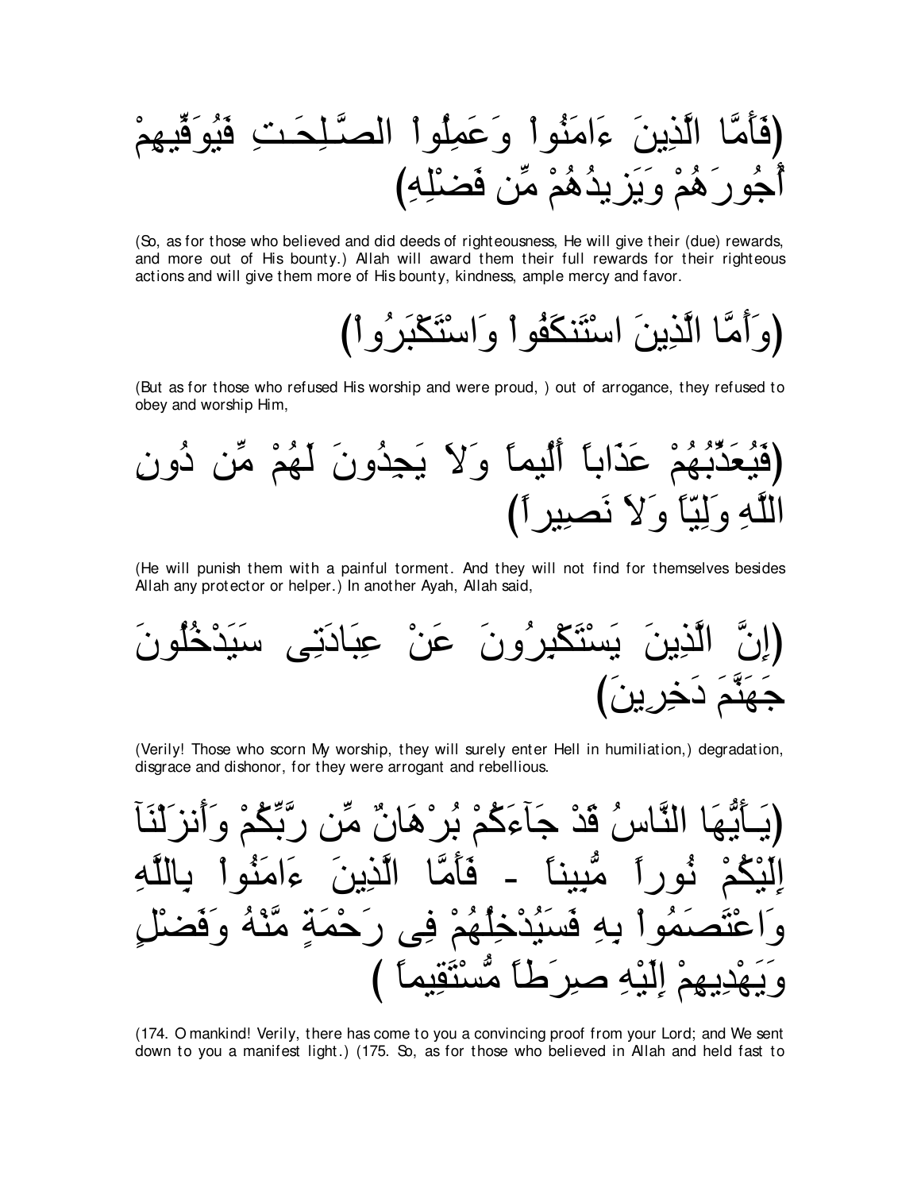(فَأَمَّا الَّذِينَ ءَامَنُواْ وَعَمِلُواْ الصَّـلِحَـتِ فَيُوَفِّيهِمْ أُجُورَهُمْ وَيَزِيدُهُمْ مِّن فَضْلِهِ)

(So, as for those who believed and did deeds of righteousness, He will give their (due) rewards, and more out of His bounty.) Allah will award them their full rewards for their righteous actions and will give them more of His bounty, kindness, ample mercy and favor.

(وَأَمَّا الَّذِينَ اسْتَنكَفُواْ وَاسْتَكْبَرُواْ)

(But as for those who refused His worship and were proud, ) out of arrogance, they refused to obey and worship Him,

(فَيُعَذِّبُهُمْ عَذَاباً أَلُيماً وَلاَ يَجِدُونَ لَهُمْ مِّن دُونِ اللَّهِ وَلِيّاً وَلاَ نَصِيراً)

(He will punish them with a painful torment. And they will not find for themselves besides Allah any protector or helper.) In another Ayah, Allah said,

(إِنَّ الَّذِينَ يَسْتَكْبِرُونَ عَنْ عِبَادَتِى سَيَدْخُلُونَ جَهَنَّمَ دَخِرِينَ)

(Verily! Those who scorn My worship, they will surely enter Hell in humiliation,) degradation, disgrace and dishonor, for they were arrogant and rebellious.

(يـأَيُّهَا النَّاسُ قَدْ جَآءَكُمْ بُرْهَانٌ مِّن رَّبِّكُمْ وَأَنزَلْنَآ إِلَيْكُمْ نُوراً مُّبِيناً - فَأَمَّا الَّذِينَ ءَامَنُواْ بِاللَّهِ وَاعْتَصَمُواْ بِهِ فَسَيُدْخِلُهُمْ فِى رَحْمَةٍ مَّنْهُ وَفَضْلٍ وَيَهْدِيهِمْ إِلَيْهِ صِرَطاً مُّسْتَقِيماً )

(174. O mankind! Verily, there has come to you a convincing proof from your Lord; and We sent down to you a manifest light.) (175. So, as for those who believed in Allah and held fast to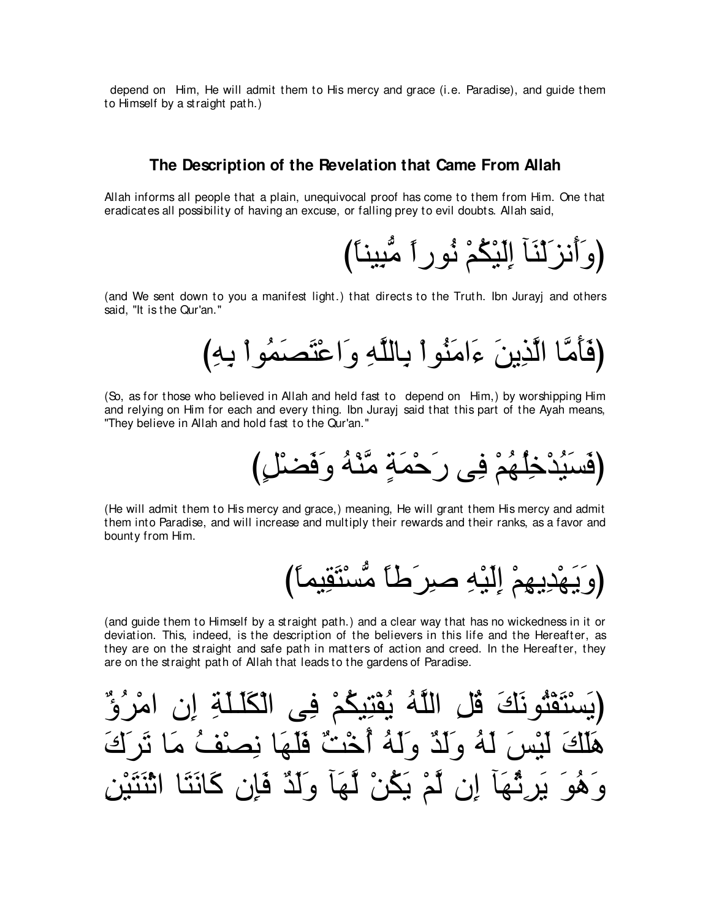depend on Him, He will admit them to His mercy and grace (i.e. Paradise), and guide them to Himself by a straight path.)

## The Description of the Revelation that Came From Allah

Allah informs all people that a plain, unequivocal proof has come to them from Him. One that eradicates all possibility of having an excuse, or falling prey to evil doubts. Allah said,

(وَأَنزَلْنَآ إِلَيْكُمْ نُوراً مُّبِيناً)

(and We sent down to you a manifest light.) that directs to the Truth. Ibn Jurayj and others said, "It is the Qur'an."

(فَأَمَّا الَّذِينَ ءَامَنُواْ بِاللَّهِ وَاعْتَصَمُواْ بِهِ)

(So, as for those who believed in Allah and held fast to depend on Him,) by worshipping Him and relying on Him for each and every thing. Ibn Jurayj said that this part of the Ayah means, "They believe in Allah and hold fast to the Qur'an."

(فَسَيُدْخِلُهُمْ فِى رَحْمَةٍ مِّنْهُ وَفَضْلٍ)

(He will admit them to His mercy and grace,) meaning, He will grant them His mercy and admit them into Paradise, and will increase and multiply their rewards and their ranks, as a favor and bounty from Him.

(وَيَهْدِيهِمْ إِلَيْهِ صِرَطاً مُّسْتَقِيماً)

(and guide them to Himself by a straight path.) and a clear way that has no wickedness in it or deviation. This, indeed, is the description of the believers in this life and the Hereafter, as they are on the straight and safe path in matters of action and creed. In the Hereafter, they are on the straight path of Allah that leads to the gardens of Paradise.

(يَسْتَفْتُونَكَ قُلِ اللَّهُ يُفْتِيكُمْ فِى الْكَلَـلَةِ إِن امْرُؤٌ هَلَكَ لَيْسَ لَهُ وَلَدٌ وَلَهُ أُخْتٌ فَلَهَا نِصْفُ مَا تَرَكَ وَهُوَ يَرِثُهَآ إِن لَّمْ يَكُنْ لَّهَآ وَلَدٌ فَإِن كَانَتَا اثْنَتَيْنِ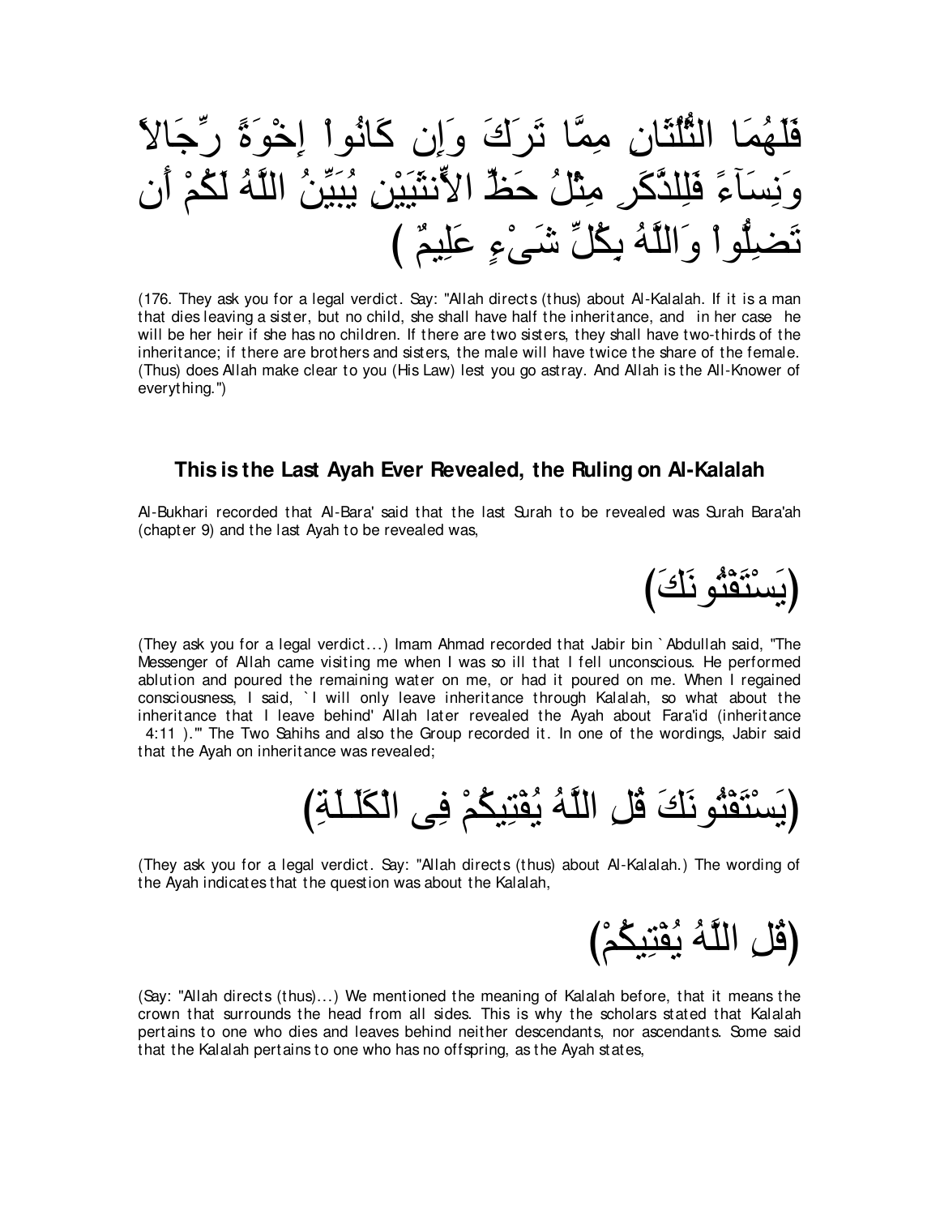فَلَهُمَا الثُّلُثَانِ مِمَّا تَرَكَ وَإِن كَانُواْ إِخْوَةً رِّجَالاً وَنِسَآءً فَلِلذَّكَرِ مِثْلُ حَظِّ الاٍّنثَيَيْنِ يُبَيِّنُ اللَّهُ لَكُمْ أَن تَضِلُّواْ وَاللَّهُ بِكُلِّ شَىْءٍ عَلِيمٌ )

(176. They ask you for a legal verdict. Say: "Allah directs (thus) about Al-Kalalah. If it is a man that dies leaving a sister, but no child, she shall have half the inheritance, and in her case he will be her heir if she has no children. If there are two sisters, they shall have two-thirds of the inheritance; if there are brothers and sisters, the male will have twice the share of the female. (Thus) does Allah make clear to you (His Law) lest you go astray. And Allah is the All-Knower of everything.")

### This is the Last Ayah Ever Revealed, the Ruling on Al-Kalalah

Al-Bukhari recorded that Al-Bara' said that the last Surah to be revealed was Surah Bara'ah (chapter 9) and the last Ayah to be revealed was,

(يَسْتَفْتُونَكَ)

(They ask you for a legal verdict...) Imam Ahmad recorded that Jabir bin `Abdullah said, "The Messenger of Allah came visiting me when I was so ill that I fell unconscious. He performed ablution and poured the remaining water on me, or had it poured on me. When I regained consciousness, I said, `I will only leave inheritance through Kalalah, so what about the inheritance that I leave behind' Allah later revealed the Ayah about Fara'id (inheritance 4:11 )."' The Two Sahihs and also the Group recorded it. In one of the wordings, Jabir said that the Ayah on inheritance was revealed;

(يَسْتَفْتُونَكَ قُلِ اللَّهُ يُفْتِيكُمْ فِى الْكَلَـلَةِ)

(They ask you for a legal verdict. Say: "Allah directs (thus) about Al-Kalalah.) The wording of the Ayah indicates that the question was about the Kalalah,

(قُلِ اللَّهُ يُفْتِيكُمْ)

(Say: "Allah directs (thus)...) We mentioned the meaning of Kalalah before, that it means the crown that surrounds the head from all sides. This is why the scholars stated that Kalalah pertains to one who dies and leaves behind neither descendants, nor ascendants. Some said that the Kalalah pertains to one who has no offspring, as the Ayah states,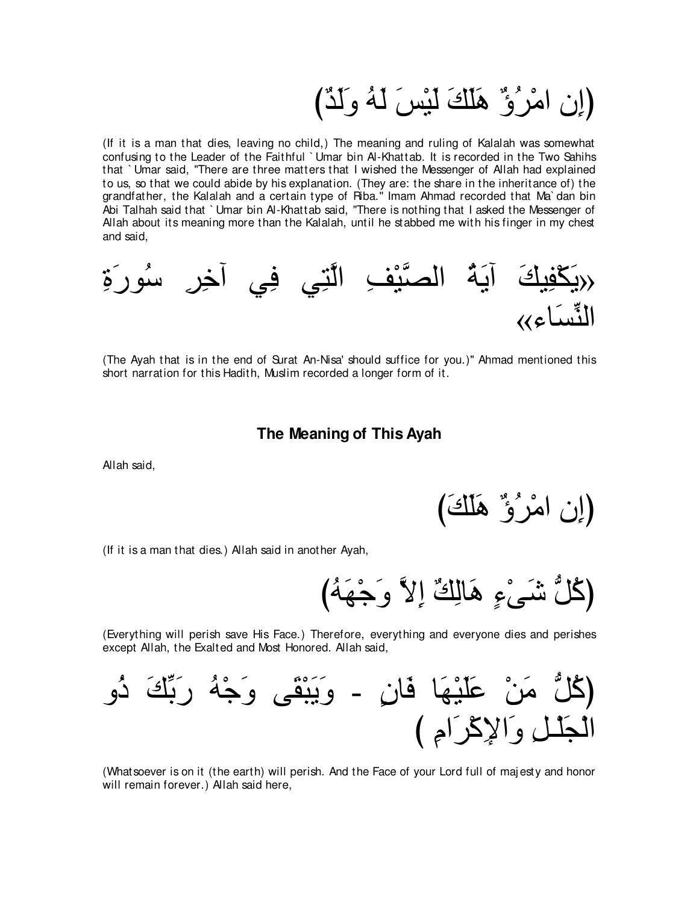(إِن امْرُؤٌ هَلَكَ لَيْسَ لَهُ وَلَدٌ)

(If it is a man that dies, leaving no child,) The meaning and ruling of Kalalah was somewhat confusing to the Leader of the Faithful `Umar bin Al-Khattab. It is recorded in the Two Sahihs that `Umar said, "There are three matters that I wished the Messenger of Allah had explained to us, so that we could abide by his explanation. (They are: the share in the inheritance of) the grandfather, the Kalalah and a certain type of Riba." Imam Ahmad recorded that Ma`dan bin Abi Talhah said that `Umar bin Al-Khattab said, "There is nothing that I asked the Messenger of Allah about its meaning more than the Kalalah, until he stabbed me with his finger in my chest and said,

«يَكْفِيكَ آيَةُ الصَّيْفِ الَّتِي فِي آخِرِ سُورَةِ النِّسَاء»

(The Ayah that is in the end of Surat An-Nisa' should suffice for you.)" Ahmad mentioned this short narration for this Hadith, Muslim recorded a longer form of it.

### The Meaning of This Ayah

Allah said,

(إِن امْرُؤٌ هَلَكَ)

(If it is a man that dies.) Allah said in another Ayah,

(كُلُّ شَىْءٍ هَالِكٌ إِلاَّ وَجْهَهُ)

(Everything will perish save His Face.) Therefore, everything and everyone dies and perishes except Allah, the Exalted and Most Honored. Allah said,

(كُلُّ مَنْ عَلَيْهَا فَانٍ - وَيَبْقَى وَجْهُ رَبِّكَ ذُو الْجَلْلِ وَالإِكْرَامِ )

(Whatsoever is on it (the earth) will perish. And the Face of your Lord full of majesty and honor will remain forever.) Allah said here,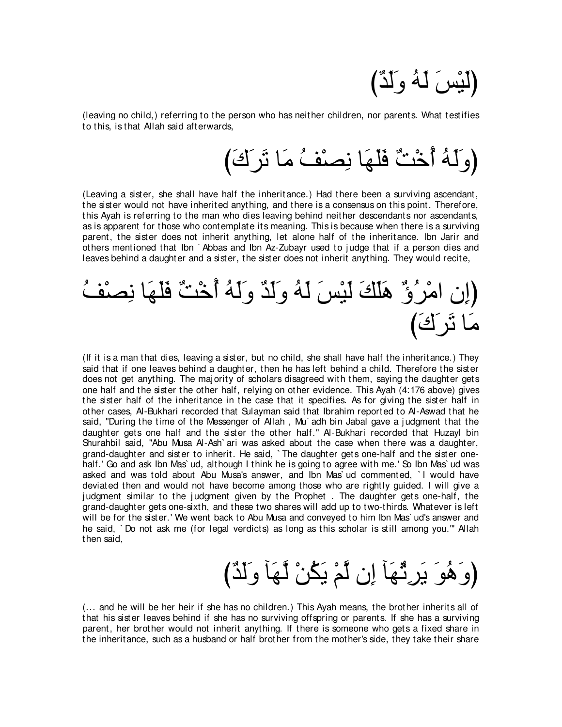(لَيْسَ لَهُ وَلَدٌ)

(leaving no child,) referring to the person who has neither children, nor parents. What testifies to this, is that Allah said afterwards,

(وَلَهُ أُخْتٌ فَلَهَا نِصْفُ مَا تَرَكَ)

(Leaving a sister, she shall have half the inheritance.) Had there been a surviving ascendant, the sister would not have inherited anything, and there is a consensus on this point. Therefore, this Ayah is referring to the man who dies leaving behind neither descendants nor ascendants, as is apparent for those who contemplate its meaning. This is because when there is a surviving parent, the sister does not inherit anything, let alone half of the inheritance. Ibn Jarir and others mentioned that Ibn `Abbas and Ibn Az-Zubayr used to judge that if a person dies and leaves behind a daughter and a sister, the sister does not inherit anything. They would recite,

(إِن امْرُؤٌ هَلَكَ لَيْسَ لَهُ وَلَدٌ وَلَهُ أُخْتٌ فَلَهَا نِصْفُ مَا تَرَكَ)

(If it is a man that dies, leaving a sister, but no child, she shall have half the inheritance.) They said that if one leaves behind a daughter, then he has left behind a child. Therefore the sister does not get anything. The majority of scholars disagreed with them, saying the daughter gets one half and the sister the other half, relying on other evidence. This Ayah (4:176 above) gives the sister half of the inheritance in the case that it specifies. As for giving the sister half in other cases, Al-Bukhari recorded that Sulayman said that Ibrahim reported to Al-Aswad that he said, "During the time of the Messenger of Allah , Mu`adh bin Jabal gave a judgment that the daughter gets one half and the sister the other half." Al-Bukhari recorded that Huzayl bin Shurahbil said, "Abu Musa Al-Ash`ari was asked about the case when there was a daughter, grand-daughter and sister to inherit. He said, `The daughter gets one-half and the sister one-half.' Go and ask Ibn Mas`ud, although I think he is going to agree with me.' So Ibn Mas`ud was asked and was told about Abu Musa's answer, and Ibn Mas`ud commented, `I would have deviated then and would not have become among those who are rightly guided. I will give a judgment similar to the judgment given by the Prophet . The daughter gets one-half, the grand-daughter gets one-sixth, and these two shares will add up to two-thirds. Whatever is left will be for the sister.' We went back to Abu Musa and conveyed to him Ibn Mas`ud's answer and he said, `Do not ask me (for legal verdicts) as long as this scholar is still among you.'" Allah then said,

(وَهُوَ يَرِثُهَآ إِن لَّمْ يَكُنْ لَّهَآ وَلَدٌ)

(... and he will be her heir if she has no children.) This Ayah means, the brother inherits all of that his sister leaves behind if she has no surviving offspring or parents. If she has a surviving parent, her brother would not inherit anything. If there is someone who gets a fixed share in the inheritance, such as a husband or half brother from the mother's side, they take their share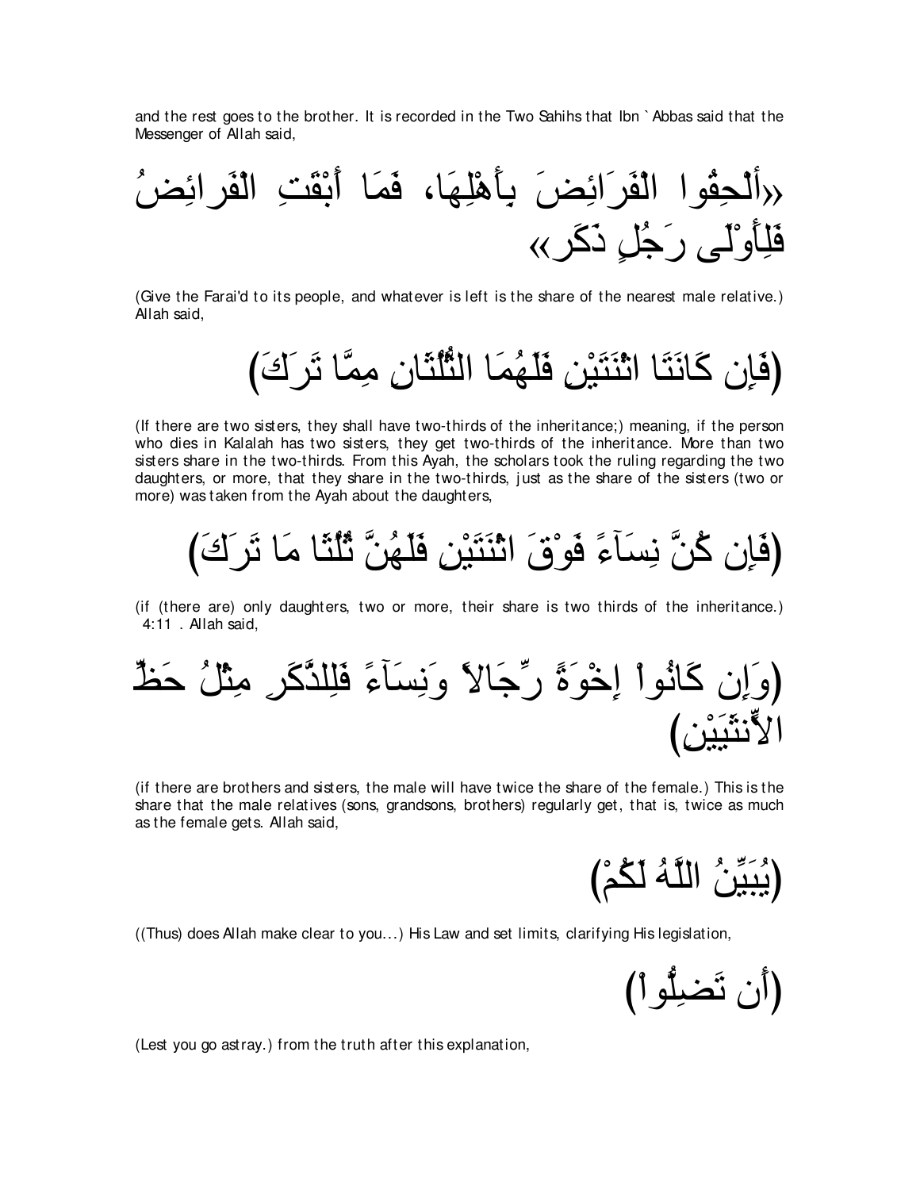and the rest goes to the brother. It is recorded in the Two Sahihs that Ibn `Abbas said that the Messenger of Allah said,

«أَلْحِقُوا الْفَرَائِضَ بِأَهْلِهَا، فَمَا أَبْقَتِ الْفَرائِضُ فَلِأَوْلَى رَجُلٍ ذَكَر»

(Give the Farai'd to its people, and whatever is left is the share of the nearest male relative.) Allah said,

(فَإِن كَانَتَا اثْنَتَيْنِ فَلَهُمَا الثُّلُثَانِ مِمَّا تَرَكَ)

(If there are two sisters, they shall have two-thirds of the inheritance;) meaning, if the person who dies in Kalalah has two sisters, they get two-thirds of the inheritance. More than two sisters share in the two-thirds. From this Ayah, the scholars took the ruling regarding the two daughters, or more, that they share in the two-thirds, just as the share of the sisters (two or more) was taken from the Ayah about the daughters,

(فَإِن كُنَّ نِسَآءً فَوْقَ اثْنَتَيْنِ فَلَهُنَّ ثُلُثَا مَا تَرَكَ)

(if (there are) only daughters, two or more, their share is two thirds of the inheritance.) 4:11 . Allah said,

(وَإِن كَانُواْ إِخْوَةً رِّجَالاً وَنِسَآءً فَلِلذَّكَرِ مِثْلُ حَظِّ الاٌّنثَيَيْنِ)

(if there are brothers and sisters, the male will have twice the share of the female.) This is the share that the male relatives (sons, grandsons, brothers) regularly get, that is, twice as much as the female gets. Allah said,

(يُبَيِّنُ اللَّهُ لَكُمْ)

((Thus) does Allah make clear to you...) His Law and set limits, clarifying His legislation,

(أَن تَضِلُّواْ)

(Lest you go astray.) from the truth after this explanation,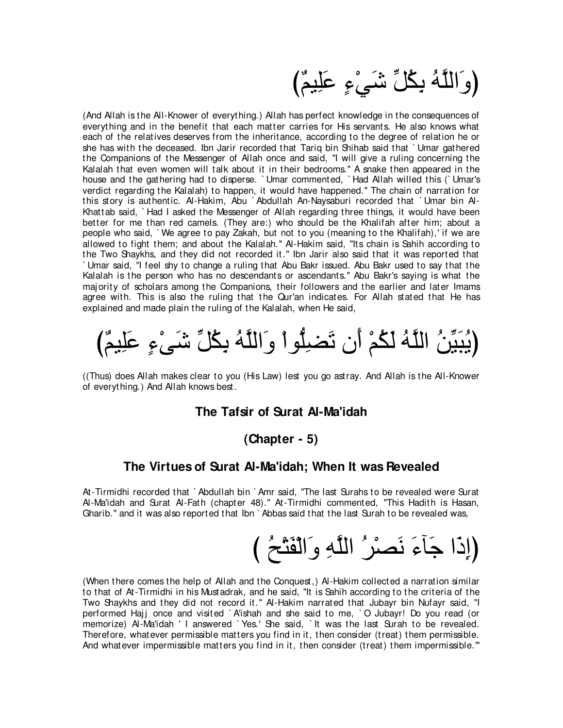(وَاللَّهُ بِكُلِّ شَيْءٍ عَلِيمٌ)

(And Allah is the All-Knower of everything.) Allah has perfect knowledge in the consequences of everything and in the benefit that each matter carries for His servants. He also knows what each of the relatives deserves from the inheritance, according to the degree of relation he or she has with the deceased. Ibn Jarir recorded that Tariq bin Shihab said that `Umar gathered the Companions of the Messenger of Allah once and said, "I will give a ruling concerning the Kalalah that even women will talk about it in their bedrooms." A snake then appeared in the house and the gathering had to disperse. `Umar commented, `Had Allah willed this (`Umar's verdict regarding the Kalalah) to happen, it would have happened." The chain of narration for this story is authentic. Al-Hakim, Abu `Abdullah An-Naysaburi recorded that `Umar bin Al-Khattab said, `Had I asked the Messenger of Allah regarding three things, it would have been better for me than red camels. (They are:) who should be the Khalifah after him; about a people who said, `We agree to pay Zakah, but not to you (meaning to the Khalifah),' if we are allowed to fight them; and about the Kalalah." Al-Hakim said, "Its chain is Sahih according to the Two Shaykhs, and they did not recorded it." Ibn Jarir also said that it was reported that `Umar said, "I feel shy to change a ruling that Abu Bakr issued. Abu Bakr used to say that the Kalalah is the person who has no descendants or ascendants." Abu Bakr's saying is what the majority of scholars among the Companions, their followers and the earlier and later Imams agree with. This is also the ruling that the Qur'an indicates. For Allah stated that He has explained and made plain the ruling of the Kalalah, when He said,

(يُبَيِّنُ اللَّهُ لَكُمْ أَن تَضِلُّواْ وَاللَّهُ بِكُلِّ شَىْءٍ عَلِيمٌ)

((Thus) does Allah makes clear to you (His Law) lest you go astray. And Allah is the All-Knower of everything.) And Allah knows best.

## The Tafsir of Surat Al-Ma'idah

## (Chapter - 5)

### The Virtues of Surat Al-Ma'idah; When It was Revealed

At-Tirmidhi recorded that `Abdullah bin `Amr said, "The last Surahs to be revealed were Surat Al-Ma'idah and Surat Al-Fath (chapter 48)." At-Tirmidhi commented, "This Hadith is Hasan, Gharib." and it was also reported that Ibn `Abbas said that the last Surah to be revealed was,

(إِذَا جَآءَ نَصْرُ اللَّهِ وَالْفَتْحُ )

(When there comes the help of Allah and the Conquest,) Al-Hakim collected a narration similar to that of At-Tirmidhi in his Mustadrak, and he said, "It is Sahih according to the criteria of the Two Shaykhs and they did not record it." Al-Hakim narrated that Jubayr bin Nufayr said, "I performed Hajj once and visited `A'ishah and she said to me, `O Jubayr! Do you read (or memorize) Al-Ma'idah ' I answered `Yes.' She said, `It was the last Surah to be revealed. Therefore, whatever permissible matters you find in it, then consider (treat) them permissible. And whatever impermissible matters you find in it, then consider (treat) them impermissible.'"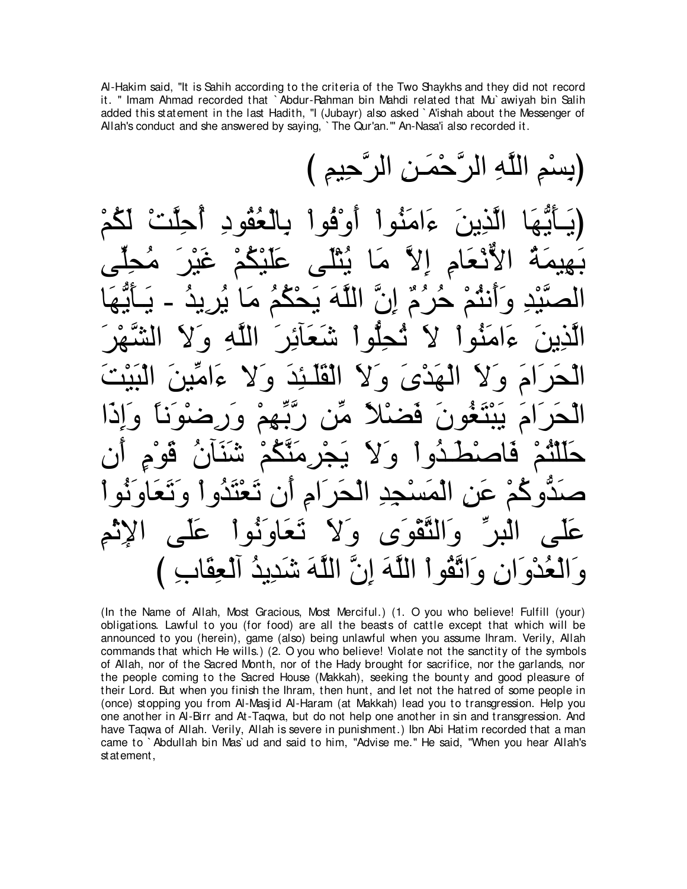Al-Hakim said, "It is Sahih according to the criteria of the Two Shaykhs and they did not record it. " Imam Ahmad recorded that `Abdur-Rahman bin Mahdi related that Mu`awiyah bin Salih added this statement in the last Hadith, "I (Jubayr) also asked `A'ishah about the Messenger of Allah's conduct and she answered by saying, `The Qur'an.'" An-Nasa'i also recorded it.

(بِسْمِ اللَّهِ الرَّحْمَـنِ الرَّحِيمِ )

(يَـأَيُّهَا الَّذِينَ ءَامَنُواْ أَوْفُواْ بِالْعُقُودِ أُحِلَّتْ لَكُمْ بَهِيمَةُ الاٌّنْعَامِ إِلاَّ مَا يُتْلَى عَلَيْكُمْ غَيْرَ مُحِلِّى الصَّيْدِ وَأَنتُمْ حُرُمٌ إِنَّ اللَّهَ يَحْكُمُ مَا يُرِيدُ - يَـأَيُّهَا الَّذِينَ ءَامَنُواْ لاَ تُحِلُّواْ شَعَآئِرَ اللَّهِ وَلاَ الشَّهْرَ الْحَرَامَ وَلاَ الْهَدْىَ وَلاَ الْقَلَـئِدَ وَلا ءَامِّينَ الْبَيْتَ الْحَرَامَ يَبْتَغُونَ فَضْلاً مِّن رَّبِّهِمْ وَرِضْوَناً وَإِذَا حَلَلْتُمْ فَاصْطَـدُواْ وَلاَ يَجْرِمَنَّكُمْ شَنَآنُ قَوْمٍ أَن صَدُّوكُمْ عَنِ الْمَسْجِدِ الْحَرَامِ أَن تَعْتَدُواْ وَتَعَاوَنُواْ عَلَى الْبرِّ وَالتَّقْوَى وَلاَ تَعَاوَنُواْ عَلَى الإِثْمِ وَالْعُدْوَنِ وَاتَّقُواْ اللَّهَ إِنَّ اللَّهَ شَدِيدُ الْعِقَابِ )

(In the Name of Allah, Most Gracious, Most Merciful.) (1. O you who believe! Fulfill (your) obligations. Lawful to you (for food) are all the beasts of cattle except that which will be announced to you (herein), game (also) being unlawful when you assume Ihram. Verily, Allah commands that which He wills.) (2. O you who believe! Violate not the sanctity of the symbols of Allah, nor of the Sacred Month, nor of the Hady brought for sacrifice, nor the garlands, nor the people coming to the Sacred House (Makkah), seeking the bounty and good pleasure of their Lord. But when you finish the Ihram, then hunt, and let not the hatred of some people in (once) stopping you from Al-Masjid Al-Haram (at Makkah) lead you to transgression. Help you one another in Al-Birr and At-Taqwa, but do not help one another in sin and transgression. And have Taqwa of Allah. Verily, Allah is severe in punishment.) Ibn Abi Hatim recorded that a man came to `Abdullah bin Mas`ud and said to him, "Advise me." He said, "When you hear Allah's statement,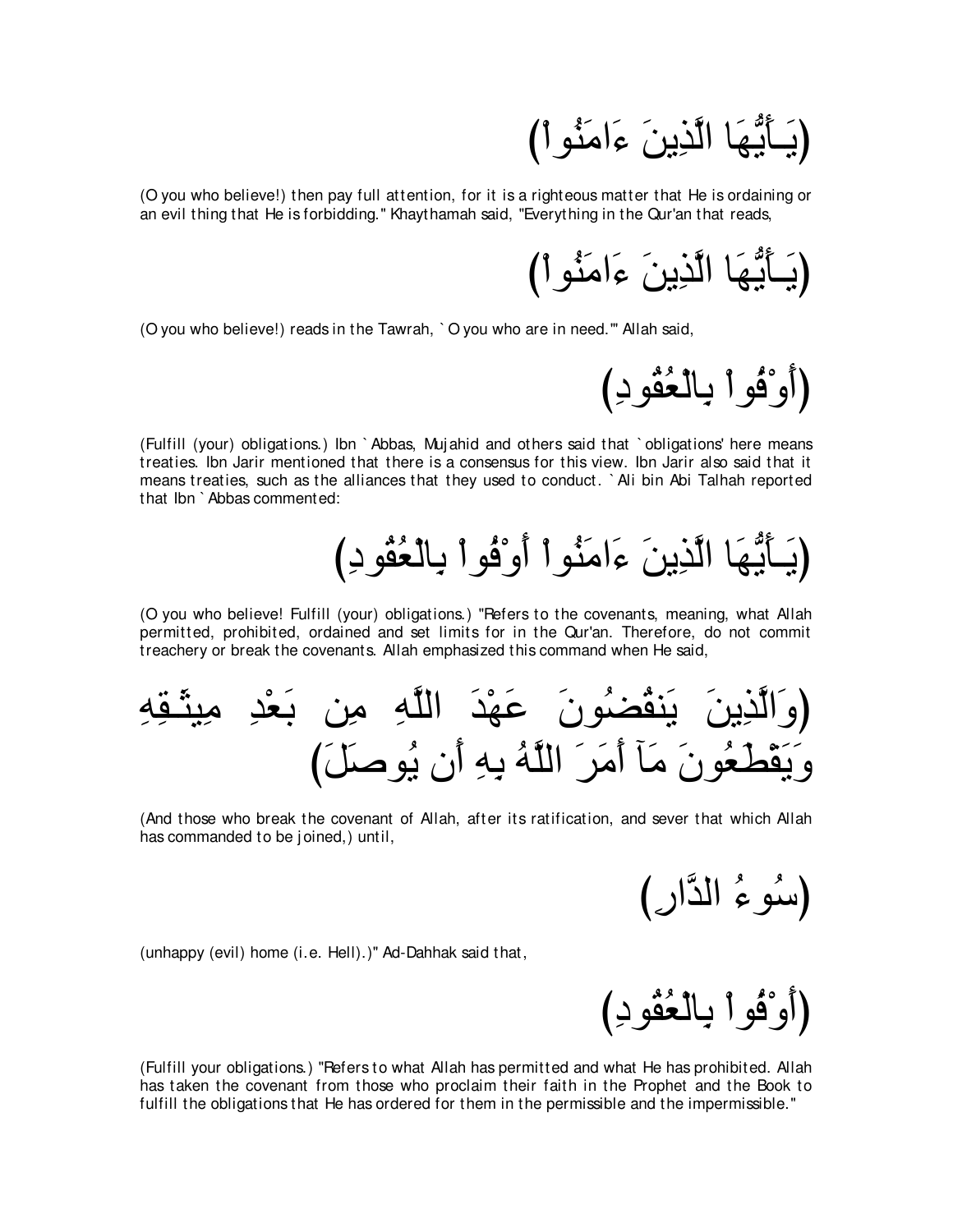(يَـأَيُّهَا الَّذِينَ ءَامَنُواْ)

(O you who believe!) then pay full attention, for it is a righteous matter that He is ordaining or an evil thing that He is forbidding." Khaythamah said, "Everything in the Qur'an that reads,

(يَـأَيُّهَا الَّذِينَ ءَامَنُواْ)

(O you who believe!) reads in the Tawrah, `O you who are in need.'" Allah said,

(أَوْفُواْ بِالْعُقُودِ)

(Fulfill (your) obligations.) Ibn `Abbas, Mujahid and others said that `obligations' here means treaties. Ibn Jarir mentioned that there is a consensus for this view. Ibn Jarir also said that it means treaties, such as the alliances that they used to conduct. `Ali bin Abi Talhah reported that Ibn `Abbas commented:

(يَـأَيُّهَا الَّذِينَ ءَامَنُواْ أَوْفُواْ بِالْعُقُودِ)

(O you who believe! Fulfill (your) obligations.) "Refers to the covenants, meaning, what Allah permitted, prohibited, ordained and set limits for in the Qur'an. Therefore, do not commit treachery or break the covenants. Allah emphasized this command when He said,

(وَالَّذِينَ يَنقُضُونَ عَهْدَ اللَّهِ مِن بَعْدِ مِيثَـقِهِ وَيَقْطَعُونَ مَآ أَمَرَ اللَّهُ بِهِ أَن يُوصَلَ)

(And those who break the covenant of Allah, after its ratification, and sever that which Allah has commanded to be joined,) until,

(سُوءُ الدَّارِ)

(unhappy (evil) home (i.e. Hell).)" Ad-Dahhak said that,

(أَوْفُواْ بِالْعُقُودِ)

(Fulfill your obligations.) "Refers to what Allah has permitted and what He has prohibited. Allah has taken the covenant from those who proclaim their faith in the Prophet and the Book to fulfill the obligations that He has ordered for them in the permissible and the impermissible."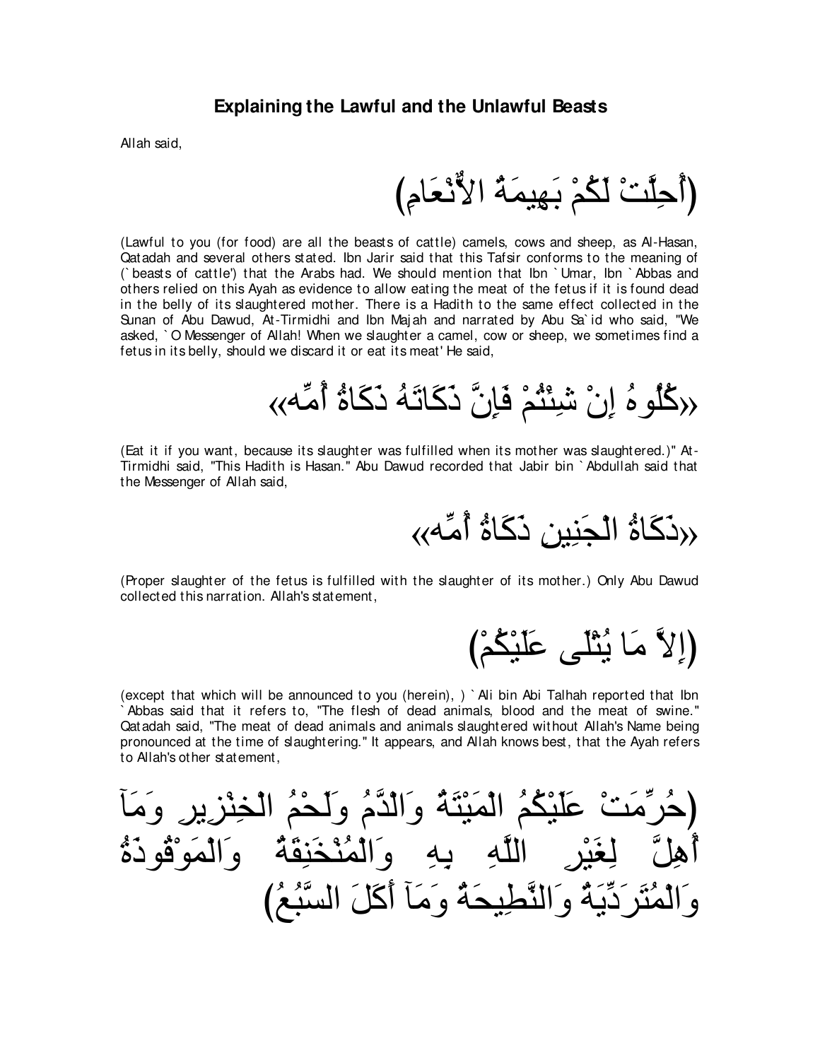## Explaining the Lawful and the Unlawful Beasts

Allah said,

(أُحِلَّتْ لَكُمْ بَهِيمَةُ الأَنْعَامِ)

(Lawful to you (for food) are all the beasts of cattle) camels, cows and sheep, as Al-Hasan, Qatadah and several others stated. Ibn Jarir said that this Tafsir conforms to the meaning of (`beasts of cattle') that the Arabs had. We should mention that Ibn `Umar, Ibn `Abbas and others relied on this Ayah as evidence to allow eating the meat of the fetus if it is found dead in the belly of its slaughtered mother. There is a Hadith to the same effect collected in the Sunan of Abu Dawud, At-Tirmidhi and Ibn Majah and narrated by Abu Sa`id who said, "We asked, `O Messenger of Allah! When we slaughter a camel, cow or sheep, we sometimes find a fetus in its belly, should we discard it or eat its meat' He said,

«كُلُوهُ إِنْ شِئْتُمْ فَإِنَّ ذَكَاتَهُ ذَكَاةُ أُمِّه»

(Eat it if you want, because its slaughter was fulfilled when its mother was slaughtered.)" At-Tirmidhi said, "This Hadith is Hasan." Abu Dawud recorded that Jabir bin `Abdullah said that the Messenger of Allah said,

«ذَكَاةُ الْجَنِينِ ذَكَاةُ أُمِّه»

(Proper slaughter of the fetus is fulfilled with the slaughter of its mother.) Only Abu Dawud collected this narration. Allah's statement,

(إِلاَّ مَا يُتْلَى عَلَيْكُمْ)

(except that which will be announced to you (herein), ) `Ali bin Abi Talhah reported that Ibn `Abbas said that it refers to, "The flesh of dead animals, blood and the meat of swine." Qatadah said, "The meat of dead animals and animals slaughtered without Allah's Name being pronounced at the time of slaughtering." It appears, and Allah knows best, that the Ayah refers to Allah's other statement,

(حُرِّمَتْ عَلَيْكُمُ الْمَيْتَةُ وَالْدَّمُ وَلَحْمُ الْخِنْزِيرِ وَمَآ أُهِلَّ لِغَيْرِ اللَّهِ بِهِ وَالْمُنْخَنِقَةُ وَالْمَوْقُوذَةُ وَالْمُتَرَدِّيَةُ وَالنَّطِيحَةُ وَمَآ أَكَلَ السَّبُعُ)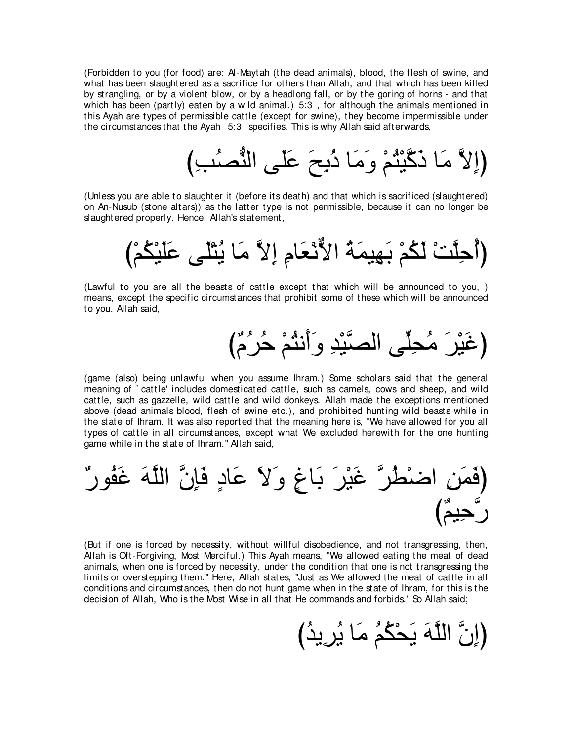(Forbidden to you (for food) are: Al-Maytah (the dead animals), blood, the flesh of swine, and what has been slaughtered as a sacrifice for others than Allah, and that which has been killed by strangling, or by a violent blow, or by a headlong fall, or by the goring of horns - and that which has been (partly) eaten by a wild animal.) 5:3 , for although the animals mentioned in this Ayah are types of permissible cattle (except for swine), they become impermissible under the circumstances that the Ayah 5:3 specifies. This is why Allah said afterwards,

(إِلاَّ مَا ذَكَّيْتُمْ وَمَا ذُبِحَ عَلَى النُّصُبِ)

(Unless you are able to slaughter it (before its death) and that which is sacrificed (slaughtered) on An-Nusub (stone altars)) as the latter type is not permissible, because it can no longer be slaughtered properly. Hence, Allah's statement,

(أُحِلَّتْ لَكُمْ بَهِيمَةُ الأَنْعَامِ إِلاَّ مَا يُتْلَى عَلَيْكُمْ)

(Lawful to you are all the beasts of cattle except that which will be announced to you, ) means, except the specific circumstances that prohibit some of these which will be announced to you. Allah said,

(غَيْرَ مُحِلِّى الصَّيْدِ وَأَنتُمْ حُرُمٌ)

(game (also) being unlawful when you assume Ihram.) Some scholars said that the general meaning of `cattle' includes domesticated cattle, such as camels, cows and sheep, and wild cattle, such as gazzelle, wild cattle and wild donkeys. Allah made the exceptions mentioned above (dead animals blood, flesh of swine etc.), and prohibited hunting wild beasts while in the state of Ihram. It was also reported that the meaning here is, "We have allowed for you all types of cattle in all circumstances, except what We excluded herewith for the one hunting game while in the state of Ihram." Allah said,

(فَمَنِ اضْطُرَّ غَيْرَ بَاغٍ وَلاَ عَادٍ فَإِنَّ اللَّهَ غَفُورٌ رَّحِيمٌ)

(But if one is forced by necessity, without willful disobedience, and not transgressing, then, Allah is Oft-Forgiving, Most Merciful.) This Ayah means, "We allowed eating the meat of dead animals, when one is forced by necessity, under the condition that one is not transgressing the limits or overstepping them." Here, Allah states, "Just as We allowed the meat of cattle in all conditions and circumstances, then do not hunt game when in the state of Ihram, for this is the decision of Allah, Who is the Most Wise in all that He commands and forbids." So Allah said;

(إِنَّ اللَّهَ يَحْكُمُ مَا يُرِيدُ)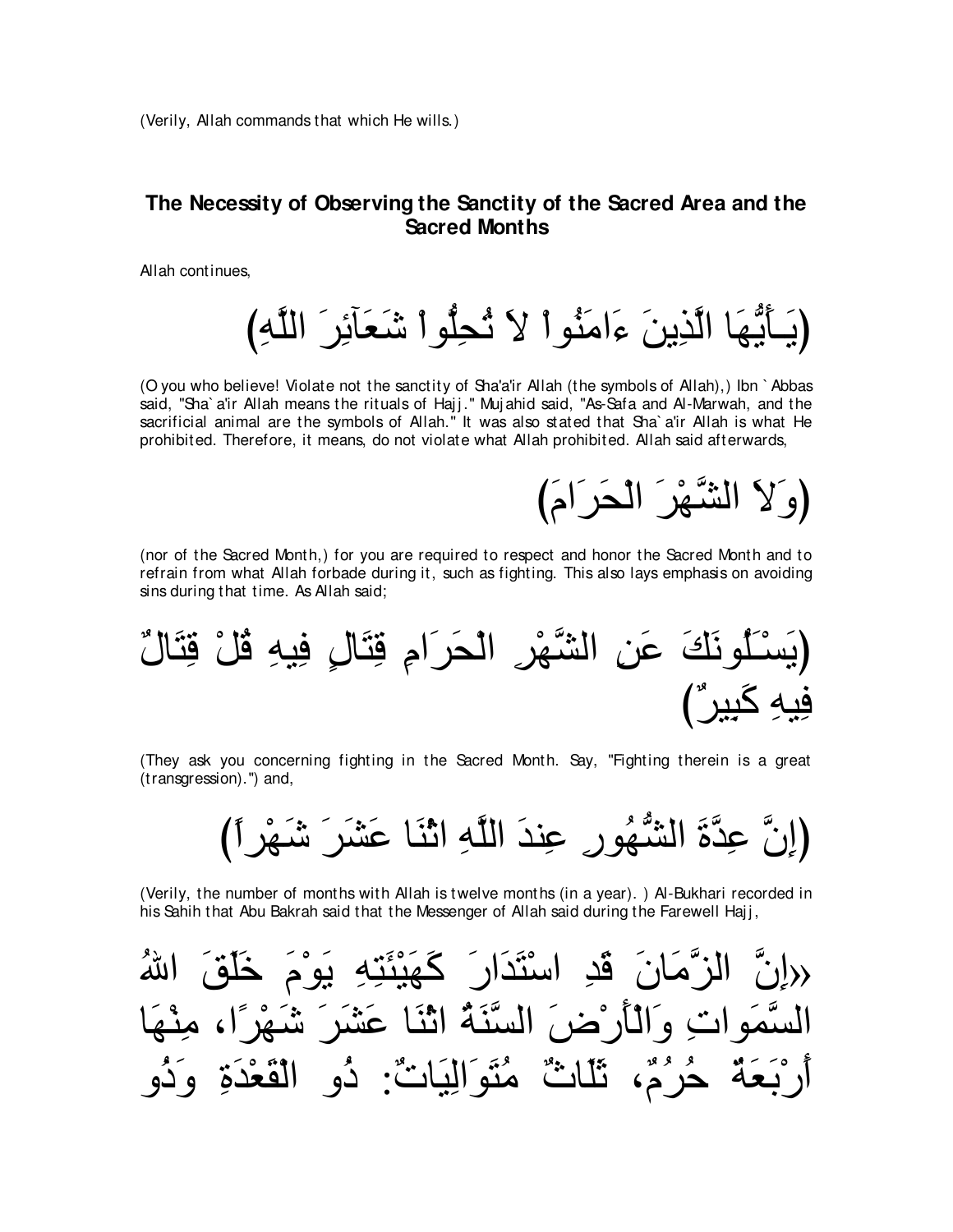(Verily, Allah commands that which He wills.)

## The Necessity of Observing the Sanctity of the Sacred Area and the Sacred Months

Allah continues,

(يَـأَيُّهَا الَّذِينَ ءَامَنُواْ لاَ تُحِلُّواْ شَعَآئِرَ اللَّهِ)

(O you who believe! Violate not the sanctity of Sha'a'ir Allah (the symbols of Allah),) Ibn `Abbas said, "Sha`a'ir Allah means the rituals of Hajj." Mujahid said, "As-Safa and Al-Marwah, and the sacrificial animal are the symbols of Allah." It was also stated that Sha`a'ir Allah is what He prohibited. Therefore, it means, do not violate what Allah prohibited. Allah said afterwards,

(وَلاَ الشَّهْرَ الْحَرَامَ)

(nor of the Sacred Month,) for you are required to respect and honor the Sacred Month and to refrain from what Allah forbade during it, such as fighting. This also lays emphasis on avoiding sins during that time. As Allah said;

(يَسْـَلُونَكَ عَنِ الشَّهْرِ الْحَرَامِ قِتَالٍ فِيهِ قُلْ قِتَالٌ فِيهِ كَبِيرٌ)

(They ask you concerning fighting in the Sacred Month. Say, "Fighting therein is a great (transgression).") and,

(إِنَّ عِدَّةَ الشُّهُورِ عِندَ اللَّهِ اثْنَا عَشَرَ شَهْراً)

(Verily, the number of months with Allah is twelve months (in a year).) Al-Bukhari recorded in his Sahih that Abu Bakrah said that the Messenger of Allah said during the Farewell Hajj,

«إِنَّ الزَّمَانَ قَدِ اسْتَدَارَ كَهَيْئَتِهِ يَوْمَ خَلَقَ اللهُ السَّموَاتِ وَالْأَرْضَ السَّنَةُ اثْنَا عَشَرَ شَهْرًا، مِنْهَا أَرْبَعَةٌ حُرُمٌ، ثَلَاثٌ مُتَوَالِيَاتٌ: ذُو الْقَعْدَةِ وَذُو